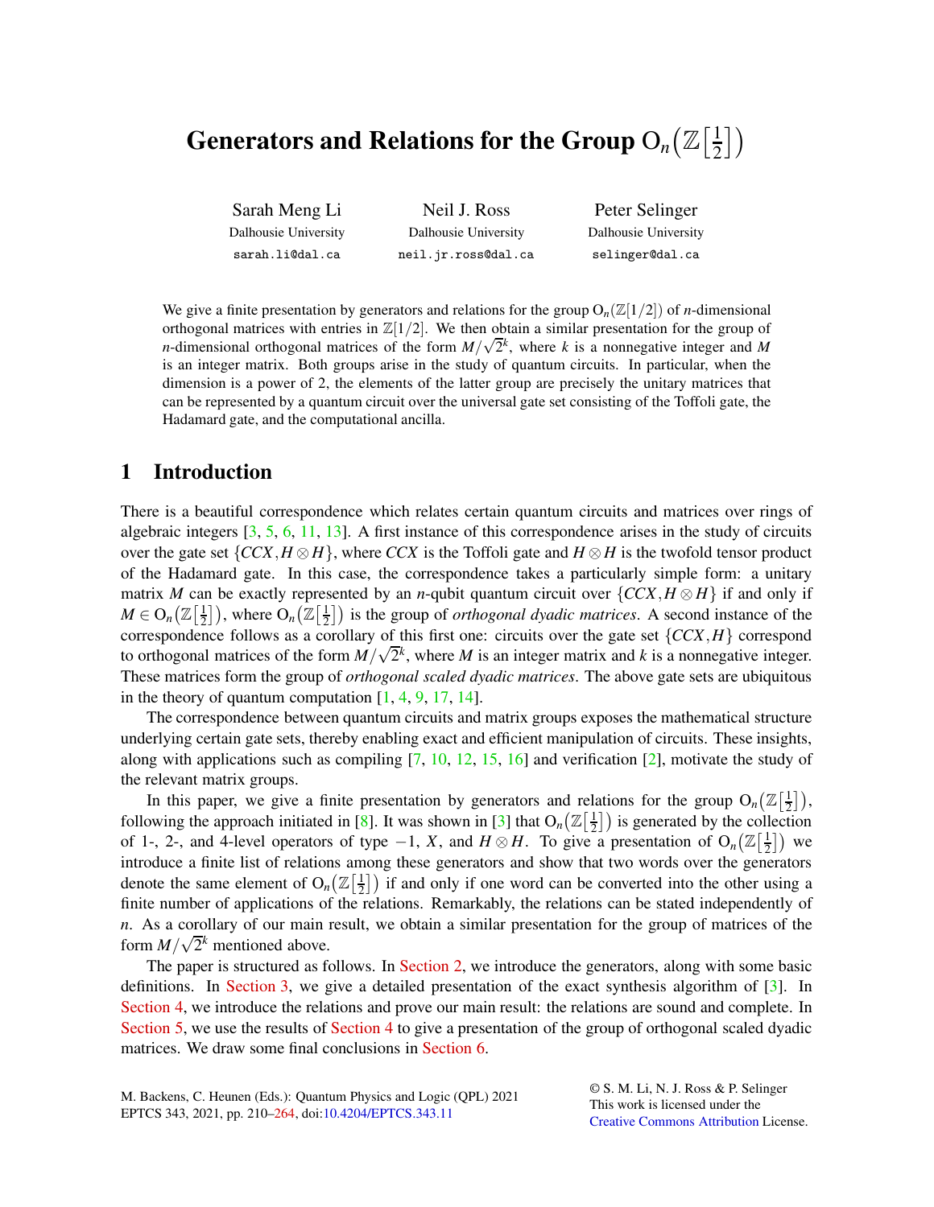# Generators and Relations for the Group $\mathrm{O}_n\big(\mathbb{Z}\big[\frac{1}{2}\big]\big)$

Sarah Meng Li
Dalhousie University
sarah.li@dal.ca

Neil J. Ross
Dalhousie University
neil.jr.ross@dal.ca

Peter Selinger
Dalhousie University
selinger@dal.ca

We give a finite presentation by generators and relations for the group $\mathrm{O}_n(\mathbb{Z}[1/2])$ of $n$-dimensional orthogonal matrices with entries in $\mathbb{Z}[1/2]$. We then obtain a similar presentation for the group of $n$-dimensional orthogonal matrices of the form $M/\sqrt{2}^k$, where $k$ is a nonnegative integer and $M$ is an integer matrix. Both groups arise in the study of quantum circuits. In particular, when the dimension is a power of 2, the elements of the latter group are precisely the unitary matrices that can be represented by a quantum circuit over the universal gate set consisting of the Toffoli gate, the Hadamard gate, and the computational ancilla.

## 1 Introduction

There is a beautiful correspondence which relates certain quantum circuits and matrices over rings of algebraic integers [3, 5, 6, 11, 13]. A first instance of this correspondence arises in the study of circuits over the gate set $\{CCX, H\otimes H\}$, where $CCX$ is the Toffoli gate and $H\otimes H$ is the twofold tensor product of the Hadamard gate. In this case, the correspondence takes a particularly simple form: a unitary matrix $M$ can be exactly represented by an $n$-qubit quantum circuit over $\{CCX, H\otimes H\}$ if and only if $M \in \mathrm{O}_n\big(\mathbb{Z}\big[\frac{1}{2}\big]\big)$, where $\mathrm{O}_n\big(\mathbb{Z}\big[\frac{1}{2}\big]\big)$ is the group of *orthogonal dyadic matrices*. A second instance of the correspondence follows as a corollary of this first one: circuits over the gate set $\{CCX, H\}$ correspond to orthogonal matrices of the form $M/\sqrt{2}^k$, where $M$ is an integer matrix and $k$ is a nonnegative integer. These matrices form the group of *orthogonal scaled dyadic matrices*. The above gate sets are ubiquitous in the theory of quantum computation [1, 4, 9, 17, 14].

The correspondence between quantum circuits and matrix groups exposes the mathematical structure underlying certain gate sets, thereby enabling exact and efficient manipulation of circuits. These insights, along with applications such as compiling [7, 10, 12, 15, 16] and verification [2], motivate the study of the relevant matrix groups.

In this paper, we give a finite presentation by generators and relations for the group $\mathrm{O}_n\big(\mathbb{Z}\big[\frac{1}{2}\big]\big)$, following the approach initiated in [8]. It was shown in [3] that $\mathrm{O}_n\big(\mathbb{Z}\big[\frac{1}{2}\big]\big)$ is generated by the collection of 1-, 2-, and 4-level operators of type $-1$, $X$, and $H\otimes H$. To give a presentation of $\mathrm{O}_n\big(\mathbb{Z}\big[\frac{1}{2}\big]\big)$ we introduce a finite list of relations among these generators and show that two words over the generators denote the same element of $\mathrm{O}_n\big(\mathbb{Z}\big[\frac{1}{2}\big]\big)$ if and only if one word can be converted into the other using a finite number of applications of the relations. Remarkably, the relations can be stated independently of $n$. As a corollary of our main result, we obtain a similar presentation for the group of matrices of the form $M/\sqrt{2}^k$ mentioned above.

The paper is structured as follows. In Section 2, we introduce the generators, along with some basic definitions. In Section 3, we give a detailed presentation of the exact synthesis algorithm of [3]. In Section 4, we introduce the relations and prove our main result: the relations are sound and complete. In Section 5, we use the results of Section 4 to give a presentation of the group of orthogonal scaled dyadic matrices. We draw some final conclusions in Section 6.

M. Backens, C. Heunen (Eds.): Quantum Physics and Logic (QPL) 2021
EPTCS 343, 2021, pp. 210–264, doi:10.4204/EPTCS.343.11

© S. M. Li, N. J. Ross & P. Selinger
This work is licensed under the Creative Commons Attribution License.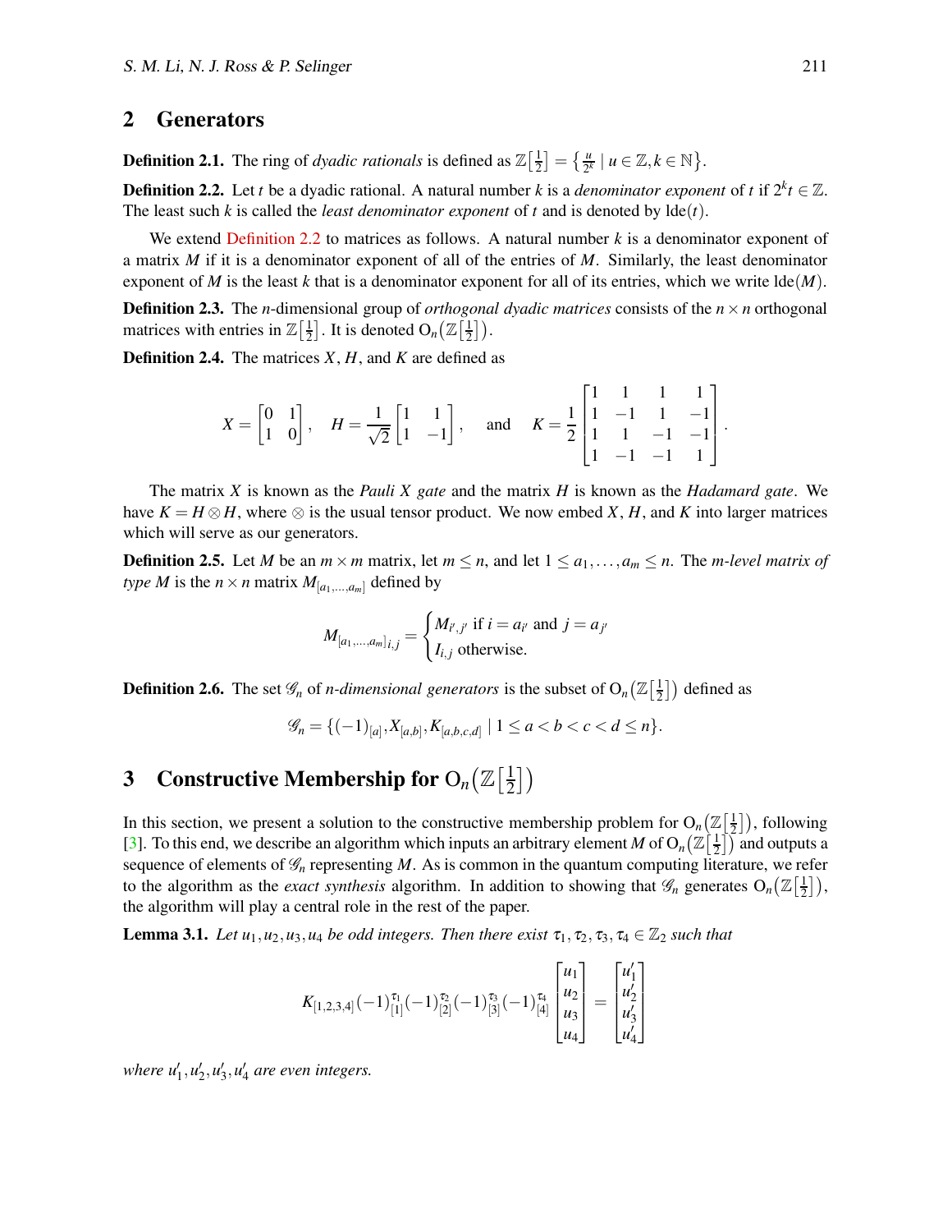## 2 Generators

**Definition 2.1.** The ring of *dyadic rationals* is defined as $\mathbb{Z}\left[\frac{1}{2}\right] = \left\{ \frac{u}{2^k} \mid u \in \mathbb{Z}, k \in \mathbb{N} \right\}$.

**Definition 2.2.** Let $t$ be a dyadic rational. A natural number $k$ is a *denominator exponent* of $t$ if $2^k t \in \mathbb{Z}$. The least such $k$ is called the *least denominator exponent* of $t$ and is denoted by $\operatorname{lde}(t)$.

We extend Definition 2.2 to matrices as follows. A natural number $k$ is a denominator exponent of a matrix $M$ if it is a denominator exponent of all of the entries of $M$. Similarly, the least denominator exponent of $M$ is the least $k$ that is a denominator exponent for all of its entries, which we write $\operatorname{lde}(M)$.

**Definition 2.3.** The $n$-dimensional group of *orthogonal dyadic matrices* consists of the $n \times n$ orthogonal matrices with entries in $\mathbb{Z}\left[\frac{1}{2}\right]$. It is denoted $\mathrm{O}_n\left(\mathbb{Z}\left[\frac{1}{2}\right]\right)$.

**Definition 2.4.** The matrices $X$, $H$, and $K$ are defined as

$$X = \begin{bmatrix} 0 & 1 \\ 1 & 0 \end{bmatrix}, \quad H = \frac{1}{\sqrt{2}} \begin{bmatrix} 1 & 1 \\ 1 & -1 \end{bmatrix}, \quad \text{and} \quad K = \frac{1}{2} \begin{bmatrix} 1 & 1 & 1 & 1 \\ 1 & -1 & 1 & -1 \\ 1 & 1 & -1 & -1 \\ 1 & -1 & -1 & 1 \end{bmatrix}.$$

The matrix $X$ is known as the *Pauli X gate* and the matrix $H$ is known as the *Hadamard gate*. We have $K = H \otimes H$, where $\otimes$ is the usual tensor product. We now embed $X$, $H$, and $K$ into larger matrices which will serve as our generators.

**Definition 2.5.** Let $M$ be an $m \times m$ matrix, let $m \leq n$, and let $1 \leq a_1, \ldots, a_m \leq n$. The *$m$-level matrix of type $M$* is the $n \times n$ matrix $M_{[a_1,\ldots,a_m]}$ defined by

$$M_{[a_1,\ldots,a_m]_{i,j}} = \begin{cases} M_{i',j'} \text{ if } i = a_{i'} \text{ and } j = a_{j'} \\ I_{i,j} \text{ otherwise.} \end{cases}$$

**Definition 2.6.** The set $\mathscr{G}_n$ of *$n$-dimensional generators* is the subset of $\mathrm{O}_n\left(\mathbb{Z}\left[\frac{1}{2}\right]\right)$ defined as

$$\mathscr{G}_n = \{(-1)_{[a]}, X_{[a,b]}, K_{[a,b,c,d]} \mid 1 \leq a < b < c < d \leq n\}.$$

## 3 Constructive Membership for $\mathrm{O}_n\left(\mathbb{Z}\left[\frac{1}{2}\right]\right)$

In this section, we present a solution to the constructive membership problem for $\mathrm{O}_n\left(\mathbb{Z}\left[\frac{1}{2}\right]\right)$, following [3]. To this end, we describe an algorithm which inputs an arbitrary element $M$ of $\mathrm{O}_n\left(\mathbb{Z}\left[\frac{1}{2}\right]\right)$ and outputs a sequence of elements of $\mathscr{G}_n$ representing $M$. As is common in the quantum computing literature, we refer to the algorithm as the *exact synthesis* algorithm. In addition to showing that $\mathscr{G}_n$ generates $\mathrm{O}_n\left(\mathbb{Z}\left[\frac{1}{2}\right]\right)$, the algorithm will play a central role in the rest of the paper.

**Lemma 3.1.** *Let $u_1, u_2, u_3, u_4$ be odd integers. Then there exist $\tau_1, \tau_2, \tau_3, \tau_4 \in \mathbb{Z}_2$ such that*

$$K_{[1,2,3,4]}(-1)_{[1]}^{\tau_1}(-1)_{[2]}^{\tau_2}(-1)_{[3]}^{\tau_3}(-1)_{[4]}^{\tau_4} \begin{bmatrix} u_1 \\ u_2 \\ u_3 \\ u_4 \end{bmatrix} = \begin{bmatrix} u_1' \\ u_2' \\ u_3' \\ u_4' \end{bmatrix}$$

*where $u_1', u_2', u_3', u_4'$ are even integers.*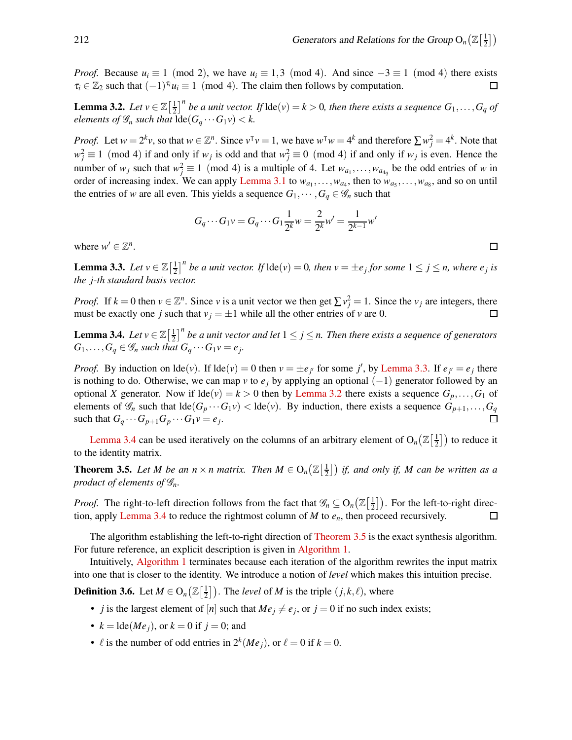*Proof.* Because $u_i \equiv 1 \pmod 2$, we have $u_i \equiv 1,3 \pmod 4$. And since $-3 \equiv 1 \pmod 4$ there exists $\tau_i \in \mathbb{Z}_2$ such that $(-1)^{\tau_i} u_i \equiv 1 \pmod 4$. The claim then follows by computation. □

**Lemma 3.2.** *Let $v \in \mathbb{Z}\left[\frac{1}{2}\right]^n$ be a unit vector. If $\operatorname{lde}(v) = k > 0$, then there exists a sequence $G_1, \ldots, G_q$ of elements of $\mathscr{G}_n$ such that $\operatorname{lde}(G_q \cdots G_1 v) < k$.*

*Proof.* Let $w = 2^k v$, so that $w \in \mathbb{Z}^n$. Since $v^\intercal v = 1$, we have $w^\intercal w = 4^k$ and therefore $\sum w_j^2 = 4^k$. Note that $w_j^2 \equiv 1 \pmod 4$ if and only if $w_j$ is odd and that $w_j^2 \equiv 0 \pmod 4$ if and only if $w_j$ is even. Hence the number of $w_j$ such that $w_j^2 \equiv 1 \pmod 4$ is a multiple of 4. Let $w_{a_1}, \ldots, w_{a_{4q}}$ be the odd entries of $w$ in order of increasing index. We can apply Lemma 3.1 to $w_{a_1}, \ldots, w_{a_4}$, then to $w_{a_5}, \ldots, w_{a_8}$, and so on until the entries of $w$ are all even. This yields a sequence $G_1, \cdots, G_q \in \mathscr{G}_n$ such that

$$G_q \cdots G_1 v = G_q \cdots G_1 \frac{1}{2^k} w = \frac{2}{2^k} w' = \frac{1}{2^{k-1}} w'$$

where $w' \in \mathbb{Z}^n$. □

**Lemma 3.3.** *Let $v \in \mathbb{Z}\left[\frac{1}{2}\right]^n$ be a unit vector. If $\operatorname{lde}(v) = 0$, then $v = \pm e_j$ for some $1 \le j \le n$, where $e_j$ is the $j$-th standard basis vector.*

*Proof.* If $k = 0$ then $v \in \mathbb{Z}^n$. Since $v$ is a unit vector we then get $\sum v_j^2 = 1$. Since the $v_j$ are integers, there must be exactly one $j$ such that $v_j = \pm 1$ while all the other entries of $v$ are 0. □

**Lemma 3.4.** *Let $v \in \mathbb{Z}\left[\frac{1}{2}\right]^n$ be a unit vector and let $1 \le j \le n$. Then there exists a sequence of generators $G_1, \ldots, G_q \in \mathscr{G}_n$ such that $G_q \cdots G_1 v = e_j$.*

*Proof.* By induction on $\operatorname{lde}(v)$. If $\operatorname{lde}(v) = 0$ then $v = \pm e_{j'}$ for some $j'$, by Lemma 3.3. If $e_{j'} = e_j$ there is nothing to do. Otherwise, we can map $v$ to $e_j$ by applying an optional $(-1)$ generator followed by an optional $X$ generator. Now if $\operatorname{lde}(v) = k > 0$ then by Lemma 3.2 there exists a sequence $G_p, \ldots, G_1$ of elements of $\mathscr{G}_n$ such that $\operatorname{lde}(G_p \cdots G_1 v) < \operatorname{lde}(v)$. By induction, there exists a sequence $G_{p+1}, \ldots, G_q$ such that $G_q \cdots G_{p+1} G_p \cdots G_1 v = e_j$. □

Lemma 3.4 can be used iteratively on the columns of an arbitrary element of $\mathrm{O}_n\left(\mathbb{Z}\left[\frac{1}{2}\right]\right)$ to reduce it to the identity matrix.

**Theorem 3.5.** *Let $M$ be an $n \times n$ matrix. Then $M \in \mathrm{O}_n\left(\mathbb{Z}\left[\frac{1}{2}\right]\right)$ if, and only if, $M$ can be written as a product of elements of $\mathscr{G}_n$.*

*Proof.* The right-to-left direction follows from the fact that $\mathscr{G}_n \subseteq \mathrm{O}_n\left(\mathbb{Z}\left[\frac{1}{2}\right]\right)$. For the left-to-right direction, apply Lemma 3.4 to reduce the rightmost column of $M$ to $e_n$, then proceed recursively. □

The algorithm establishing the left-to-right direction of Theorem 3.5 is the exact synthesis algorithm. For future reference, an explicit description is given in Algorithm 1.

Intuitively, Algorithm 1 terminates because each iteration of the algorithm rewrites the input matrix into one that is closer to the identity. We introduce a notion of *level* which makes this intuition precise.

**Definition 3.6.** Let $M \in \mathrm{O}_n\left(\mathbb{Z}\left[\frac{1}{2}\right]\right)$. The *level* of $M$ is the triple $(j, k, \ell)$, where

- $j$ is the largest element of $[n]$ such that $Me_j \ne e_j$, or $j = 0$ if no such index exists;
- $k = \operatorname{lde}(Me_j)$, or $k = 0$ if $j = 0$; and
- $\ell$ is the number of odd entries in $2^k(Me_j)$, or $\ell = 0$ if $k = 0$.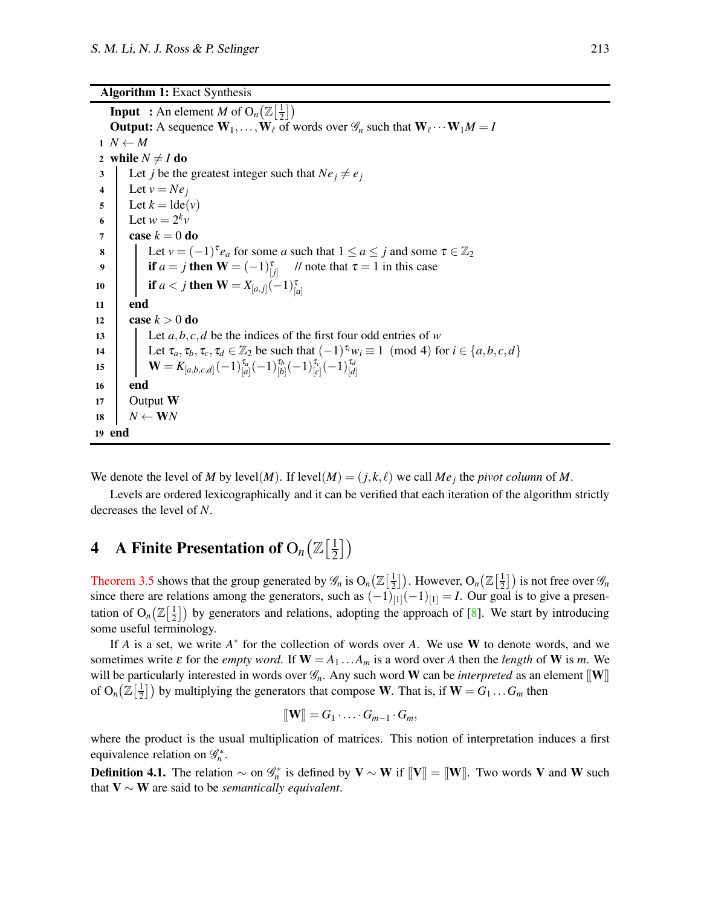**Algorithm 1:** Exact Synthesis

```
    Input  : An element M of O_n(Z[1/2])
    Output: A sequence W_1, ..., W_ℓ of words over 𝒢_n such that W_ℓ ··· W_1 M = I
 1  N ← M
 2  while N ≠ I do
 3  │  Let j be the greatest integer such that N e_j ≠ e_j
 4  │  Let v = N e_j
 5  │  Let k = lde(v)
 6  │  Let w = 2^k v
 7  │  case k = 0 do
 8  │  │  Let v = (−1)^τ e_a for some a such that 1 ≤ a ≤ j and some τ ∈ Z_2
 9  │  │  if a = j then W = (−1)^τ_[j]     // note that τ = 1 in this case
10  │  │  if a < j then W = X_[a,j] (−1)^τ_[a]
11  │  end
12  │  case k > 0 do
13  │  │  Let a, b, c, d be the indices of the first four odd entries of w
14  │  │  Let τ_a, τ_b, τ_c, τ_d ∈ Z_2 be such that (−1)^(τ_i) w_i ≡ 1 (mod 4) for i ∈ {a, b, c, d}
15  │  │  W = K_[a,b,c,d] (−1)^(τ_a)_[a] (−1)^(τ_b)_[b] (−1)^(τ_c)_[c] (−1)^(τ_d)_[d]
16  │  end
17  │  Output W
18  │  N ← W N
19  end
```

We denote the level of $M$ by $\text{level}(M)$. If $\text{level}(M) = (j,k,\ell)$ we call $Me_j$ the *pivot column* of $M$.

Levels are ordered lexicographically and it can be verified that each iteration of the algorithm strictly decreases the level of $N$.

## 4 A Finite Presentation of $\mathrm{O}_n\big(\mathbb{Z}\big[\frac{1}{2}\big]\big)$

Theorem 3.5 shows that the group generated by $\mathscr{G}_n$ is $\mathrm{O}_n\big(\mathbb{Z}\big[\frac{1}{2}\big]\big)$. However, $\mathrm{O}_n\big(\mathbb{Z}\big[\frac{1}{2}\big]\big)$ is not free over $\mathscr{G}_n$ since there are relations among the generators, such as $(-1)_{[1]}(-1)_{[1]} = I$. Our goal is to give a presentation of $\mathrm{O}_n\big(\mathbb{Z}\big[\frac{1}{2}\big]\big)$ by generators and relations, adopting the approach of [8]. We start by introducing some useful terminology.

If $A$ is a set, we write $A^*$ for the collection of words over $A$. We use $\mathbf{W}$ to denote words, and we sometimes write $\varepsilon$ for the *empty word*. If $\mathbf{W} = A_1 \dots A_m$ is a word over $A$ then the *length* of $\mathbf{W}$ is $m$. We will be particularly interested in words over $\mathscr{G}_n$. Any such word $\mathbf{W}$ can be *interpreted* as an element $[\![\mathbf{W}]\!]$ of $\mathrm{O}_n\big(\mathbb{Z}\big[\frac{1}{2}\big]\big)$ by multiplying the generators that compose $\mathbf{W}$. That is, if $\mathbf{W} = G_1 \dots G_m$ then

$$[\![\mathbf{W}]\!] = G_1 \cdot \ldots \cdot G_{m-1} \cdot G_m,$$

where the product is the usual multiplication of matrices. This notion of interpretation induces a first equivalence relation on $\mathscr{G}_n^*$.

**Definition 4.1.** The relation $\sim$ on $\mathscr{G}_n^*$ is defined by $\mathbf{V} \sim \mathbf{W}$ if $[\![\mathbf{V}]\!] = [\![\mathbf{W}]\!]$. Two words $\mathbf{V}$ and $\mathbf{W}$ such that $\mathbf{V} \sim \mathbf{W}$ are said to be *semantically equivalent*.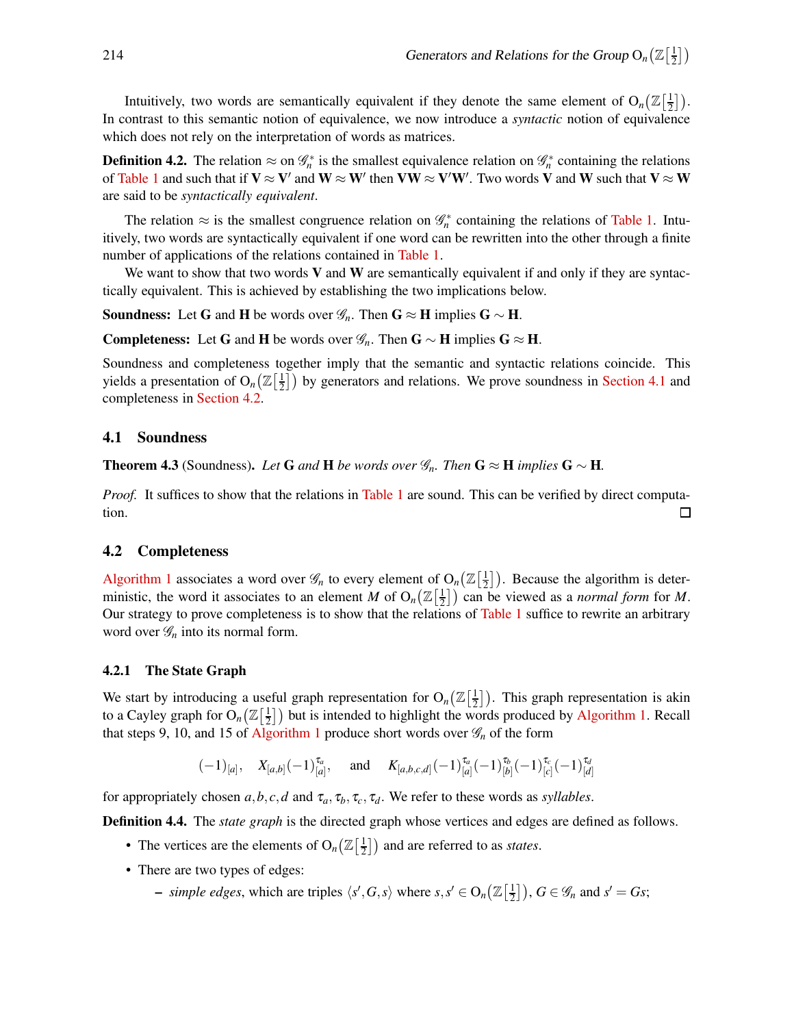Intuitively, two words are semantically equivalent if they denote the same element of $\mathrm{O}_n(\mathbb{Z}[\frac{1}{2}])$. In contrast to this semantic notion of equivalence, we now introduce a *syntactic* notion of equivalence which does not rely on the interpretation of words as matrices.

**Definition 4.2.** The relation $\approx$ on $\mathscr{G}_n^*$ is the smallest equivalence relation on $\mathscr{G}_n^*$ containing the relations of Table 1 and such that if $\mathbf{V} \approx \mathbf{V}'$ and $\mathbf{W} \approx \mathbf{W}'$ then $\mathbf{VW} \approx \mathbf{V}'\mathbf{W}'$. Two words $\mathbf{V}$ and $\mathbf{W}$ such that $\mathbf{V} \approx \mathbf{W}$ are said to be *syntactically equivalent*.

The relation $\approx$ is the smallest congruence relation on $\mathscr{G}_n^*$ containing the relations of Table 1. Intuitively, two words are syntactically equivalent if one word can be rewritten into the other through a finite number of applications of the relations contained in Table 1.

We want to show that two words $\mathbf{V}$ and $\mathbf{W}$ are semantically equivalent if and only if they are syntactically equivalent. This is achieved by establishing the two implications below.

**Soundness:** Let $\mathbf{G}$ and $\mathbf{H}$ be words over $\mathscr{G}_n$. Then $\mathbf{G} \approx \mathbf{H}$ implies $\mathbf{G} \sim \mathbf{H}$.

**Completeness:** Let $\mathbf{G}$ and $\mathbf{H}$ be words over $\mathscr{G}_n$. Then $\mathbf{G} \sim \mathbf{H}$ implies $\mathbf{G} \approx \mathbf{H}$.

Soundness and completeness together imply that the semantic and syntactic relations coincide. This yields a presentation of $\mathrm{O}_n(\mathbb{Z}[\frac{1}{2}])$ by generators and relations. We prove soundness in Section 4.1 and completeness in Section 4.2.

## 4.1 Soundness

**Theorem 4.3** (Soundness). *Let* $\mathbf{G}$ *and* $\mathbf{H}$ *be words over* $\mathscr{G}_n$. *Then* $\mathbf{G} \approx \mathbf{H}$ *implies* $\mathbf{G} \sim \mathbf{H}$.

*Proof.* It suffices to show that the relations in Table 1 are sound. This can be verified by direct computation. □

## 4.2 Completeness

Algorithm 1 associates a word over $\mathscr{G}_n$ to every element of $\mathrm{O}_n(\mathbb{Z}[\frac{1}{2}])$. Because the algorithm is deterministic, the word it associates to an element $M$ of $\mathrm{O}_n(\mathbb{Z}[\frac{1}{2}])$ can be viewed as a *normal form* for $M$. Our strategy to prove completeness is to show that the relations of Table 1 suffice to rewrite an arbitrary word over $\mathscr{G}_n$ into its normal form.

### 4.2.1 The State Graph

We start by introducing a useful graph representation for $\mathrm{O}_n(\mathbb{Z}[\frac{1}{2}])$. This graph representation is akin to a Cayley graph for $\mathrm{O}_n(\mathbb{Z}[\frac{1}{2}])$ but is intended to highlight the words produced by Algorithm 1. Recall that steps 9, 10, and 15 of Algorithm 1 produce short words over $\mathscr{G}_n$ of the form

$$(-1)_{[a]}, \quad X_{[a,b]}(-1)_{[a]}^{\tau_a}, \quad \text{and} \quad K_{[a,b,c,d]}(-1)_{[a]}^{\tau_a}(-1)_{[b]}^{\tau_b}(-1)_{[c]}^{\tau_c}(-1)_{[d]}^{\tau_d}$$

for appropriately chosen $a,b,c,d$ and $\tau_a,\tau_b,\tau_c,\tau_d$. We refer to these words as *syllables*.

**Definition 4.4.** The *state graph* is the directed graph whose vertices and edges are defined as follows.

- The vertices are the elements of $\mathrm{O}_n(\mathbb{Z}[\frac{1}{2}])$ and are referred to as *states*.
- There are two types of edges:
  - *simple edges*, which are triples $\langle s', G, s\rangle$ where $s, s' \in \mathrm{O}_n(\mathbb{Z}[\frac{1}{2}])$, $G \in \mathscr{G}_n$ and $s' = Gs$;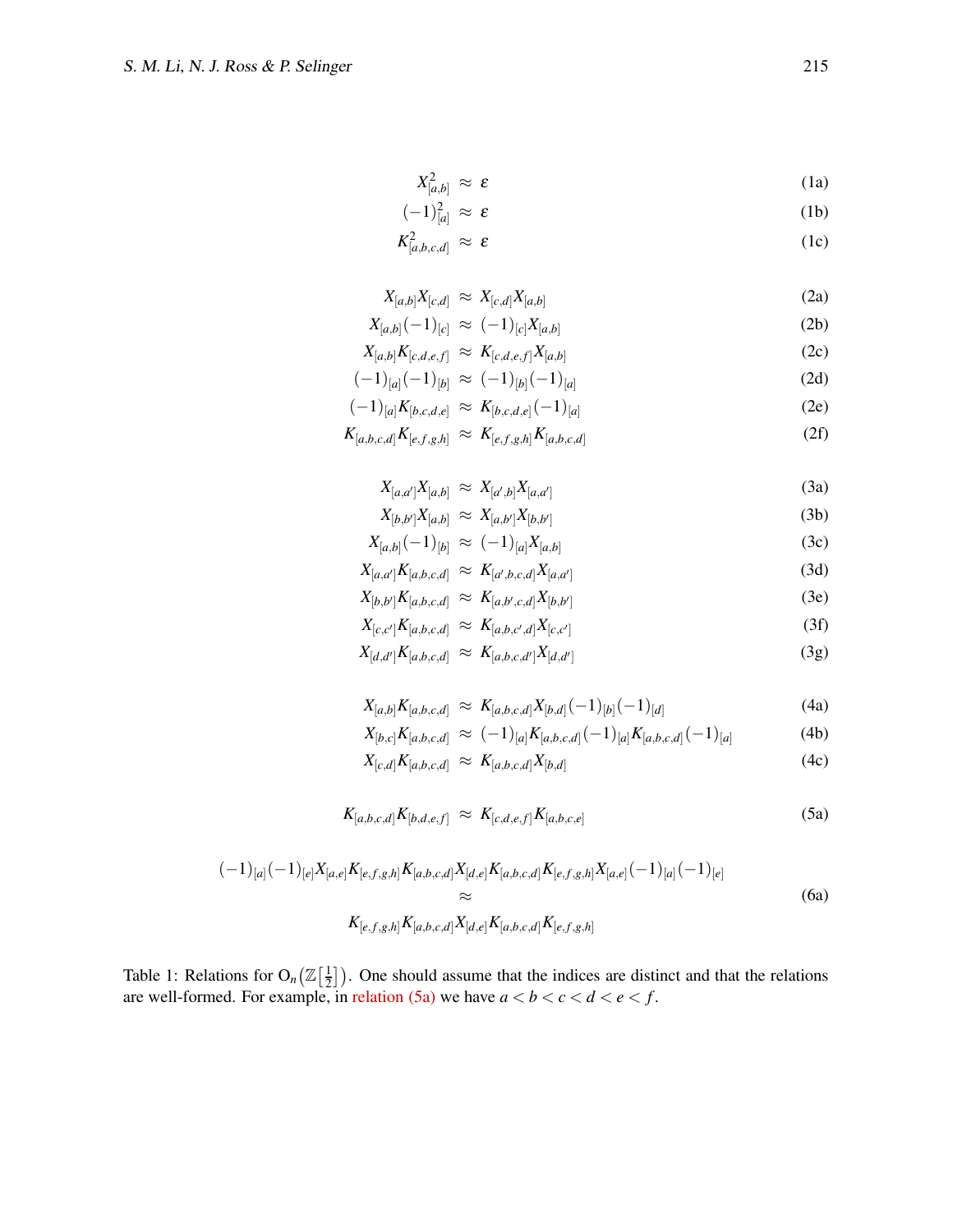$$X_{[a,b]}^2 \approx \varepsilon \tag{1a}$$

$$(-1)_{[a]}^2 \approx \varepsilon \tag{1b}$$

$$K_{[a,b,c,d]}^2 \approx \varepsilon \tag{1c}$$

$$X_{[a,b]}X_{[c,d]} \approx X_{[c,d]}X_{[a,b]} \tag{2a}$$

$$X_{[a,b]}(-1)_{[c]} \approx (-1)_{[c]}X_{[a,b]} \tag{2b}$$

$$X_{[a,b]}K_{[c,d,e,f]} \approx K_{[c,d,e,f]}X_{[a,b]} \tag{2c}$$

$$(-1)_{[a]}(-1)_{[b]} \approx (-1)_{[b]}(-1)_{[a]} \tag{2d}$$

$$(-1)_{[a]}K_{[b,c,d,e]} \approx K_{[b,c,d,e]}(-1)_{[a]} \tag{2e}$$

$$K_{[a,b,c,d]}K_{[e,f,g,h]} \approx K_{[e,f,g,h]}K_{[a,b,c,d]} \tag{2f}$$

$$X_{[a,a']}X_{[a,b]} \approx X_{[a',b]}X_{[a,a']} \tag{3a}$$

$$X_{[b,b']}X_{[a,b]} \approx X_{[a,b']}X_{[b,b']} \tag{3b}$$

$$X_{[a,b]}(-1)_{[b]} \approx (-1)_{[a]}X_{[a,b]} \tag{3c}$$

$$X_{[a,a']}K_{[a,b,c,d]} \approx K_{[a',b,c,d]}X_{[a,a']} \tag{3d}$$

$$X_{[b,b']}K_{[a,b,c,d]} \approx K_{[a,b',c,d]}X_{[b,b']} \tag{3e}$$

$$X_{[c,c']}K_{[a,b,c,d]} \approx K_{[a,b,c',d]}X_{[c,c']} \tag{3f}$$

$$X_{[d,d']}K_{[a,b,c,d]} \approx K_{[a,b,c,d']}X_{[d,d']} \tag{3g}$$

$$X_{[a,b]}K_{[a,b,c,d]} \approx K_{[a,b,c,d]}X_{[b,d]}(-1)_{[b]}(-1)_{[d]} \tag{4a}$$

$$X_{[b,c]}K_{[a,b,c,d]} \approx (-1)_{[a]}K_{[a,b,c,d]}(-1)_{[a]}K_{[a,b,c,d]}(-1)_{[a]} \tag{4b}$$

$$X_{[c,d]}K_{[a,b,c,d]} \approx K_{[a,b,c,d]}X_{[b,d]} \tag{4c}$$

$$K_{[a,b,c,d]}K_{[b,d,e,f]} \approx K_{[c,d,e,f]}K_{[a,b,c,e]} \tag{5a}$$

$$\begin{gathered}(-1)_{[a]}(-1)_{[e]}X_{[a,e]}K_{[e,f,g,h]}K_{[a,b,c,d]}X_{[d,e]}K_{[a,b,c,d]}K_{[e,f,g,h]}X_{[a,e]}(-1)_{[a]}(-1)_{[e]} \\ \approx \\ K_{[e,f,g,h]}K_{[a,b,c,d]}X_{[d,e]}K_{[a,b,c,d]}K_{[e,f,g,h]}\end{gathered} \tag{6a}$$

Table 1: Relations for $\mathrm{O}_n(\mathbb{Z}[\frac{1}{2}])$. One should assume that the indices are distinct and that the relations are well-formed. For example, in relation (5a) we have $a < b < c < d < e < f$.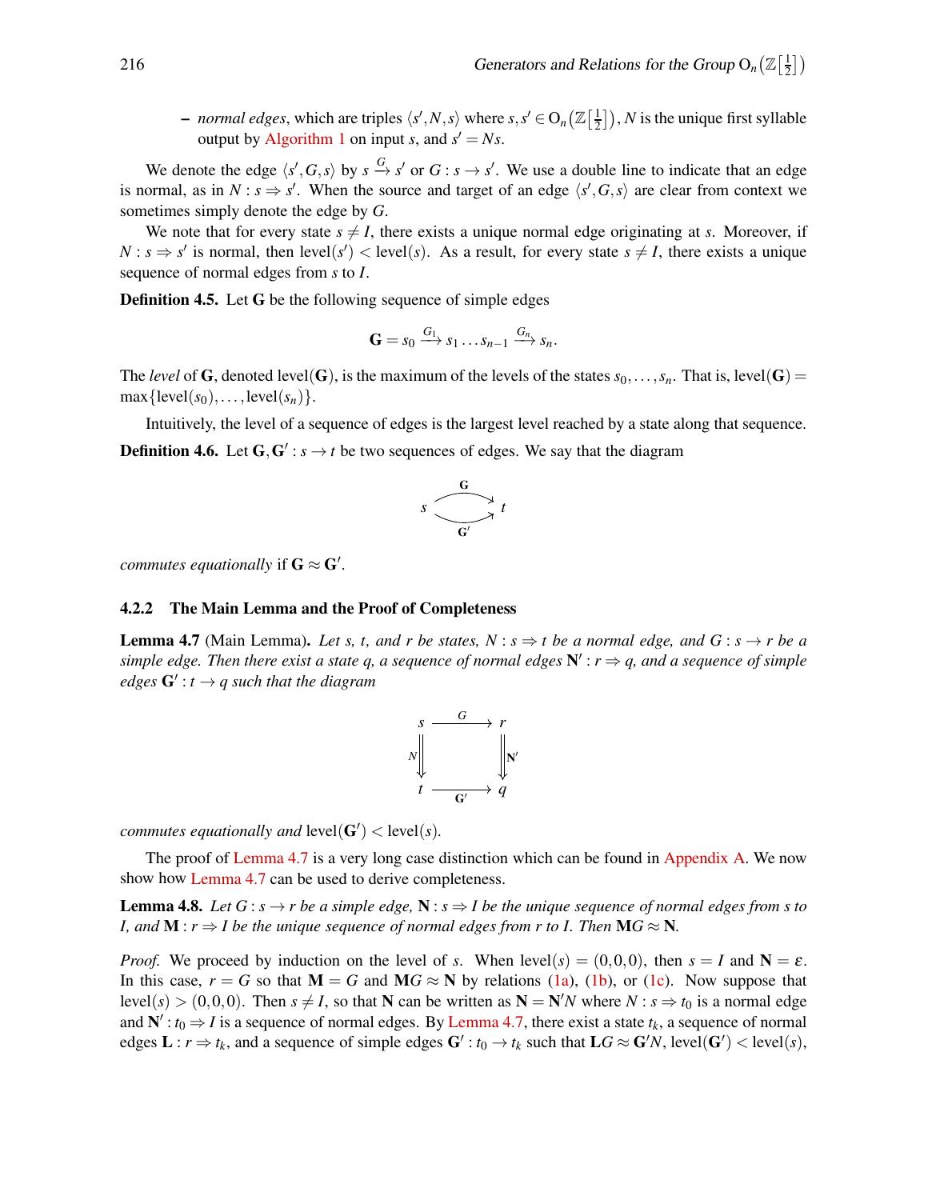– *normal edges*, which are triples $\langle s', N, s\rangle$ where $s, s' \in \mathrm{O}_n(\mathbb{Z}[\frac{1}{2}])$, $N$ is the unique first syllable output by Algorithm 1 on input $s$, and $s' = Ns$.

We denote the edge $\langle s', G, s\rangle$ by $s \xrightarrow{G} s'$ or $G : s \to s'$. We use a double line to indicate that an edge is normal, as in $N : s \Rightarrow s'$. When the source and target of an edge $\langle s', G, s\rangle$ are clear from context we sometimes simply denote the edge by $G$.

We note that for every state $s \neq I$, there exists a unique normal edge originating at $s$. Moreover, if $N : s \Rightarrow s'$ is normal, then $\mathrm{level}(s') < \mathrm{level}(s)$. As a result, for every state $s \neq I$, there exists a unique sequence of normal edges from $s$ to $I$.

**Definition 4.5.** Let $\mathbf{G}$ be the following sequence of simple edges

$$\mathbf{G} = s_0 \xrightarrow{G_1} s_1 \ldots s_{n-1} \xrightarrow{G_n} s_n.$$

The *level* of $\mathbf{G}$, denoted $\mathrm{level}(\mathbf{G})$, is the maximum of the levels of the states $s_0, \ldots, s_n$. That is, $\mathrm{level}(\mathbf{G}) = \max\{\mathrm{level}(s_0), \ldots, \mathrm{level}(s_n)\}$.

Intuitively, the level of a sequence of edges is the largest level reached by a state along that sequence.

**Definition 4.6.** Let $\mathbf{G}, \mathbf{G}' : s \to t$ be two sequences of edges. We say that the diagram

$$s \underset{\mathbf{G}'}{\overset{\mathbf{G}}{\rightrightarrows}} t$$

*commutes equationally* if $\mathbf{G} \approx \mathbf{G}'$.

### 4.2.2 The Main Lemma and the Proof of Completeness

**Lemma 4.7** (Main Lemma). *Let $s$, $t$, and $r$ be states, $N : s \Rightarrow t$ be a normal edge, and $G : s \to r$ be a simple edge. Then there exist a state $q$, a sequence of normal edges $\mathbf{N}' : r \Rightarrow q$, and a sequence of simple edges $\mathbf{G}' : t \to q$ such that the diagram*

$$\begin{array}{ccc} s & \xrightarrow{G} & r \\ {\scriptstyle N}\Downarrow & & \Downarrow{\scriptstyle \mathbf{N}'} \\ t & \xrightarrow[\mathbf{G}']{} & q \end{array}$$

*commutes equationally and* $\mathrm{level}(\mathbf{G}') < \mathrm{level}(s)$.

The proof of Lemma 4.7 is a very long case distinction which can be found in Appendix A. We now show how Lemma 4.7 can be used to derive completeness.

**Lemma 4.8.** *Let $G : s \to r$ be a simple edge, $\mathbf{N} : s \Rightarrow I$ be the unique sequence of normal edges from $s$ to $I$, and $\mathbf{M} : r \Rightarrow I$ be the unique sequence of normal edges from $r$ to $I$. Then $\mathbf{M}G \approx \mathbf{N}$.*

*Proof.* We proceed by induction on the level of $s$. When $\mathrm{level}(s) = (0,0,0)$, then $s = I$ and $\mathbf{N} = \varepsilon$. In this case, $r = G$ so that $\mathbf{M} = G$ and $\mathbf{M}G \approx \mathbf{N}$ by relations (1a), (1b), or (1c). Now suppose that $\mathrm{level}(s) > (0,0,0)$. Then $s \neq I$, so that $\mathbf{N}$ can be written as $\mathbf{N} = \mathbf{N}'N$ where $N : s \Rightarrow t_0$ is a normal edge and $\mathbf{N}' : t_0 \Rightarrow I$ is a sequence of normal edges. By Lemma 4.7, there exist a state $t_k$, a sequence of normal edges $\mathbf{L} : r \Rightarrow t_k$, and a sequence of simple edges $\mathbf{G}' : t_0 \to t_k$ such that $\mathbf{L}G \approx \mathbf{G}'N$, $\mathrm{level}(\mathbf{G}') < \mathrm{level}(s)$,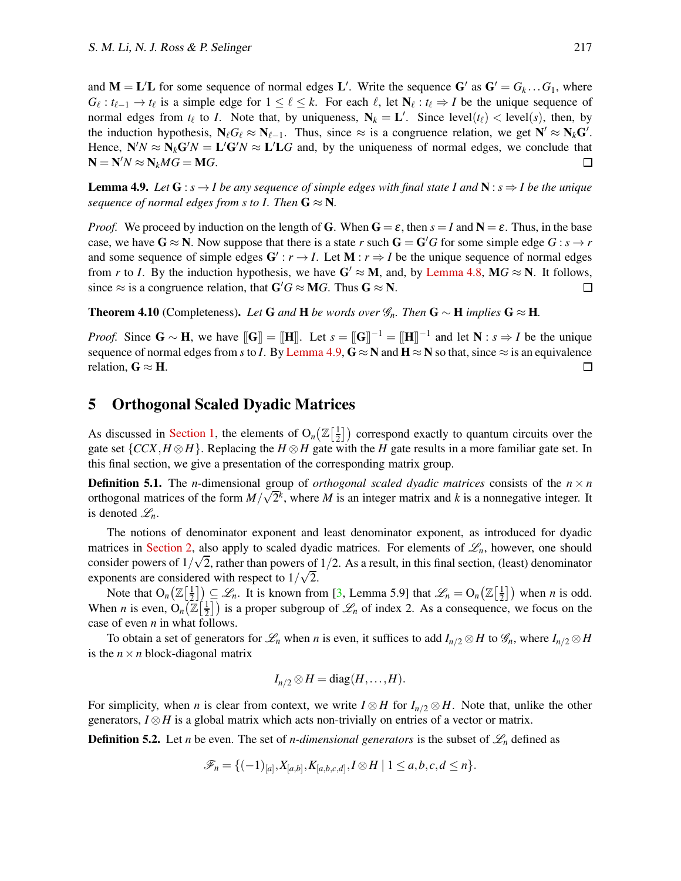and $\mathbf{M} = \mathbf{L}'\mathbf{L}$ for some sequence of normal edges $\mathbf{L}'$. Write the sequence $\mathbf{G}'$ as $\mathbf{G}' = G_k \dots G_1$, where $G_\ell : t_{\ell-1} \to t_\ell$ is a simple edge for $1 \leq \ell \leq k$. For each $\ell$, let $\mathbf{N}_\ell : t_\ell \Rightarrow I$ be the unique sequence of normal edges from $t_\ell$ to $I$. Note that, by uniqueness, $\mathbf{N}_k = \mathbf{L}'$. Since $\text{level}(t_\ell) < \text{level}(s)$, then, by the induction hypothesis, $\mathbf{N}_\ell G_\ell \approx \mathbf{N}_{\ell-1}$. Thus, since $\approx$ is a congruence relation, we get $\mathbf{N}' \approx \mathbf{N}_k \mathbf{G}'$. Hence, $\mathbf{N}'N \approx \mathbf{N}_k \mathbf{G}'N = \mathbf{L}'\mathbf{G}'N \approx \mathbf{L}'\mathbf{L}G$ and, by the uniqueness of normal edges, we conclude that $\mathbf{N} = \mathbf{N}'N \approx \mathbf{N}_k MG = \mathbf{M}G$. ◻

**Lemma 4.9.** *Let $\mathbf{G} : s \to I$ be any sequence of simple edges with final state $I$ and $\mathbf{N} : s \Rightarrow I$ be the unique sequence of normal edges from $s$ to $I$. Then $\mathbf{G} \approx \mathbf{N}$.*

*Proof.* We proceed by induction on the length of $\mathbf{G}$. When $\mathbf{G} = \varepsilon$, then $s = I$ and $\mathbf{N} = \varepsilon$. Thus, in the base case, we have $\mathbf{G} \approx \mathbf{N}$. Now suppose that there is a state $r$ such $\mathbf{G} = \mathbf{G}'G$ for some simple edge $G : s \to r$ and some sequence of simple edges $\mathbf{G}' : r \to I$. Let $\mathbf{M} : r \Rightarrow I$ be the unique sequence of normal edges from $r$ to $I$. By the induction hypothesis, we have $\mathbf{G}' \approx \mathbf{M}$, and, by Lemma 4.8, $\mathbf{M}G \approx \mathbf{N}$. It follows, since $\approx$ is a congruence relation, that $\mathbf{G}'G \approx \mathbf{M}G$. Thus $\mathbf{G} \approx \mathbf{N}$. ◻

**Theorem 4.10** (Completeness)**.** *Let $\mathbf{G}$ and $\mathbf{H}$ be words over $\mathscr{G}_n$. Then $\mathbf{G} \sim \mathbf{H}$ implies $\mathbf{G} \approx \mathbf{H}$.*

*Proof.* Since $\mathbf{G} \sim \mathbf{H}$, we have $[\![\mathbf{G}]\!] = [\![\mathbf{H}]\!]$. Let $s = [\![\mathbf{G}]\!]^{-1} = [\![\mathbf{H}]\!]^{-1}$ and let $\mathbf{N} : s \Rightarrow I$ be the unique sequence of normal edges from $s$ to $I$. By Lemma 4.9, $\mathbf{G} \approx \mathbf{N}$ and $\mathbf{H} \approx \mathbf{N}$ so that, since $\approx$ is an equivalence relation, $\mathbf{G} \approx \mathbf{H}$. ◻

## 5 Orthogonal Scaled Dyadic Matrices

As discussed in Section 1, the elements of $\mathrm{O}_n(\mathbb{Z}[\frac{1}{2}])$ correspond exactly to quantum circuits over the gate set $\{CCX, H \otimes H\}$. Replacing the $H \otimes H$ gate with the $H$ gate results in a more familiar gate set. In this final section, we give a presentation of the corresponding matrix group.

**Definition 5.1.** The $n$-dimensional group of *orthogonal scaled dyadic matrices* consists of the $n \times n$ orthogonal matrices of the form $M/\sqrt{2}^k$, where $M$ is an integer matrix and $k$ is a nonnegative integer. It is denoted $\mathscr{L}_n$.

The notions of denominator exponent and least denominator exponent, as introduced for dyadic matrices in Section 2, also apply to scaled dyadic matrices. For elements of $\mathscr{L}_n$, however, one should consider powers of $1/\sqrt{2}$, rather than powers of $1/2$. As a result, in this final section, (least) denominator exponents are considered with respect to $1/\sqrt{2}$.

Note that $\mathrm{O}_n(\mathbb{Z}[\frac{1}{2}]) \subseteq \mathscr{L}_n$. It is known from [3, Lemma 5.9] that $\mathscr{L}_n = \mathrm{O}_n(\mathbb{Z}[\frac{1}{2}])$ when $n$ is odd. When $n$ is even, $\mathrm{O}_n(\mathbb{Z}[\frac{1}{2}])$ is a proper subgroup of $\mathscr{L}_n$ of index 2. As a consequence, we focus on the case of even $n$ in what follows.

To obtain a set of generators for $\mathscr{L}_n$ when $n$ is even, it suffices to add $I_{n/2} \otimes H$ to $\mathscr{G}_n$, where $I_{n/2} \otimes H$ is the $n \times n$ block-diagonal matrix

$$I_{n/2} \otimes H = \mathrm{diag}(H, \dots, H).$$

For simplicity, when $n$ is clear from context, we write $I \otimes H$ for $I_{n/2} \otimes H$. Note that, unlike the other generators, $I \otimes H$ is a global matrix which acts non-trivially on entries of a vector or matrix.

**Definition 5.2.** Let $n$ be even. The set of *$n$-dimensional generators* is the subset of $\mathscr{L}_n$ defined as

$$\mathscr{F}_n = \{(-1)_{[a]}, X_{[a,b]}, K_{[a,b,c,d]}, I \otimes H \mid 1 \leq a,b,c,d \leq n\}.$$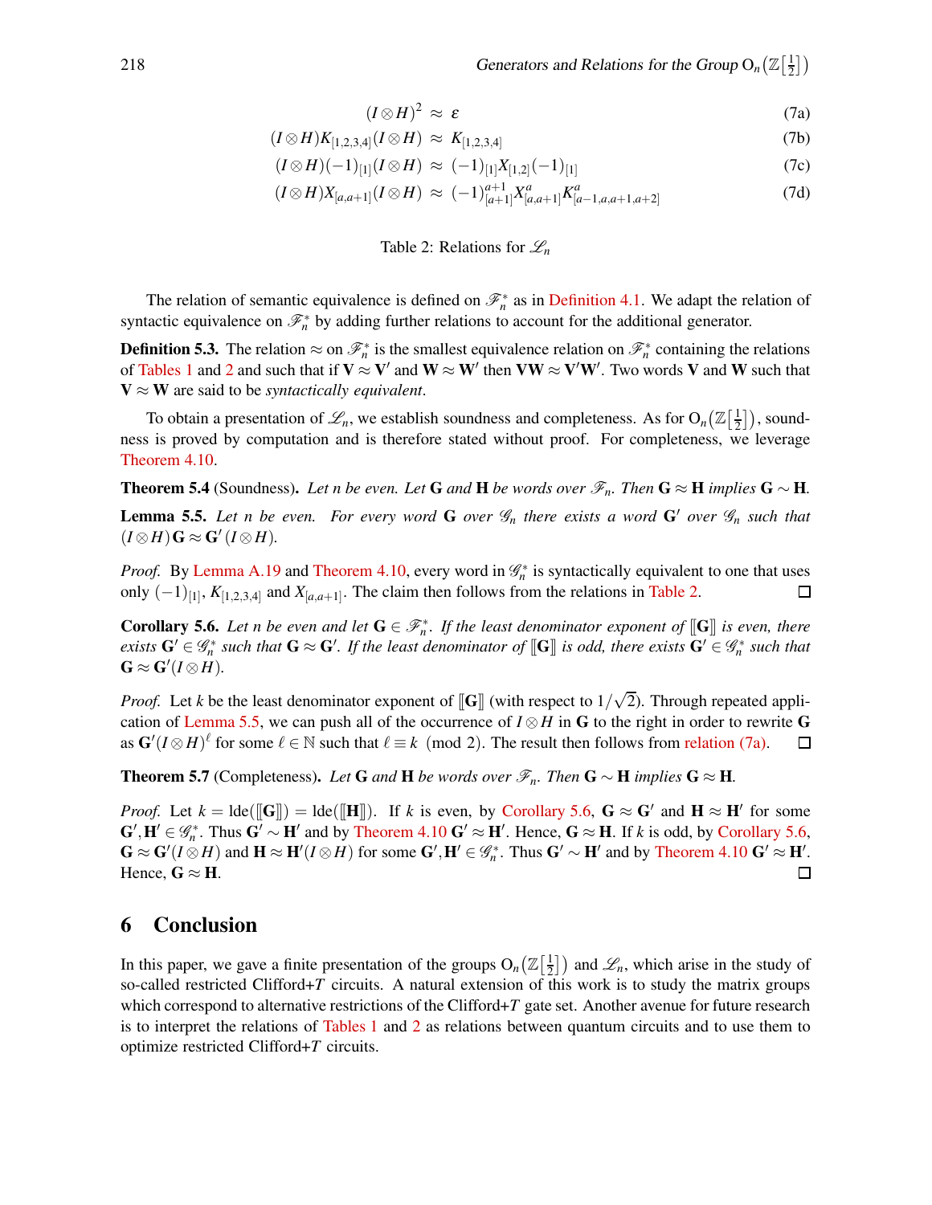$$(I \otimes H)^2 \approx \varepsilon \tag{7a}$$

$$(I \otimes H) K_{[1,2,3,4]} (I \otimes H) \approx K_{[1,2,3,4]} \tag{7b}$$

$$(I \otimes H)(-1)_{[1]}(I \otimes H) \approx (-1)_{[1]} X_{[1,2]} (-1)_{[1]} \tag{7c}$$

$$(I \otimes H) X_{[a,a+1]} (I \otimes H) \approx (-1)^{a+1}_{[a+1]} X^{a}_{[a,a+1]} K^{a}_{[a-1,a,a+1,a+2]} \tag{7d}$$

Table 2: Relations for $\mathscr{L}_n$

The relation of semantic equivalence is defined on $\mathscr{F}_n^*$ as in Definition 4.1. We adapt the relation of syntactic equivalence on $\mathscr{F}_n^*$ by adding further relations to account for the additional generator.

**Definition 5.3.** The relation $\approx$ on $\mathscr{F}_n^*$ is the smallest equivalence relation on $\mathscr{F}_n^*$ containing the relations of Tables 1 and 2 and such that if $\mathbf{V} \approx \mathbf{V}'$ and $\mathbf{W} \approx \mathbf{W}'$ then $\mathbf{VW} \approx \mathbf{V}'\mathbf{W}'$. Two words $\mathbf{V}$ and $\mathbf{W}$ such that $\mathbf{V} \approx \mathbf{W}$ are said to be *syntactically equivalent*.

To obtain a presentation of $\mathscr{L}_n$, we establish soundness and completeness. As for $\mathrm{O}_n(\mathbb{Z}[\frac{1}{2}])$, soundness is proved by computation and is therefore stated without proof. For completeness, we leverage Theorem 4.10.

**Theorem 5.4** (Soundness)**.** *Let $n$ be even. Let $\mathbf{G}$ and $\mathbf{H}$ be words over $\mathscr{F}_n$. Then $\mathbf{G} \approx \mathbf{H}$ implies $\mathbf{G} \sim \mathbf{H}$.*

**Lemma 5.5.** *Let $n$ be even. For every word $\mathbf{G}$ over $\mathscr{G}_n$ there exists a word $\mathbf{G}'$ over $\mathscr{G}_n$ such that $(I \otimes H)\mathbf{G} \approx \mathbf{G}'(I \otimes H)$.*

*Proof.* By Lemma A.19 and Theorem 4.10, every word in $\mathscr{G}_n^*$ is syntactically equivalent to one that uses only $(-1)_{[1]}$, $K_{[1,2,3,4]}$ and $X_{[a,a+1]}$. The claim then follows from the relations in Table 2. □

**Corollary 5.6.** *Let $n$ be even and let $\mathbf{G} \in \mathscr{F}_n^*$. If the least denominator exponent of $[\![\mathbf{G}]\!]$ is even, there exists $\mathbf{G}' \in \mathscr{G}_n^*$ such that $\mathbf{G} \approx \mathbf{G}'$. If the least denominator of $[\![\mathbf{G}]\!]$ is odd, there exists $\mathbf{G}' \in \mathscr{G}_n^*$ such that $\mathbf{G} \approx \mathbf{G}'(I \otimes H)$.*

*Proof.* Let $k$ be the least denominator exponent of $[\![\mathbf{G}]\!]$ (with respect to $1/\sqrt{2}$). Through repeated application of Lemma 5.5, we can push all of the occurrence of $I \otimes H$ in $\mathbf{G}$ to the right in order to rewrite $\mathbf{G}$ as $\mathbf{G}'(I \otimes H)^\ell$ for some $\ell \in \mathbb{N}$ such that $\ell \equiv k \pmod 2$. The result then follows from relation (7a). □

**Theorem 5.7** (Completeness)**.** *Let $\mathbf{G}$ and $\mathbf{H}$ be words over $\mathscr{F}_n$. Then $\mathbf{G} \sim \mathbf{H}$ implies $\mathbf{G} \approx \mathbf{H}$.*

*Proof.* Let $k = \mathrm{lde}([\![\mathbf{G}]\!]) = \mathrm{lde}([\![\mathbf{H}]\!])$. If $k$ is even, by Corollary 5.6, $\mathbf{G} \approx \mathbf{G}'$ and $\mathbf{H} \approx \mathbf{H}'$ for some $\mathbf{G}', \mathbf{H}' \in \mathscr{G}_n^*$. Thus $\mathbf{G}' \sim \mathbf{H}'$ and by Theorem 4.10 $\mathbf{G}' \approx \mathbf{H}'$. Hence, $\mathbf{G} \approx \mathbf{H}$. If $k$ is odd, by Corollary 5.6, $\mathbf{G} \approx \mathbf{G}'(I \otimes H)$ and $\mathbf{H} \approx \mathbf{H}'(I \otimes H)$ for some $\mathbf{G}', \mathbf{H}' \in \mathscr{G}_n^*$. Thus $\mathbf{G}' \sim \mathbf{H}'$ and by Theorem 4.10 $\mathbf{G}' \approx \mathbf{H}'$. Hence, $\mathbf{G} \approx \mathbf{H}$. □

## 6 Conclusion

In this paper, we gave a finite presentation of the groups $\mathrm{O}_n(\mathbb{Z}[\frac{1}{2}])$ and $\mathscr{L}_n$, which arise in the study of so-called restricted Clifford+$T$ circuits. A natural extension of this work is to study the matrix groups which correspond to alternative restrictions of the Clifford+$T$ gate set. Another avenue for future research is to interpret the relations of Tables 1 and 2 as relations between quantum circuits and to use them to optimize restricted Clifford+$T$ circuits.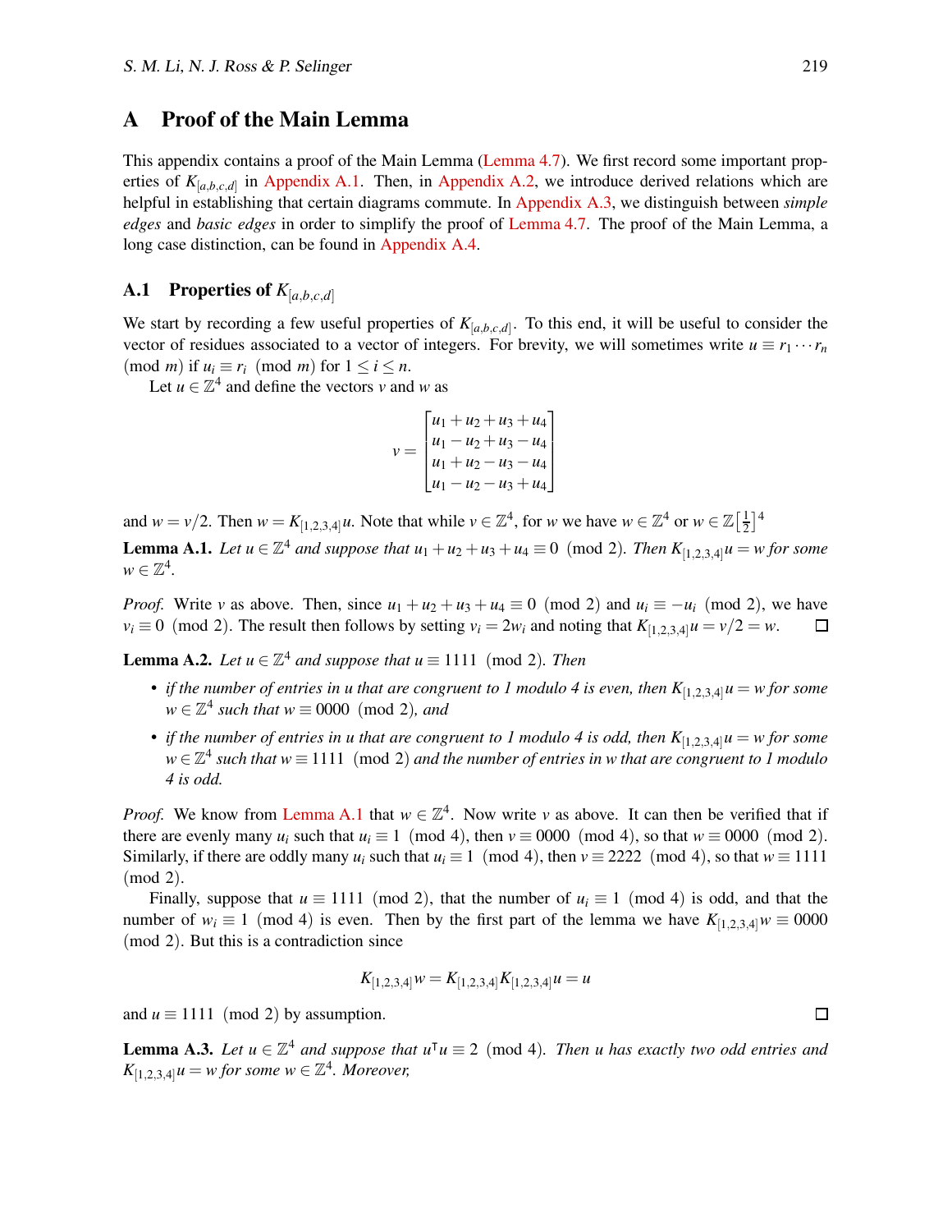## A Proof of the Main Lemma

This appendix contains a proof of the Main Lemma (Lemma 4.7). We first record some important properties of $K_{[a,b,c,d]}$ in Appendix A.1. Then, in Appendix A.2, we introduce derived relations which are helpful in establishing that certain diagrams commute. In Appendix A.3, we distinguish between *simple edges* and *basic edges* in order to simplify the proof of Lemma 4.7. The proof of the Main Lemma, a long case distinction, can be found in Appendix A.4.

### A.1 Properties of $K_{[a,b,c,d]}$

We start by recording a few useful properties of $K_{[a,b,c,d]}$. To this end, it will be useful to consider the vector of residues associated to a vector of integers. For brevity, we will sometimes write $u \equiv r_1 \cdots r_n \pmod{m}$ if $u_i \equiv r_i \pmod{m}$ for $1 \leq i \leq n$.

Let $u \in \mathbb{Z}^4$ and define the vectors $v$ and $w$ as

$$v = \begin{bmatrix} u_1 + u_2 + u_3 + u_4 \\ u_1 - u_2 + u_3 - u_4 \\ u_1 + u_2 - u_3 - u_4 \\ u_1 - u_2 - u_3 + u_4 \end{bmatrix}$$

and $w = v/2$. Then $w = K_{[1,2,3,4]}u$. Note that while $v \in \mathbb{Z}^4$, for $w$ we have $w \in \mathbb{Z}^4$ or $w \in \mathbb{Z}\left[\frac{1}{2}\right]^4$

**Lemma A.1.** *Let $u \in \mathbb{Z}^4$ and suppose that $u_1 + u_2 + u_3 + u_4 \equiv 0 \pmod{2}$. Then $K_{[1,2,3,4]}u = w$ for some $w \in \mathbb{Z}^4$.*

*Proof.* Write $v$ as above. Then, since $u_1 + u_2 + u_3 + u_4 \equiv 0 \pmod{2}$ and $u_i \equiv -u_i \pmod{2}$, we have $v_i \equiv 0 \pmod{2}$. The result then follows by setting $v_i = 2w_i$ and noting that $K_{[1,2,3,4]}u = v/2 = w$. □

**Lemma A.2.** *Let $u \in \mathbb{Z}^4$ and suppose that $u \equiv 1111 \pmod{2}$. Then*

- *if the number of entries in $u$ that are congruent to 1 modulo 4 is even, then $K_{[1,2,3,4]}u = w$ for some $w \in \mathbb{Z}^4$ such that $w \equiv 0000 \pmod{2}$, and*
- *if the number of entries in $u$ that are congruent to 1 modulo 4 is odd, then $K_{[1,2,3,4]}u = w$ for some $w \in \mathbb{Z}^4$ such that $w \equiv 1111 \pmod{2}$ and the number of entries in $w$ that are congruent to 1 modulo 4 is odd.*

*Proof.* We know from Lemma A.1 that $w \in \mathbb{Z}^4$. Now write $v$ as above. It can then be verified that if there are evenly many $u_i$ such that $u_i \equiv 1 \pmod{4}$, then $v \equiv 0000 \pmod{4}$, so that $w \equiv 0000 \pmod{2}$. Similarly, if there are oddly many $u_i$ such that $u_i \equiv 1 \pmod{4}$, then $v \equiv 2222 \pmod{4}$, so that $w \equiv 1111 \pmod{2}$.

Finally, suppose that $u \equiv 1111 \pmod{2}$, that the number of $u_i \equiv 1 \pmod{4}$ is odd, and that the number of $w_i \equiv 1 \pmod{4}$ is even. Then by the first part of the lemma we have $K_{[1,2,3,4]}w \equiv 0000 \pmod{2}$. But this is a contradiction since

$$K_{[1,2,3,4]}w = K_{[1,2,3,4]}K_{[1,2,3,4]}u = u$$

and $u \equiv 1111 \pmod{2}$ by assumption. □

**Lemma A.3.** *Let $u \in \mathbb{Z}^4$ and suppose that $u^{\intercal}u \equiv 2 \pmod{4}$. Then $u$ has exactly two odd entries and $K_{[1,2,3,4]}u = w$ for some $w \in \mathbb{Z}^4$. Moreover,*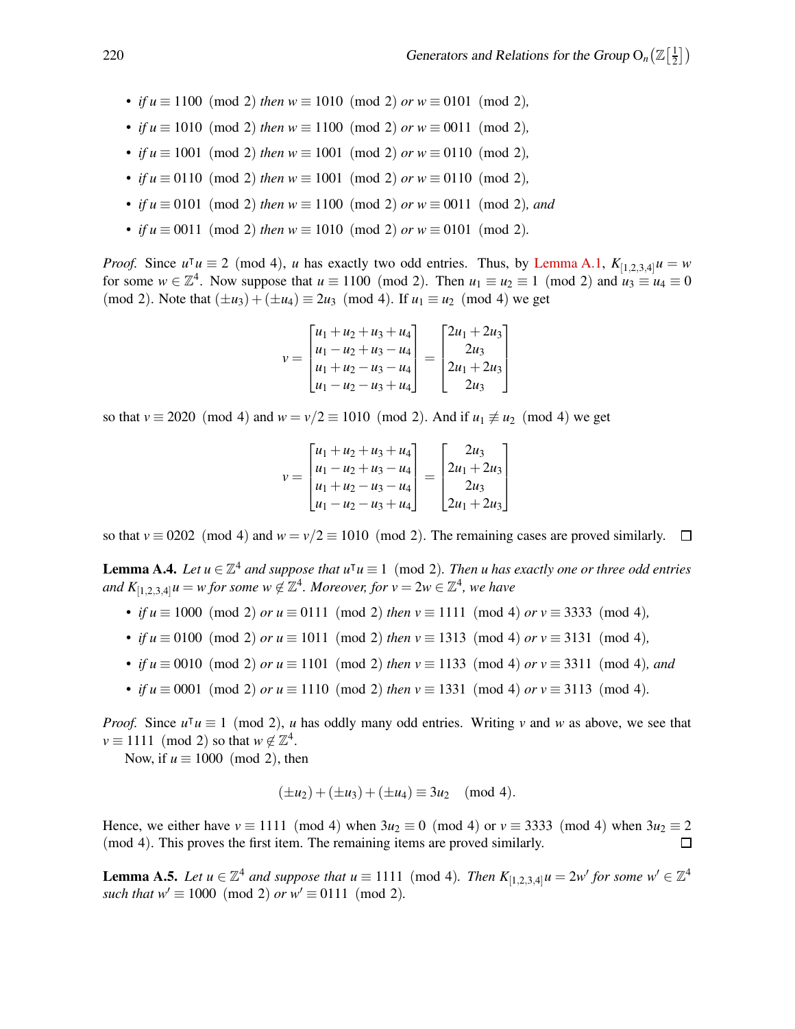- *if* $u \equiv 1100 \pmod 2$ *then* $w \equiv 1010 \pmod 2$ *or* $w \equiv 0101 \pmod 2$*,*
- *if* $u \equiv 1010 \pmod 2$ *then* $w \equiv 1100 \pmod 2$ *or* $w \equiv 0011 \pmod 2$*,*
- *if* $u \equiv 1001 \pmod 2$ *then* $w \equiv 1001 \pmod 2$ *or* $w \equiv 0110 \pmod 2$*,*
- *if* $u \equiv 0110 \pmod 2$ *then* $w \equiv 1001 \pmod 2$ *or* $w \equiv 0110 \pmod 2$*,*
- *if* $u \equiv 0101 \pmod 2$ *then* $w \equiv 1100 \pmod 2$ *or* $w \equiv 0011 \pmod 2$*, and*
- *if* $u \equiv 0011 \pmod 2$ *then* $w \equiv 1010 \pmod 2$ *or* $w \equiv 0101 \pmod 2$*.*

*Proof.* Since $u^\intercal u \equiv 2 \pmod 4$, $u$ has exactly two odd entries. Thus, by Lemma A.1, $K_{[1,2,3,4]}u = w$ for some $w \in \mathbb{Z}^4$. Now suppose that $u \equiv 1100 \pmod 2$. Then $u_1 \equiv u_2 \equiv 1 \pmod 2$ and $u_3 \equiv u_4 \equiv 0 \pmod 2$. Note that $(\pm u_3) + (\pm u_4) \equiv 2u_3 \pmod 4$. If $u_1 \equiv u_2 \pmod 4$ we get

$$v = \begin{bmatrix} u_1+u_2+u_3+u_4 \\ u_1-u_2+u_3-u_4 \\ u_1+u_2-u_3-u_4 \\ u_1-u_2-u_3+u_4 \end{bmatrix} = \begin{bmatrix} 2u_1+2u_3 \\ 2u_3 \\ 2u_1+2u_3 \\ 2u_3 \end{bmatrix}$$

so that $v \equiv 2020 \pmod 4$ and $w = v/2 \equiv 1010 \pmod 2$. And if $u_1 \not\equiv u_2 \pmod 4$ we get

$$v = \begin{bmatrix} u_1+u_2+u_3+u_4 \\ u_1-u_2+u_3-u_4 \\ u_1+u_2-u_3-u_4 \\ u_1-u_2-u_3+u_4 \end{bmatrix} = \begin{bmatrix} 2u_3 \\ 2u_1+2u_3 \\ 2u_3 \\ 2u_1+2u_3 \end{bmatrix}$$

so that $v \equiv 0202 \pmod 4$ and $w = v/2 \equiv 1010 \pmod 2$. The remaining cases are proved similarly. $\square$

**Lemma A.4.** *Let* $u \in \mathbb{Z}^4$ *and suppose that* $u^\intercal u \equiv 1 \pmod 2$*. Then* $u$ *has exactly one or three odd entries and* $K_{[1,2,3,4]}u = w$ *for some* $w \notin \mathbb{Z}^4$*. Moreover, for* $v = 2w \in \mathbb{Z}^4$*, we have*

- *if* $u \equiv 1000 \pmod 2$ *or* $u \equiv 0111 \pmod 2$ *then* $v \equiv 1111 \pmod 4$ *or* $v \equiv 3333 \pmod 4$*,*
- *if* $u \equiv 0100 \pmod 2$ *or* $u \equiv 1011 \pmod 2$ *then* $v \equiv 1313 \pmod 4$ *or* $v \equiv 3131 \pmod 4$*,*
- *if* $u \equiv 0010 \pmod 2$ *or* $u \equiv 1101 \pmod 2$ *then* $v \equiv 1133 \pmod 4$ *or* $v \equiv 3311 \pmod 4$*, and*
- *if* $u \equiv 0001 \pmod 2$ *or* $u \equiv 1110 \pmod 2$ *then* $v \equiv 1331 \pmod 4$ *or* $v \equiv 3113 \pmod 4$*.*

*Proof.* Since $u^\intercal u \equiv 1 \pmod 2$, $u$ has oddly many odd entries. Writing $v$ and $w$ as above, we see that $v \equiv 1111 \pmod 2$ so that $w \notin \mathbb{Z}^4$.

Now, if $u \equiv 1000 \pmod 2$, then

$$(\pm u_2) + (\pm u_3) + (\pm u_4) \equiv 3u_2 \pmod 4.$$

Hence, we either have $v \equiv 1111 \pmod 4$ when $3u_2 \equiv 0 \pmod 4$ or $v \equiv 3333 \pmod 4$ when $3u_2 \equiv 2 \pmod 4$. This proves the first item. The remaining items are proved similarly. $\square$

**Lemma A.5.** *Let* $u \in \mathbb{Z}^4$ *and suppose that* $u \equiv 1111 \pmod 4$*. Then* $K_{[1,2,3,4]}u = 2w'$ *for some* $w' \in \mathbb{Z}^4$ *such that* $w' \equiv 1000 \pmod 2$ *or* $w' \equiv 0111 \pmod 2$*.*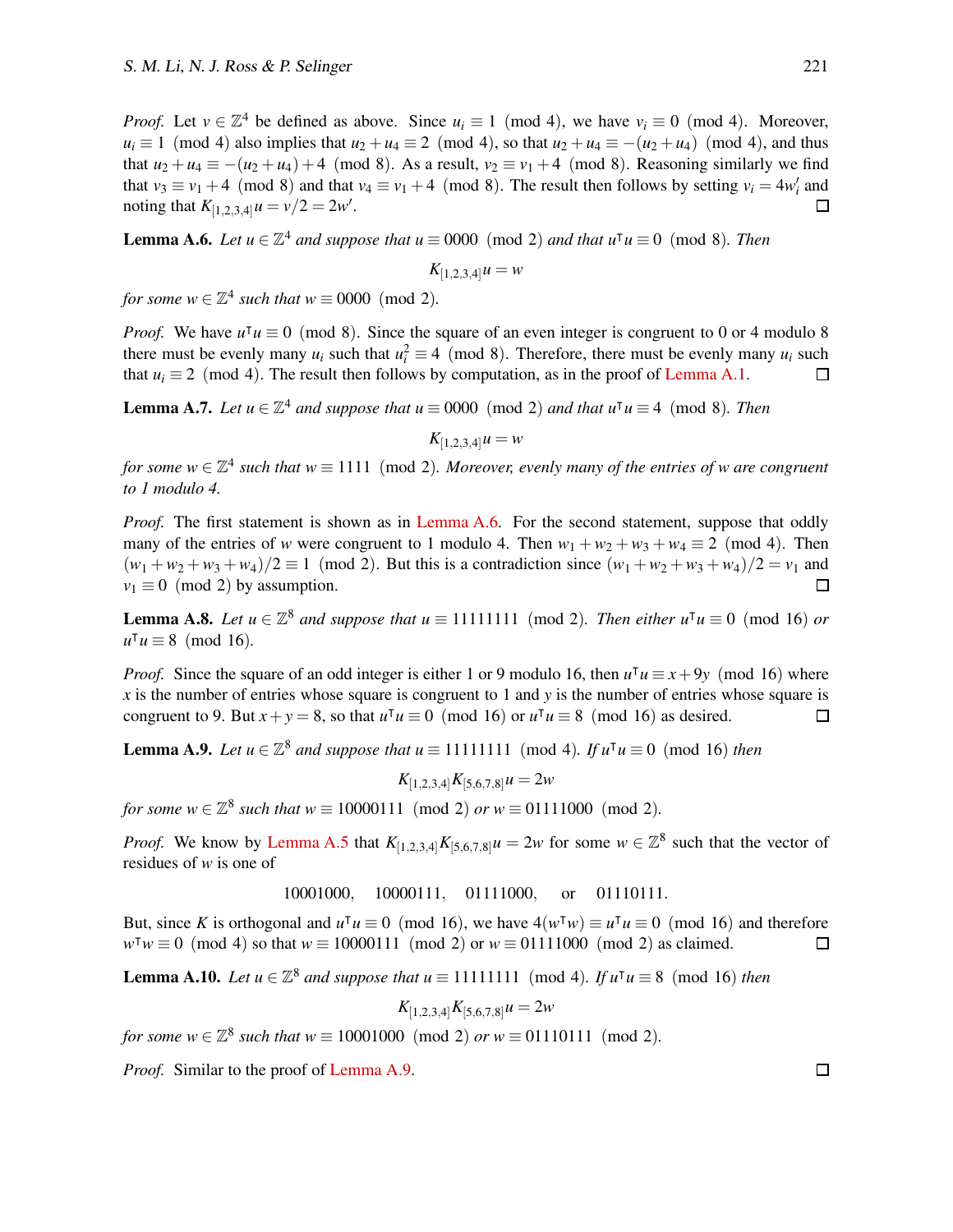*Proof.* Let $v \in \mathbb{Z}^4$ be defined as above. Since $u_i \equiv 1 \pmod 4$, we have $v_i \equiv 0 \pmod 4$. Moreover, $u_i \equiv 1 \pmod 4$ also implies that $u_2 + u_4 \equiv 2 \pmod 4$, so that $u_2 + u_4 \equiv -(u_2 + u_4) \pmod 4$, and thus that $u_2 + u_4 \equiv -(u_2 + u_4) + 4 \pmod 8$. As a result, $v_2 \equiv v_1 + 4 \pmod 8$. Reasoning similarly we find that $v_3 \equiv v_1 + 4 \pmod 8$ and that $v_4 \equiv v_1 + 4 \pmod 8$. The result then follows by setting $v_i = 4w'_i$ and noting that $K_{[1,2,3,4]}u = v/2 = 2w'$. ☐

**Lemma A.6.** *Let $u \in \mathbb{Z}^4$ and suppose that $u \equiv 0000 \pmod 2$ and that $u^\intercal u \equiv 0 \pmod 8$. Then*

$$K_{[1,2,3,4]}u = w$$

*for some $w \in \mathbb{Z}^4$ such that $w \equiv 0000 \pmod 2$.*

*Proof.* We have $u^\intercal u \equiv 0 \pmod 8$. Since the square of an even integer is congruent to 0 or 4 modulo 8 there must be evenly many $u_i$ such that $u_i^2 \equiv 4 \pmod 8$. Therefore, there must be evenly many $u_i$ such that $u_i \equiv 2 \pmod 4$. The result then follows by computation, as in the proof of Lemma A.1. ☐

**Lemma A.7.** *Let $u \in \mathbb{Z}^4$ and suppose that $u \equiv 0000 \pmod 2$ and that $u^\intercal u \equiv 4 \pmod 8$. Then*

$$K_{[1,2,3,4]}u = w$$

*for some $w \in \mathbb{Z}^4$ such that $w \equiv 1111 \pmod 2$. Moreover, evenly many of the entries of $w$ are congruent to 1 modulo 4.*

*Proof.* The first statement is shown as in Lemma A.6. For the second statement, suppose that oddly many of the entries of $w$ were congruent to 1 modulo 4. Then $w_1 + w_2 + w_3 + w_4 \equiv 2 \pmod 4$. Then $(w_1 + w_2 + w_3 + w_4)/2 \equiv 1 \pmod 2$. But this is a contradiction since $(w_1 + w_2 + w_3 + w_4)/2 = v_1$ and $v_1 \equiv 0 \pmod 2$ by assumption. ☐

**Lemma A.8.** *Let $u \in \mathbb{Z}^8$ and suppose that $u \equiv 11111111 \pmod 2$. Then either $u^\intercal u \equiv 0 \pmod{16}$ or $u^\intercal u \equiv 8 \pmod{16}$.*

*Proof.* Since the square of an odd integer is either 1 or 9 modulo 16, then $u^\intercal u \equiv x + 9y \pmod{16}$ where $x$ is the number of entries whose square is congruent to 1 and $y$ is the number of entries whose square is congruent to 9. But $x + y = 8$, so that $u^\intercal u \equiv 0 \pmod{16}$ or $u^\intercal u \equiv 8 \pmod{16}$ as desired. ☐

**Lemma A.9.** *Let $u \in \mathbb{Z}^8$ and suppose that $u \equiv 11111111 \pmod 4$. If $u^\intercal u \equiv 0 \pmod{16}$ then*

$$K_{[1,2,3,4]}K_{[5,6,7,8]}u = 2w$$

*for some $w \in \mathbb{Z}^8$ such that $w \equiv 10000111 \pmod 2$ or $w \equiv 01111000 \pmod 2$.*

*Proof.* We know by Lemma A.5 that $K_{[1,2,3,4]}K_{[5,6,7,8]}u = 2w$ for some $w \in \mathbb{Z}^8$ such that the vector of residues of $w$ is one of

$$10001000, \quad 10000111, \quad 01111000, \quad \text{or} \quad 01110111.$$

But, since $K$ is orthogonal and $u^\intercal u \equiv 0 \pmod{16}$, we have $4(w^\intercal w) \equiv u^\intercal u \equiv 0 \pmod{16}$ and therefore $w^\intercal w \equiv 0 \pmod 4$ so that $w \equiv 10000111 \pmod 2$ or $w \equiv 01111000 \pmod 2$ as claimed. ☐

**Lemma A.10.** *Let $u \in \mathbb{Z}^8$ and suppose that $u \equiv 11111111 \pmod 4$. If $u^\intercal u \equiv 8 \pmod{16}$ then*

$$K_{[1,2,3,4]}K_{[5,6,7,8]}u = 2w$$

*for some $w \in \mathbb{Z}^8$ such that $w \equiv 10001000 \pmod 2$ or $w \equiv 01110111 \pmod 2$.*

*Proof.* Similar to the proof of Lemma A.9. ☐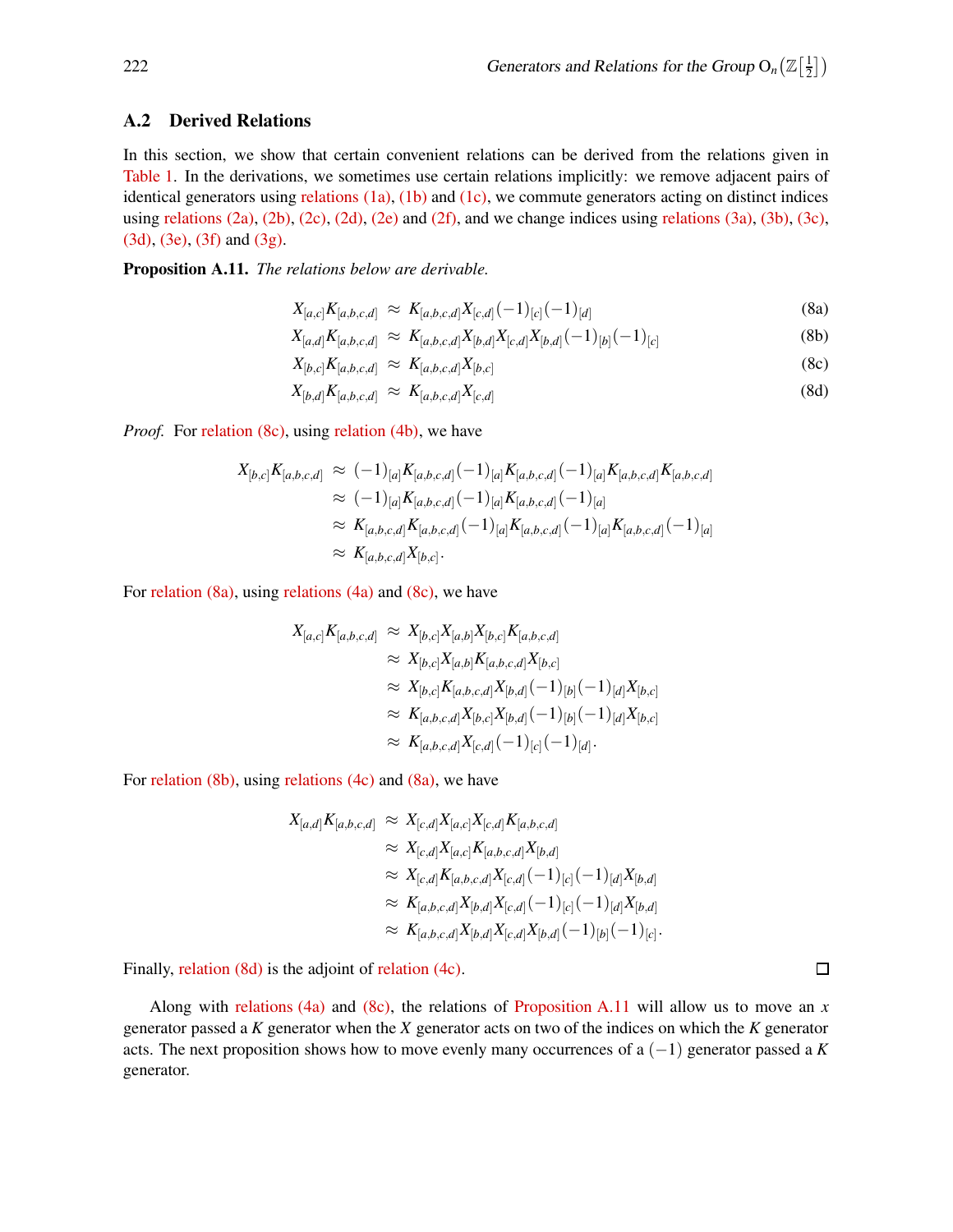## A.2 Derived Relations

In this section, we show that certain convenient relations can be derived from the relations given in Table 1. In the derivations, we sometimes use certain relations implicitly: we remove adjacent pairs of identical generators using relations (1a), (1b) and (1c), we commute generators acting on distinct indices using relations (2a), (2b), (2c), (2d), (2e) and (2f), and we change indices using relations (3a), (3b), (3c), (3d), (3e), (3f) and (3g).

**Proposition A.11.** *The relations below are derivable.*

$$X_{[a,c]}K_{[a,b,c,d]} \approx K_{[a,b,c,d]}X_{[c,d]}(-1)_{[c]}(-1)_{[d]} \tag{8a}$$

$$X_{[a,d]}K_{[a,b,c,d]} \approx K_{[a,b,c,d]}X_{[b,d]}X_{[c,d]}X_{[b,d]}(-1)_{[b]}(-1)_{[c]} \tag{8b}$$

$$X_{[b,c]}K_{[a,b,c,d]} \approx K_{[a,b,c,d]}X_{[b,c]} \tag{8c}$$

$$X_{[b,d]}K_{[a,b,c,d]} \approx K_{[a,b,c,d]}X_{[c,d]} \tag{8d}$$

*Proof.* For relation (8c), using relation (4b), we have

$$\begin{aligned}
X_{[b,c]}K_{[a,b,c,d]} &\approx (-1)_{[a]}K_{[a,b,c,d]}(-1)_{[a]}K_{[a,b,c,d]}(-1)_{[a]}K_{[a,b,c,d]}K_{[a,b,c,d]} \\
&\approx (-1)_{[a]}K_{[a,b,c,d]}(-1)_{[a]}K_{[a,b,c,d]}(-1)_{[a]} \\
&\approx K_{[a,b,c,d]}K_{[a,b,c,d]}(-1)_{[a]}K_{[a,b,c,d]}(-1)_{[a]}K_{[a,b,c,d]}(-1)_{[a]} \\
&\approx K_{[a,b,c,d]}X_{[b,c]}.
\end{aligned}$$

For relation (8a), using relations (4a) and (8c), we have

$$\begin{aligned}
X_{[a,c]}K_{[a,b,c,d]} &\approx X_{[b,c]}X_{[a,b]}X_{[b,c]}K_{[a,b,c,d]} \\
&\approx X_{[b,c]}X_{[a,b]}K_{[a,b,c,d]}X_{[b,c]} \\
&\approx X_{[b,c]}K_{[a,b,c,d]}X_{[b,d]}(-1)_{[b]}(-1)_{[d]}X_{[b,c]} \\
&\approx K_{[a,b,c,d]}X_{[b,c]}X_{[b,d]}(-1)_{[b]}(-1)_{[d]}X_{[b,c]} \\
&\approx K_{[a,b,c,d]}X_{[c,d]}(-1)_{[c]}(-1)_{[d]}.
\end{aligned}$$

For relation (8b), using relations (4c) and (8a), we have

$$\begin{aligned}
X_{[a,d]}K_{[a,b,c,d]} &\approx X_{[c,d]}X_{[a,c]}X_{[c,d]}K_{[a,b,c,d]} \\
&\approx X_{[c,d]}X_{[a,c]}K_{[a,b,c,d]}X_{[b,d]} \\
&\approx X_{[c,d]}K_{[a,b,c,d]}X_{[c,d]}(-1)_{[c]}(-1)_{[d]}X_{[b,d]} \\
&\approx K_{[a,b,c,d]}X_{[b,d]}X_{[c,d]}(-1)_{[c]}(-1)_{[d]}X_{[b,d]} \\
&\approx K_{[a,b,c,d]}X_{[b,d]}X_{[c,d]}X_{[b,d]}(-1)_{[b]}(-1)_{[c]}.
\end{aligned}$$

Finally, relation (8d) is the adjoint of relation (4c). □

Along with relations (4a) and (8c), the relations of Proposition A.11 will allow us to move an $x$ generator passed a $K$ generator when the $X$ generator acts on two of the indices on which the $K$ generator acts. The next proposition shows how to move evenly many occurrences of a $(-1)$ generator passed a $K$ generator.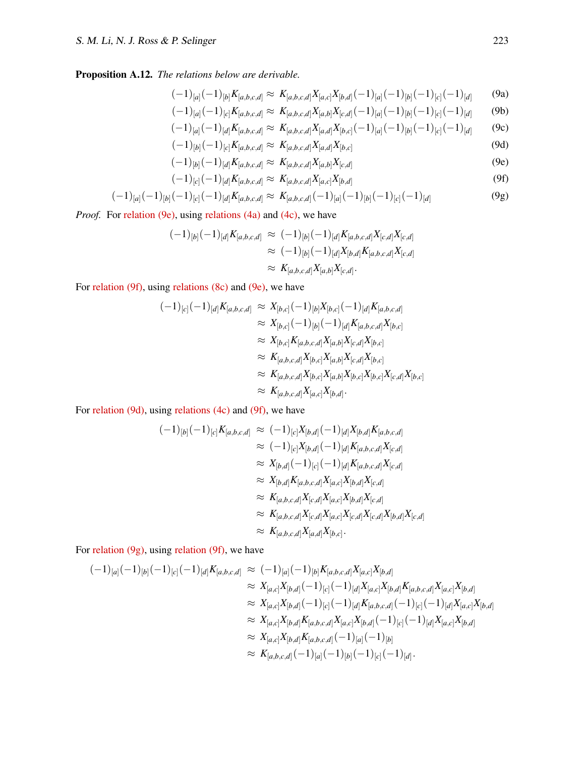**Proposition A.12.** *The relations below are derivable.*

$$(-1)_{[a]}(-1)_{[b]}K_{[a,b,c,d]} \approx K_{[a,b,c,d]}X_{[a,c]}X_{[b,d]}(-1)_{[a]}(-1)_{[b]}(-1)_{[c]}(-1)_{[d]} \tag{9a}$$

$$(-1)_{[a]}(-1)_{[c]}K_{[a,b,c,d]} \approx K_{[a,b,c,d]}X_{[a,b]}X_{[c,d]}(-1)_{[a]}(-1)_{[b]}(-1)_{[c]}(-1)_{[d]} \tag{9b}$$

$$(-1)_{[a]}(-1)_{[d]}K_{[a,b,c,d]} \approx K_{[a,b,c,d]}X_{[a,d]}X_{[b,c]}(-1)_{[a]}(-1)_{[b]}(-1)_{[c]}(-1)_{[d]} \tag{9c}$$

$$(-1)_{[b]}(-1)_{[c]}K_{[a,b,c,d]} \approx K_{[a,b,c,d]}X_{[a,d]}X_{[b,c]} \tag{9d}$$

$$(-1)_{[b]}(-1)_{[d]}K_{[a,b,c,d]} \approx K_{[a,b,c,d]}X_{[a,b]}X_{[c,d]} \tag{9e}$$

$$(-1)_{[c]}(-1)_{[d]}K_{[a,b,c,d]} \approx K_{[a,b,c,d]}X_{[a,c]}X_{[b,d]} \tag{9f}$$

$$(-1)_{[a]}(-1)_{[b]}(-1)_{[c]}(-1)_{[d]}K_{[a,b,c,d]} \approx K_{[a,b,c,d]}(-1)_{[a]}(-1)_{[b]}(-1)_{[c]}(-1)_{[d]} \tag{9g}$$

*Proof.* For relation (9e), using relations (4a) and (4c), we have

$$\begin{aligned}
(-1)_{[b]}(-1)_{[d]}K_{[a,b,c,d]} &\approx (-1)_{[b]}(-1)_{[d]}K_{[a,b,c,d]}X_{[c,d]}X_{[c,d]} \\
&\approx (-1)_{[b]}(-1)_{[d]}X_{[b,d]}K_{[a,b,c,d]}X_{[c,d]} \\
&\approx K_{[a,b,c,d]}X_{[a,b]}X_{[c,d]}.
\end{aligned}$$

For relation (9f), using relations (8c) and (9e), we have

$$\begin{aligned}
(-1)_{[c]}(-1)_{[d]}K_{[a,b,c,d]} &\approx X_{[b,c]}(-1)_{[b]}X_{[b,c]}(-1)_{[d]}K_{[a,b,c,d]} \\
&\approx X_{[b,c]}(-1)_{[b]}(-1)_{[d]}K_{[a,b,c,d]}X_{[b,c]} \\
&\approx X_{[b,c]}K_{[a,b,c,d]}X_{[a,b]}X_{[c,d]}X_{[b,c]} \\
&\approx K_{[a,b,c,d]}X_{[b,c]}X_{[a,b]}X_{[c,d]}X_{[b,c]} \\
&\approx K_{[a,b,c,d]}X_{[b,c]}X_{[a,b]}X_{[b,c]}X_{[b,c]}X_{[c,d]}X_{[b,c]} \\
&\approx K_{[a,b,c,d]}X_{[a,c]}X_{[b,d]}.
\end{aligned}$$

For relation (9d), using relations (4c) and (9f), we have

$$\begin{aligned}
(-1)_{[b]}(-1)_{[c]}K_{[a,b,c,d]} &\approx (-1)_{[c]}X_{[b,d]}(-1)_{[d]}X_{[b,d]}K_{[a,b,c,d]} \\
&\approx (-1)_{[c]}X_{[b,d]}(-1)_{[d]}K_{[a,b,c,d]}X_{[c,d]} \\
&\approx X_{[b,d]}(-1)_{[c]}(-1)_{[d]}K_{[a,b,c,d]}X_{[c,d]} \\
&\approx X_{[b,d]}K_{[a,b,c,d]}X_{[a,c]}X_{[b,d]}X_{[c,d]} \\
&\approx K_{[a,b,c,d]}X_{[c,d]}X_{[a,c]}X_{[b,d]}X_{[c,d]} \\
&\approx K_{[a,b,c,d]}X_{[c,d]}X_{[a,c]}X_{[c,d]}X_{[c,d]}X_{[b,d]}X_{[c,d]} \\
&\approx K_{[a,b,c,d]}X_{[a,d]}X_{[b,c]}.
\end{aligned}$$

For relation (9g), using relation (9f), we have

$$\begin{aligned}
(-1)_{[a]}(-1)_{[b]}(-1)_{[c]}(-1)_{[d]}K_{[a,b,c,d]} &\approx (-1)_{[a]}(-1)_{[b]}K_{[a,b,c,d]}X_{[a,c]}X_{[b,d]} \\
&\approx X_{[a,c]}X_{[b,d]}(-1)_{[c]}(-1)_{[d]}X_{[a,c]}X_{[b,d]}K_{[a,b,c,d]}X_{[a,c]}X_{[b,d]} \\
&\approx X_{[a,c]}X_{[b,d]}(-1)_{[c]}(-1)_{[d]}K_{[a,b,c,d]}(-1)_{[c]}(-1)_{[d]}X_{[a,c]}X_{[b,d]} \\
&\approx X_{[a,c]}X_{[b,d]}K_{[a,b,c,d]}X_{[a,c]}X_{[b,d]}(-1)_{[c]}(-1)_{[d]}X_{[a,c]}X_{[b,d]} \\
&\approx X_{[a,c]}X_{[b,d]}K_{[a,b,c,d]}(-1)_{[a]}(-1)_{[b]} \\
&\approx K_{[a,b,c,d]}(-1)_{[a]}(-1)_{[b]}(-1)_{[c]}(-1)_{[d]}.
\end{aligned}$$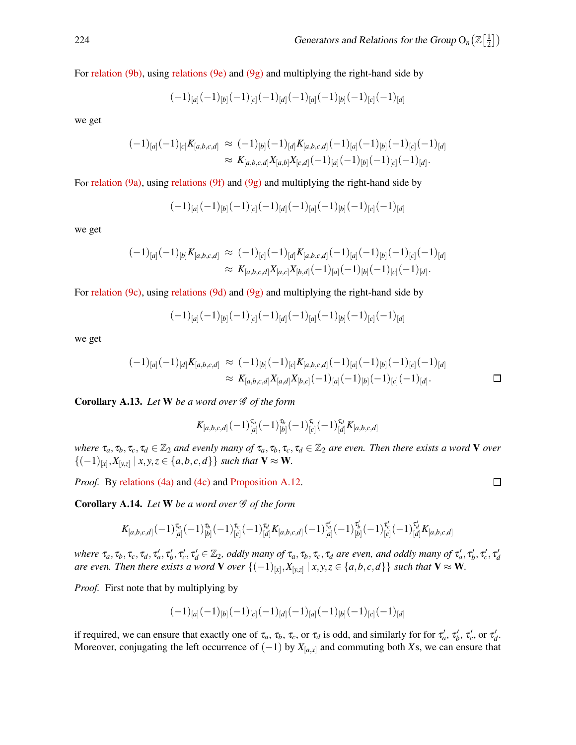For relation (9b), using relations (9e) and (9g) and multiplying the right-hand side by

$$(-1)_{[a]}(-1)_{[b]}(-1)_{[c]}(-1)_{[d]}(-1)_{[a]}(-1)_{[b]}(-1)_{[c]}(-1)_{[d]}$$

we get

$$\begin{aligned}(-1)_{[a]}(-1)_{[c]}K_{[a,b,c,d]} &\approx (-1)_{[b]}(-1)_{[d]}K_{[a,b,c,d]}(-1)_{[a]}(-1)_{[b]}(-1)_{[c]}(-1)_{[d]}\\ &\approx K_{[a,b,c,d]}X_{[a,b]}X_{[c,d]}(-1)_{[a]}(-1)_{[b]}(-1)_{[c]}(-1)_{[d]}.\end{aligned}$$

For relation (9a), using relations (9f) and (9g) and multiplying the right-hand side by

$$(-1)_{[a]}(-1)_{[b]}(-1)_{[c]}(-1)_{[d]}(-1)_{[a]}(-1)_{[b]}(-1)_{[c]}(-1)_{[d]}$$

we get

$$\begin{aligned}(-1)_{[a]}(-1)_{[b]}K_{[a,b,c,d]} &\approx (-1)_{[c]}(-1)_{[d]}K_{[a,b,c,d]}(-1)_{[a]}(-1)_{[b]}(-1)_{[c]}(-1)_{[d]}\\ &\approx K_{[a,b,c,d]}X_{[a,c]}X_{[b,d]}(-1)_{[a]}(-1)_{[b]}(-1)_{[c]}(-1)_{[d]}.\end{aligned}$$

For relation (9c), using relations (9d) and (9g) and multiplying the right-hand side by

$$(-1)_{[a]}(-1)_{[b]}(-1)_{[c]}(-1)_{[d]}(-1)_{[a]}(-1)_{[b]}(-1)_{[c]}(-1)_{[d]}$$

we get

$$\begin{aligned}(-1)_{[a]}(-1)_{[d]}K_{[a,b,c,d]} &\approx (-1)_{[b]}(-1)_{[c]}K_{[a,b,c,d]}(-1)_{[a]}(-1)_{[b]}(-1)_{[c]}(-1)_{[d]}\\ &\approx K_{[a,b,c,d]}X_{[a,d]}X_{[b,c]}(-1)_{[a]}(-1)_{[b]}(-1)_{[c]}(-1)_{[d]}.\end{aligned}$$

□

**Corollary A.13.** *Let* $\mathbf{W}$ *be a word over* $\mathscr{G}$ *of the form*

$$K_{[a,b,c,d]}(-1)^{\tau_a}_{[a]}(-1)^{\tau_b}_{[b]}(-1)^{\tau_c}_{[c]}(-1)^{\tau_d}_{[d]}K_{[a,b,c,d]}$$

*where* $\tau_a,\tau_b,\tau_c,\tau_d\in\mathbb{Z}_2$ *and evenly many of* $\tau_a,\tau_b,\tau_c,\tau_d\in\mathbb{Z}_2$ *are even. Then there exists a word* $\mathbf{V}$ *over* $\{(-1)_{[x]},X_{[y,z]}\mid x,y,z\in\{a,b,c,d\}\}$ *such that* $\mathbf{V}\approx\mathbf{W}$.

*Proof.* By relations (4a) and (4c) and Proposition A.12. □

**Corollary A.14.** *Let* $\mathbf{W}$ *be a word over* $\mathscr{G}$ *of the form*

$$K_{[a,b,c,d]}(-1)^{\tau_a}_{[a]}(-1)^{\tau_b}_{[b]}(-1)^{\tau_c}_{[c]}(-1)^{\tau_d}_{[d]}K_{[a,b,c,d]}(-1)^{\tau'_a}_{[a]}(-1)^{\tau'_b}_{[b]}(-1)^{\tau'_c}_{[c]}(-1)^{\tau'_d}_{[d]}K_{[a,b,c,d]}$$

*where* $\tau_a,\tau_b,\tau_c,\tau_d,\tau'_a,\tau'_b,\tau'_c,\tau'_d\in\mathbb{Z}_2$*, oddly many of* $\tau_a,\tau_b,\tau_c,\tau_d$ *are even, and oddly many of* $\tau'_a,\tau'_b,\tau'_c,\tau'_d$ *are even. Then there exists a word* $\mathbf{V}$ *over* $\{(-1)_{[x]},X_{[y,z]}\mid x,y,z\in\{a,b,c,d\}\}$ *such that* $\mathbf{V}\approx\mathbf{W}$.

*Proof.* First note that by multiplying by

$$(-1)_{[a]}(-1)_{[b]}(-1)_{[c]}(-1)_{[d]}(-1)_{[a]}(-1)_{[b]}(-1)_{[c]}(-1)_{[d]}$$

if required, we can ensure that exactly one of $\tau_a$, $\tau_b$, $\tau_c$, or $\tau_d$ is odd, and similarly for for $\tau'_a$, $\tau'_b$, $\tau'_c$, or $\tau'_d$. Moreover, conjugating the left occurrence of $(-1)$ by $X_{[a,x]}$ and commuting both $X$s, we can ensure that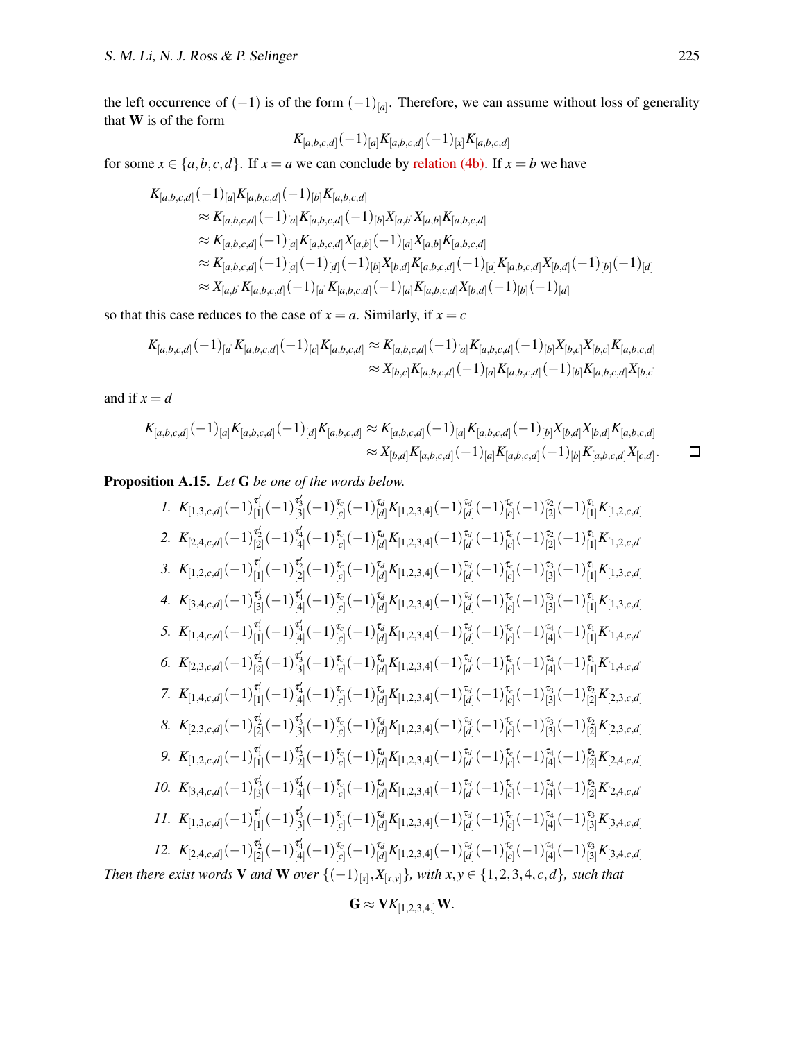the left occurrence of $(-1)$ is of the form $(-1)_{[a]}$. Therefore, we can assume without loss of generality that $\mathbf{W}$ is of the form

$$K_{[a,b,c,d]}(-1)_{[a]}K_{[a,b,c,d]}(-1)_{[x]}K_{[a,b,c,d]}$$

for some $x \in \{a,b,c,d\}$. If $x = a$ we can conclude by relation (4b). If $x = b$ we have

$$\begin{aligned}
K_{[a,b,c,d]}&(-1)_{[a]}K_{[a,b,c,d]}(-1)_{[b]}K_{[a,b,c,d]} \\
&\approx K_{[a,b,c,d]}(-1)_{[a]}K_{[a,b,c,d]}(-1)_{[b]}X_{[a,b]}X_{[a,b]}K_{[a,b,c,d]} \\
&\approx K_{[a,b,c,d]}(-1)_{[a]}K_{[a,b,c,d]}X_{[a,b]}(-1)_{[a]}X_{[a,b]}K_{[a,b,c,d]} \\
&\approx K_{[a,b,c,d]}(-1)_{[a]}(-1)_{[d]}(-1)_{[b]}X_{[b,d]}K_{[a,b,c,d]}(-1)_{[a]}K_{[a,b,c,d]}X_{[b,d]}(-1)_{[b]}(-1)_{[d]} \\
&\approx X_{[a,b]}K_{[a,b,c,d]}(-1)_{[a]}K_{[a,b,c,d]}(-1)_{[a]}K_{[a,b,c,d]}X_{[b,d]}(-1)_{[b]}(-1)_{[d]}
\end{aligned}$$

so that this case reduces to the case of $x = a$. Similarly, if $x = c$

$$\begin{aligned}
K_{[a,b,c,d]}(-1)_{[a]}K_{[a,b,c,d]}(-1)_{[c]}K_{[a,b,c,d]} &\approx K_{[a,b,c,d]}(-1)_{[a]}K_{[a,b,c,d]}(-1)_{[b]}X_{[b,c]}X_{[b,c]}K_{[a,b,c,d]} \\
&\approx X_{[b,c]}K_{[a,b,c,d]}(-1)_{[a]}K_{[a,b,c,d]}(-1)_{[b]}K_{[a,b,c,d]}X_{[b,c]}
\end{aligned}$$

and if $x = d$

$$\begin{aligned}
K_{[a,b,c,d]}(-1)_{[a]}K_{[a,b,c,d]}(-1)_{[d]}K_{[a,b,c,d]} &\approx K_{[a,b,c,d]}(-1)_{[a]}K_{[a,b,c,d]}(-1)_{[b]}X_{[b,d]}X_{[b,d]}K_{[a,b,c,d]} \\
&\approx X_{[b,d]}K_{[a,b,c,d]}(-1)_{[a]}K_{[a,b,c,d]}(-1)_{[b]}K_{[a,b,c,d]}X_{[c,d]}.
\end{aligned}$$

□

**Proposition A.15.** *Let* $\mathbf{G}$ *be one of the words below.*

1. $K_{[1,3,c,d]}(-1)_{[1]}^{\tau_1'}(-1)_{[3]}^{\tau_3'}(-1)_{[c]}^{\tau_c}(-1)_{[d]}^{\tau_d}K_{[1,2,3,4]}(-1)_{[d]}^{\tau_d}(-1)_{[c]}^{\tau_c}(-1)_{[2]}^{\tau_2}(-1)_{[1]}^{\tau_1}K_{[1,2,c,d]}$
2. $K_{[2,4,c,d]}(-1)_{[2]}^{\tau_2'}(-1)_{[4]}^{\tau_4'}(-1)_{[c]}^{\tau_c}(-1)_{[d]}^{\tau_d}K_{[1,2,3,4]}(-1)_{[d]}^{\tau_d}(-1)_{[c]}^{\tau_c}(-1)_{[2]}^{\tau_2}(-1)_{[1]}^{\tau_1}K_{[1,2,c,d]}$
3. $K_{[1,2,c,d]}(-1)_{[1]}^{\tau_1'}(-1)_{[2]}^{\tau_2'}(-1)_{[c]}^{\tau_c}(-1)_{[d]}^{\tau_d}K_{[1,2,3,4]}(-1)_{[d]}^{\tau_d}(-1)_{[c]}^{\tau_c}(-1)_{[3]}^{\tau_3}(-1)_{[1]}^{\tau_1}K_{[1,3,c,d]}$
4. $K_{[3,4,c,d]}(-1)_{[3]}^{\tau_3'}(-1)_{[4]}^{\tau_4'}(-1)_{[c]}^{\tau_c}(-1)_{[d]}^{\tau_d}K_{[1,2,3,4]}(-1)_{[d]}^{\tau_d}(-1)_{[c]}^{\tau_c}(-1)_{[3]}^{\tau_3}(-1)_{[1]}^{\tau_1}K_{[1,3,c,d]}$
5. $K_{[1,4,c,d]}(-1)_{[1]}^{\tau_1'}(-1)_{[4]}^{\tau_4'}(-1)_{[c]}^{\tau_c}(-1)_{[d]}^{\tau_d}K_{[1,2,3,4]}(-1)_{[d]}^{\tau_d}(-1)_{[c]}^{\tau_c}(-1)_{[4]}^{\tau_4}(-1)_{[1]}^{\tau_1}K_{[1,4,c,d]}$
6. $K_{[2,3,c,d]}(-1)_{[2]}^{\tau_2'}(-1)_{[3]}^{\tau_3'}(-1)_{[c]}^{\tau_c}(-1)_{[d]}^{\tau_d}K_{[1,2,3,4]}(-1)_{[d]}^{\tau_d}(-1)_{[c]}^{\tau_c}(-1)_{[4]}^{\tau_4}(-1)_{[1]}^{\tau_1}K_{[1,4,c,d]}$
7. $K_{[1,4,c,d]}(-1)_{[1]}^{\tau_1'}(-1)_{[4]}^{\tau_4'}(-1)_{[c]}^{\tau_c}(-1)_{[d]}^{\tau_d}K_{[1,2,3,4]}(-1)_{[d]}^{\tau_d}(-1)_{[c]}^{\tau_c}(-1)_{[3]}^{\tau_3}(-1)_{[2]}^{\tau_2}K_{[2,3,c,d]}$
8. $K_{[2,3,c,d]}(-1)_{[2]}^{\tau_2'}(-1)_{[3]}^{\tau_3'}(-1)_{[c]}^{\tau_c}(-1)_{[d]}^{\tau_d}K_{[1,2,3,4]}(-1)_{[d]}^{\tau_d}(-1)_{[c]}^{\tau_c}(-1)_{[3]}^{\tau_3}(-1)_{[2]}^{\tau_2}K_{[2,3,c,d]}$
9. $K_{[1,2,c,d]}(-1)_{[1]}^{\tau_1'}(-1)_{[2]}^{\tau_2'}(-1)_{[c]}^{\tau_c}(-1)_{[d]}^{\tau_d}K_{[1,2,3,4]}(-1)_{[d]}^{\tau_d}(-1)_{[c]}^{\tau_c}(-1)_{[4]}^{\tau_4}(-1)_{[2]}^{\tau_2}K_{[2,4,c,d]}$
10. $K_{[3,4,c,d]}(-1)_{[3]}^{\tau_3'}(-1)_{[4]}^{\tau_4'}(-1)_{[c]}^{\tau_c}(-1)_{[d]}^{\tau_d}K_{[1,2,3,4]}(-1)_{[d]}^{\tau_d}(-1)_{[c]}^{\tau_c}(-1)_{[4]}^{\tau_4}(-1)_{[2]}^{\tau_2}K_{[2,4,c,d]}$
11. $K_{[1,3,c,d]}(-1)_{[1]}^{\tau_1'}(-1)_{[3]}^{\tau_3'}(-1)_{[c]}^{\tau_c}(-1)_{[d]}^{\tau_d}K_{[1,2,3,4]}(-1)_{[d]}^{\tau_d}(-1)_{[c]}^{\tau_c}(-1)_{[4]}^{\tau_4}(-1)_{[3]}^{\tau_3}K_{[3,4,c,d]}$
12. $K_{[2,4,c,d]}(-1)_{[2]}^{\tau_2'}(-1)_{[4]}^{\tau_4'}(-1)_{[c]}^{\tau_c}(-1)_{[d]}^{\tau_d}K_{[1,2,3,4]}(-1)_{[d]}^{\tau_d}(-1)_{[c]}^{\tau_c}(-1)_{[4]}^{\tau_4}(-1)_{[3]}^{\tau_3}K_{[3,4,c,d]}$

*Then there exist words* $\mathbf{V}$ *and* $\mathbf{W}$ *over* $\{(-1)_{[x]}, X_{[x,y]}\}$*, with* $x,y \in \{1,2,3,4,c,d\}$*, such that*

$$\mathbf{G} \approx \mathbf{V}K_{[1,2,3,4,]}\mathbf{W}.$$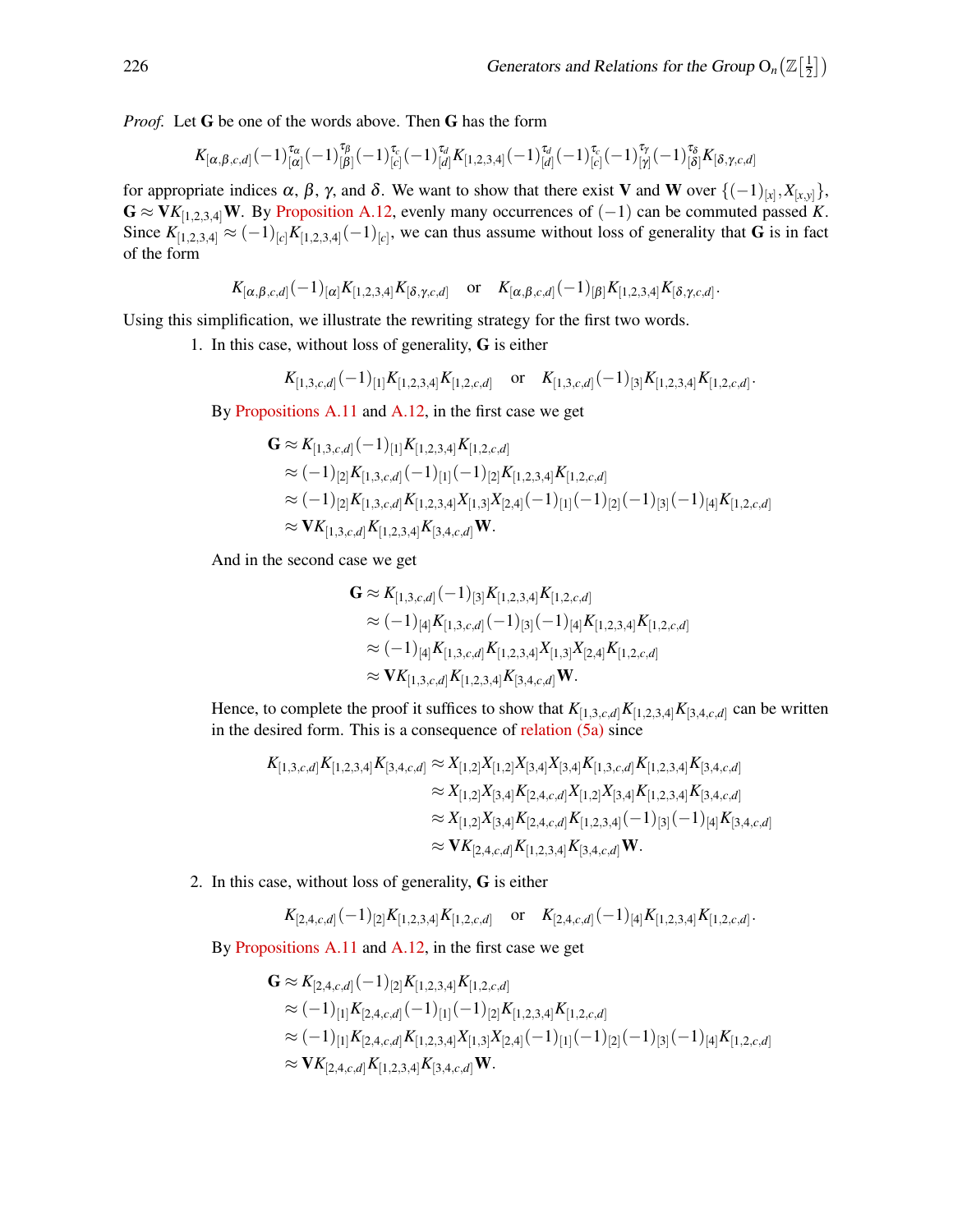*Proof.* Let $\mathbf{G}$ be one of the words above. Then $\mathbf{G}$ has the form

$$K_{[\alpha,\beta,c,d]}(-1)_{[\alpha]}^{\tau_\alpha}(-1)_{[\beta]}^{\tau_\beta}(-1)_{[c]}^{\tau_c}(-1)_{[d]}^{\tau_d}K_{[1,2,3,4]}(-1)_{[d]}^{\tau_d}(-1)_{[c]}^{\tau_c}(-1)_{[\gamma]}^{\tau_\gamma}(-1)_{[\delta]}^{\tau_\delta}K_{[\delta,\gamma,c,d]}$$

for appropriate indices $\alpha$, $\beta$, $\gamma$, and $\delta$. We want to show that there exist $\mathbf{V}$ and $\mathbf{W}$ over $\{(-1)_{[x]}, X_{[x,y]}\}$, $\mathbf{G} \approx \mathbf{V}K_{[1,2,3,4]}\mathbf{W}$. By Proposition A.12, evenly many occurrences of $(-1)$ can be commuted passed $K$. Since $K_{[1,2,3,4]} \approx (-1)_{[c]}K_{[1,2,3,4]}(-1)_{[c]}$, we can thus assume without loss of generality that $\mathbf{G}$ is in fact of the form

$$K_{[\alpha,\beta,c,d]}(-1)_{[\alpha]}K_{[1,2,3,4]}K_{[\delta,\gamma,c,d]} \quad \text{or} \quad K_{[\alpha,\beta,c,d]}(-1)_{[\beta]}K_{[1,2,3,4]}K_{[\delta,\gamma,c,d]}.$$

Using this simplification, we illustrate the rewriting strategy for the first two words.

1. In this case, without loss of generality, $\mathbf{G}$ is either

$$K_{[1,3,c,d]}(-1)_{[1]}K_{[1,2,3,4]}K_{[1,2,c,d]} \quad \text{or} \quad K_{[1,3,c,d]}(-1)_{[3]}K_{[1,2,3,4]}K_{[1,2,c,d]}.$$

By Propositions A.11 and A.12, in the first case we get

$$\begin{aligned}
\mathbf{G} &\approx K_{[1,3,c,d]}(-1)_{[1]}K_{[1,2,3,4]}K_{[1,2,c,d]} \\
&\approx (-1)_{[2]}K_{[1,3,c,d]}(-1)_{[1]}(-1)_{[2]}K_{[1,2,3,4]}K_{[1,2,c,d]} \\
&\approx (-1)_{[2]}K_{[1,3,c,d]}K_{[1,2,3,4]}X_{[1,3]}X_{[2,4]}(-1)_{[1]}(-1)_{[2]}(-1)_{[3]}(-1)_{[4]}K_{[1,2,c,d]} \\
&\approx \mathbf{V}K_{[1,3,c,d]}K_{[1,2,3,4]}K_{[3,4,c,d]}\mathbf{W}.
\end{aligned}$$

And in the second case we get

$$\begin{aligned}
\mathbf{G} &\approx K_{[1,3,c,d]}(-1)_{[3]}K_{[1,2,3,4]}K_{[1,2,c,d]} \\
&\approx (-1)_{[4]}K_{[1,3,c,d]}(-1)_{[3]}(-1)_{[4]}K_{[1,2,3,4]}K_{[1,2,c,d]} \\
&\approx (-1)_{[4]}K_{[1,3,c,d]}K_{[1,2,3,4]}X_{[1,3]}X_{[2,4]}K_{[1,2,c,d]} \\
&\approx \mathbf{V}K_{[1,3,c,d]}K_{[1,2,3,4]}K_{[3,4,c,d]}\mathbf{W}.
\end{aligned}$$

Hence, to complete the proof it suffices to show that $K_{[1,3,c,d]}K_{[1,2,3,4]}K_{[3,4,c,d]}$ can be written in the desired form. This is a consequence of relation (5a) since

$$\begin{aligned}
K_{[1,3,c,d]}K_{[1,2,3,4]}K_{[3,4,c,d]} &\approx X_{[1,2]}X_{[1,2]}X_{[3,4]}X_{[3,4]}K_{[1,3,c,d]}K_{[1,2,3,4]}K_{[3,4,c,d]} \\
&\approx X_{[1,2]}X_{[3,4]}K_{[2,4,c,d]}X_{[1,2]}X_{[3,4]}K_{[1,2,3,4]}K_{[3,4,c,d]} \\
&\approx X_{[1,2]}X_{[3,4]}K_{[2,4,c,d]}K_{[1,2,3,4]}(-1)_{[3]}(-1)_{[4]}K_{[3,4,c,d]} \\
&\approx \mathbf{V}K_{[2,4,c,d]}K_{[1,2,3,4]}K_{[3,4,c,d]}\mathbf{W}.
\end{aligned}$$

2. In this case, without loss of generality, $\mathbf{G}$ is either

$$K_{[2,4,c,d]}(-1)_{[2]}K_{[1,2,3,4]}K_{[1,2,c,d]} \quad \text{or} \quad K_{[2,4,c,d]}(-1)_{[4]}K_{[1,2,3,4]}K_{[1,2,c,d]}.$$

By Propositions A.11 and A.12, in the first case we get

$$\begin{aligned}
\mathbf{G} &\approx K_{[2,4,c,d]}(-1)_{[2]}K_{[1,2,3,4]}K_{[1,2,c,d]} \\
&\approx (-1)_{[1]}K_{[2,4,c,d]}(-1)_{[1]}(-1)_{[2]}K_{[1,2,3,4]}K_{[1,2,c,d]} \\
&\approx (-1)_{[1]}K_{[2,4,c,d]}K_{[1,2,3,4]}X_{[1,3]}X_{[2,4]}(-1)_{[1]}(-1)_{[2]}(-1)_{[3]}(-1)_{[4]}K_{[1,2,c,d]} \\
&\approx \mathbf{V}K_{[2,4,c,d]}K_{[1,2,3,4]}K_{[3,4,c,d]}\mathbf{W}.
\end{aligned}$$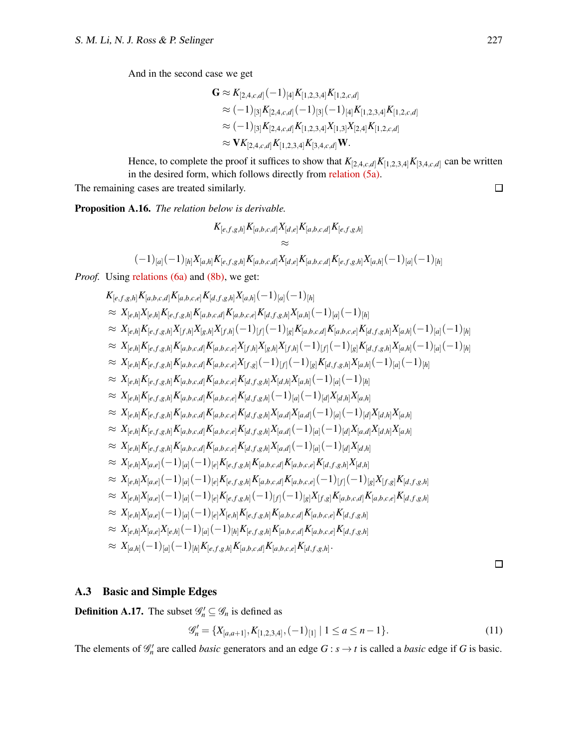And in the second case we get

$$
\begin{aligned}
\mathbf{G} &\approx K_{[2,4,c,d]}(-1)_{[4]}K_{[1,2,3,4]}K_{[1,2,c,d]} \\
&\approx (-1)_{[3]}K_{[2,4,c,d]}(-1)_{[3]}(-1)_{[4]}K_{[1,2,3,4]}K_{[1,2,c,d]} \\
&\approx (-1)_{[3]}K_{[2,4,c,d]}K_{[1,2,3,4]}X_{[1,3]}X_{[2,4]}K_{[1,2,c,d]} \\
&\approx \mathbf{V}K_{[2,4,c,d]}K_{[1,2,3,4]}K_{[3,4,c,d]}\mathbf{W}.
\end{aligned}
$$

Hence, to complete the proof it suffices to show that $K_{[2,4,c,d]}K_{[1,2,3,4]}K_{[3,4,c,d]}$ can be written in the desired form, which follows directly from relation (5a).

The remaining cases are treated similarly. □

**Proposition A.16.** *The relation below is derivable.*

$$
\begin{gathered}
K_{[e,f,g,h]}K_{[a,b,c,d]}X_{[d,e]}K_{[a,b,c,d]}K_{[e,f,g,h]} \\
\approx \\
(-1)_{[a]}(-1)_{[h]}X_{[a,h]}K_{[e,f,g,h]}K_{[a,b,c,d]}X_{[d,e]}K_{[a,b,c,d]}K_{[e,f,g,h]}X_{[a,h]}(-1)_{[a]}(-1)_{[h]}
\end{gathered}
$$

*Proof.* Using relations (6a) and (8b), we get:

$$
\begin{aligned}
&K_{[e,f,g,h]}K_{[a,b,c,d]}K_{[a,b,c,e]}K_{[d,f,g,h]}X_{[a,h]}(-1)_{[a]}(-1)_{[h]} \\
\approx\ & X_{[e,h]}X_{[e,h]}K_{[e,f,g,h]}K_{[a,b,c,d]}K_{[a,b,c,e]}K_{[d,f,g,h]}X_{[a,h]}(-1)_{[a]}(-1)_{[h]} \\
\approx\ & X_{[e,h]}K_{[e,f,g,h]}X_{[f,h]}X_{[g,h]}X_{[f,h]}(-1)_{[f]}(-1)_{[g]}K_{[a,b,c,d]}K_{[a,b,c,e]}K_{[d,f,g,h]}X_{[a,h]}(-1)_{[a]}(-1)_{[h]} \\
\approx\ & X_{[e,h]}K_{[e,f,g,h]}K_{[a,b,c,d]}K_{[a,b,c,e]}X_{[f,h]}X_{[g,h]}X_{[f,h]}(-1)_{[f]}(-1)_{[g]}K_{[d,f,g,h]}X_{[a,h]}(-1)_{[a]}(-1)_{[h]} \\
\approx\ & X_{[e,h]}K_{[e,f,g,h]}K_{[a,b,c,d]}K_{[a,b,c,e]}X_{[f,g]}(-1)_{[f]}(-1)_{[g]}K_{[d,f,g,h]}X_{[a,h]}(-1)_{[a]}(-1)_{[h]} \\
\approx\ & X_{[e,h]}K_{[e,f,g,h]}K_{[a,b,c,d]}K_{[a,b,c,e]}K_{[d,f,g,h]}X_{[d,h]}X_{[a,h]}(-1)_{[a]}(-1)_{[h]} \\
\approx\ & X_{[e,h]}K_{[e,f,g,h]}K_{[a,b,c,d]}K_{[a,b,c,e]}K_{[d,f,g,h]}(-1)_{[a]}(-1)_{[d]}X_{[d,h]}X_{[a,h]} \\
\approx\ & X_{[e,h]}K_{[e,f,g,h]}K_{[a,b,c,d]}K_{[a,b,c,e]}K_{[d,f,g,h]}X_{[a,d]}X_{[a,d]}(-1)_{[a]}(-1)_{[d]}X_{[d,h]}X_{[a,h]} \\
\approx\ & X_{[e,h]}K_{[e,f,g,h]}K_{[a,b,c,d]}K_{[a,b,c,e]}K_{[d,f,g,h]}X_{[a,d]}(-1)_{[a]}(-1)_{[d]}X_{[a,d]}X_{[d,h]}X_{[a,h]} \\
\approx\ & X_{[e,h]}K_{[e,f,g,h]}K_{[a,b,c,d]}K_{[a,b,c,e]}K_{[d,f,g,h]}X_{[a,d]}(-1)_{[a]}(-1)_{[d]}X_{[d,h]} \\
\approx\ & X_{[e,h]}X_{[a,e]}(-1)_{[a]}(-1)_{[e]}K_{[e,f,g,h]}K_{[a,b,c,d]}K_{[a,b,c,e]}K_{[d,f,g,h]}X_{[d,h]} \\
\approx\ & X_{[e,h]}X_{[a,e]}(-1)_{[a]}(-1)_{[e]}K_{[e,f,g,h]}K_{[a,b,c,d]}K_{[a,b,c,e]}(-1)_{[f]}(-1)_{[g]}X_{[f,g]}K_{[d,f,g,h]} \\
\approx\ & X_{[e,h]}X_{[a,e]}(-1)_{[a]}(-1)_{[e]}K_{[e,f,g,h]}(-1)_{[f]}(-1)_{[g]}X_{[f,g]}K_{[a,b,c,d]}K_{[a,b,c,e]}K_{[d,f,g,h]} \\
\approx\ & X_{[e,h]}X_{[a,e]}(-1)_{[a]}(-1)_{[e]}X_{[e,h]}K_{[e,f,g,h]}K_{[a,b,c,d]}K_{[a,b,c,e]}K_{[d,f,g,h]} \\
\approx\ & X_{[e,h]}X_{[a,e]}X_{[e,h]}(-1)_{[a]}(-1)_{[h]}K_{[e,f,g,h]}K_{[a,b,c,d]}K_{[a,b,c,e]}K_{[d,f,g,h]} \\
\approx\ & X_{[a,h]}(-1)_{[a]}(-1)_{[h]}K_{[e,f,g,h]}K_{[a,b,c,d]}K_{[a,b,c,e]}K_{[d,f,g,h]}.
\end{aligned}
$$

□

### A.3 Basic and Simple Edges

**Definition A.17.** The subset $\mathscr{G}'_n \subseteq \mathscr{G}_n$ is defined as

$$
\mathscr{G}'_n = \{X_{[a,a+1]}, K_{[1,2,3,4]}, (-1)_{[1]} \mid 1 \leq a \leq n-1\}. \tag{11}
$$

The elements of $\mathscr{G}'_n$ are called *basic* generators and an edge $G : s \to t$ is called a *basic* edge if $G$ is basic.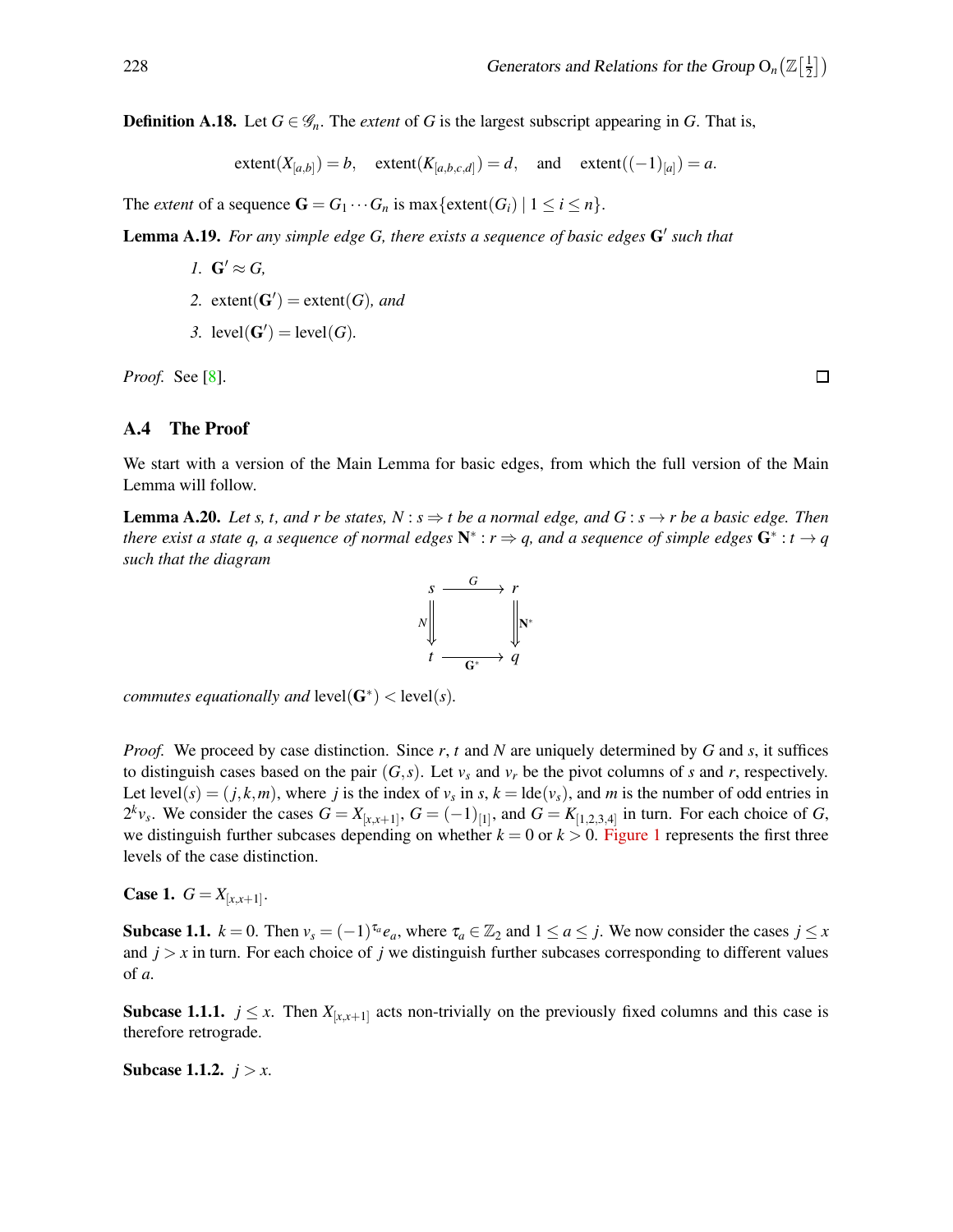**Definition A.18.** Let $G \in \mathscr{G}_n$. The *extent* of $G$ is the largest subscript appearing in $G$. That is,

$$\text{extent}(X_{[a,b]}) = b, \quad \text{extent}(K_{[a,b,c,d]}) = d, \quad \text{and} \quad \text{extent}((-1)_{[a]}) = a.$$

The *extent* of a sequence $\mathbf{G} = G_1 \cdots G_n$ is $\max\{\text{extent}(G_i) \mid 1 \leq i \leq n\}$.

**Lemma A.19.** *For any simple edge $G$, there exists a sequence of basic edges $\mathbf{G}'$ such that*

1. $\mathbf{G}' \approx G$,
2. $\text{extent}(\mathbf{G}') = \text{extent}(G)$*, and*
3. $\text{level}(\mathbf{G}') = \text{level}(G)$.

*Proof.* See [8]. □

### A.4 The Proof

We start with a version of the Main Lemma for basic edges, from which the full version of the Main Lemma will follow.

**Lemma A.20.** *Let $s$, $t$, and $r$ be states, $N : s \Rightarrow t$ be a normal edge, and $G : s \to r$ be a basic edge. Then there exist a state $q$, a sequence of normal edges $\mathbf{N}^* : r \Rightarrow q$, and a sequence of simple edges $\mathbf{G}^* : t \to q$ such that the diagram*

$$\begin{array}{ccc} s & \xrightarrow{\quad G \quad} & r \\ {\scriptstyle N}\Big\Downarrow & & \Big\Downarrow{\scriptstyle \mathbf{N}^*} \\ t & \xrightarrow[\quad \mathbf{G}^* \quad]{} & q \end{array}$$

*commutes equationally and* $\text{level}(\mathbf{G}^*) < \text{level}(s)$.

*Proof.* We proceed by case distinction. Since $r$, $t$ and $N$ are uniquely determined by $G$ and $s$, it suffices to distinguish cases based on the pair $(G,s)$. Let $v_s$ and $v_r$ be the pivot columns of $s$ and $r$, respectively. Let $\text{level}(s) = (j,k,m)$, where $j$ is the index of $v_s$ in $s$, $k = \text{lde}(v_s)$, and $m$ is the number of odd entries in $2^k v_s$. We consider the cases $G = X_{[x,x+1]}$, $G = (-1)_{[1]}$, and $G = K_{[1,2,3,4]}$ in turn. For each choice of $G$, we distinguish further subcases depending on whether $k = 0$ or $k > 0$. Figure 1 represents the first three levels of the case distinction.

**Case 1.** $G = X_{[x,x+1]}$.

**Subcase 1.1.** $k = 0$. Then $v_s = (-1)^{\tau_a} e_a$, where $\tau_a \in \mathbb{Z}_2$ and $1 \leq a \leq j$. We now consider the cases $j \leq x$ and $j > x$ in turn. For each choice of $j$ we distinguish further subcases corresponding to different values of $a$.

**Subcase 1.1.1.** $j \leq x$. Then $X_{[x,x+1]}$ acts non-trivially on the previously fixed columns and this case is therefore retrograde.

**Subcase 1.1.2.** $j > x$.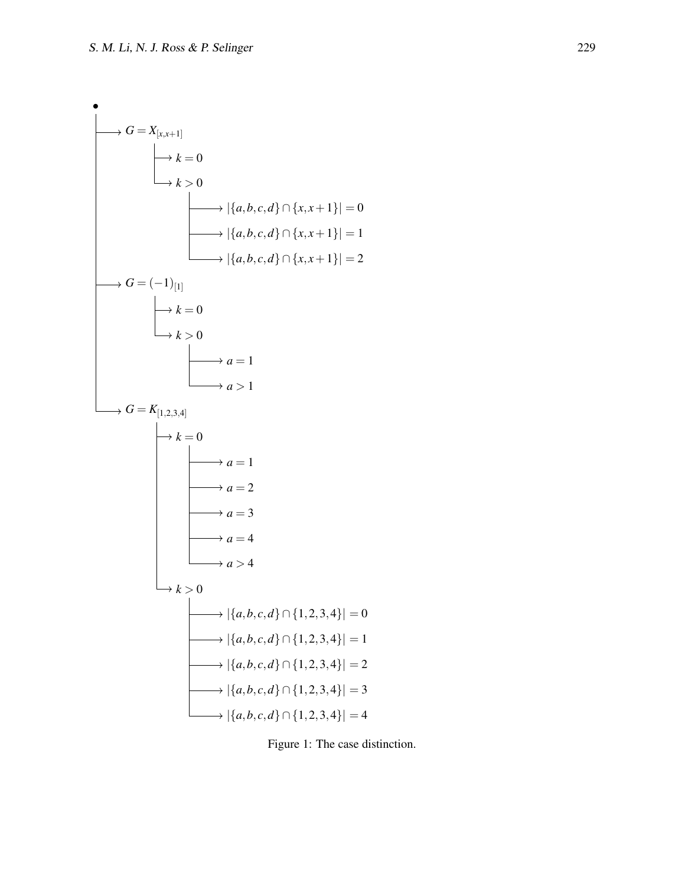- $G = X_{[x,x+1]}$
  - $k = 0$
  - $k > 0$
    - $|\{a,b,c,d\} \cap \{x,x+1\}| = 0$
    - $|\{a,b,c,d\} \cap \{x,x+1\}| = 1$
    - $|\{a,b,c,d\} \cap \{x,x+1\}| = 2$
- $G = (-1)_{[1]}$
  - $k = 0$
  - $k > 0$
    - $a = 1$
    - $a > 1$
- $G = K_{[1,2,3,4]}$
  - $k = 0$
    - $a = 1$
    - $a = 2$
    - $a = 3$
    - $a = 4$
    - $a > 4$
  - $k > 0$
    - $|\{a,b,c,d\} \cap \{1,2,3,4\}| = 0$
    - $|\{a,b,c,d\} \cap \{1,2,3,4\}| = 1$
    - $|\{a,b,c,d\} \cap \{1,2,3,4\}| = 2$
    - $|\{a,b,c,d\} \cap \{1,2,3,4\}| = 3$
    - $|\{a,b,c,d\} \cap \{1,2,3,4\}| = 4$

Figure 1: The case distinction.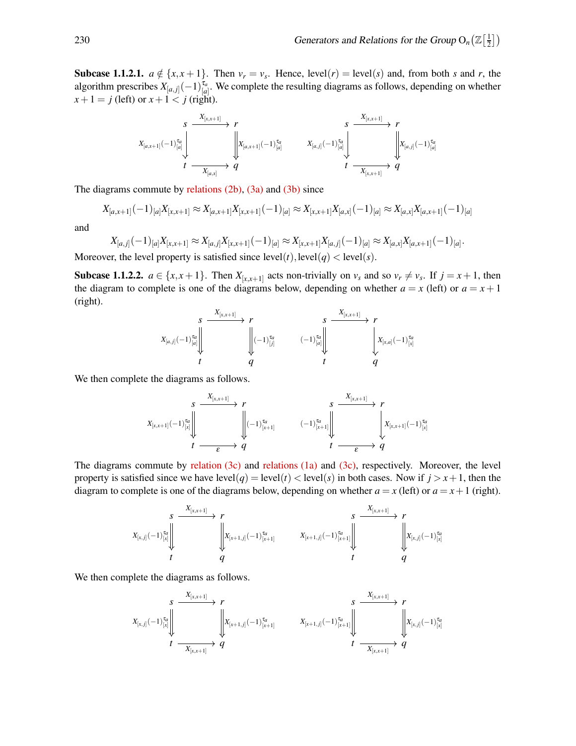**Subcase 1.1.2.1.** $a \notin \{x, x+1\}$. Then $v_r = v_s$. Hence, level$(r) =$ level$(s)$ and, from both $s$ and $r$, the algorithm prescribes $X_{[a,j]}(-1)^{\tau_a}_{[a]}$. We complete the resulting diagrams as follows, depending on whether $x+1 = j$ (left) or $x+1 < j$ (right).

$$\begin{array}{ccc} s & \xrightarrow{X_{[x,x+1]}} & r \\ {\scriptstyle X_{[a,x+1]}(-1)^{\tau_a}_{[a]}}\downarrow & & \Downarrow{\scriptstyle X_{[a,x+1]}(-1)^{\tau_a}_{[a]}} \\ t & \xrightarrow[X_{[a,x]}]{} & q \end{array} \qquad \begin{array}{ccc} s & \xrightarrow{X_{[x,x+1]}} & r \\ {\scriptstyle X_{[a,j]}(-1)^{\tau_a}_{[a]}}\downarrow & & \Downarrow{\scriptstyle X_{[a,j]}(-1)^{\tau_a}_{[a]}} \\ t & \xrightarrow[X_{[x,x+1]}]{} & q \end{array}$$

The diagrams commute by relations (2b), (3a) and (3b) since

$$X_{[a,x+1]}(-1)_{[a]}X_{[x,x+1]} \approx X_{[a,x+1]}X_{[x,x+1]}(-1)_{[a]} \approx X_{[x,x+1]}X_{[a,x]}(-1)_{[a]} \approx X_{[a,x]}X_{[a,x+1]}(-1)_{[a]}$$

and

$$X_{[a,j]}(-1)_{[a]}X_{[x,x+1]} \approx X_{[a,j]}X_{[x,x+1]}(-1)_{[a]} \approx X_{[x,x+1]}X_{[a,j]}(-1)_{[a]} \approx X_{[a,x]}X_{[a,x+1]}(-1)_{[a]}.$$

Moreover, the level property is satisfied since level$(t)$, level$(q) <$ level$(s)$.

**Subcase 1.1.2.2.** $a \in \{x, x+1\}$. Then $X_{[x,x+1]}$ acts non-trivially on $v_s$ and so $v_r \neq v_s$. If $j = x+1$, then the diagram to complete is one of the diagrams below, depending on whether $a = x$ (left) or $a = x+1$ (right).

$$\begin{array}{ccc} s & \xrightarrow{X_{[x,x+1]}} & r \\ {\scriptstyle X_{[a,j]}(-1)^{\tau_a}_{[a]}}\Downarrow & & \Downarrow{\scriptstyle (-1)^{\tau_a}_{[j]}} \\ t & & q \end{array} \qquad \begin{array}{ccc} s & \xrightarrow{X_{[x,x+1]}} & r \\ {\scriptstyle (-1)^{\tau_a}_{[a]}}\Downarrow & & \downarrow{\scriptstyle X_{[x,a]}(-1)^{\tau_a}_{[x]}} \\ t & & q \end{array}$$

We then complete the diagrams as follows.

$$\begin{array}{ccc} s & \xrightarrow{X_{[x,x+1]}} & r \\ {\scriptstyle X_{[x,x+1]}(-1)^{\tau_a}_{[x]}}\Downarrow & & \Downarrow{\scriptstyle (-1)^{\tau_a}_{[x+1]}} \\ t & \xrightarrow[\varepsilon]{} & q \end{array} \qquad \begin{array}{ccc} s & \xrightarrow{X_{[x,x+1]}} & r \\ {\scriptstyle (-1)^{\tau_a}_{[x+1]}}\Downarrow & & \downarrow{\scriptstyle X_{[x,x+1]}(-1)^{\tau_a}_{[x]}} \\ t & \xrightarrow[\varepsilon]{} & q \end{array}$$

The diagrams commute by relation (3c) and relations (1a) and (3c), respectively. Moreover, the level property is satisfied since we have level$(q) =$ level$(t) <$ level$(s)$ in both cases. Now if $j > x+1$, then the diagram to complete is one of the diagrams below, depending on whether $a = x$ (left) or $a = x+1$ (right).

$$\begin{array}{ccc} s & \xrightarrow{X_{[x,x+1]}} & r \\ {\scriptstyle X_{[x,j]}(-1)^{\tau_a}_{[x]}}\Downarrow & & \Downarrow{\scriptstyle X_{[x+1,j]}(-1)^{\tau_a}_{[x+1]}} \\ t & & q \end{array} \qquad \begin{array}{ccc} s & \xrightarrow{X_{[x,x+1]}} & r \\ {\scriptstyle X_{[x+1,j]}(-1)^{\tau_a}_{[x+1]}}\Downarrow & & \Downarrow{\scriptstyle X_{[x,j]}(-1)^{\tau_a}_{[x]}} \\ t & & q \end{array}$$

We then complete the diagrams as follows.

$$\begin{array}{ccc} s & \xrightarrow{X_{[x,x+1]}} & r \\ {\scriptstyle X_{[x,j]}(-1)^{\tau_a}_{[x]}}\Downarrow & & \Downarrow{\scriptstyle X_{[x+1,j]}(-1)^{\tau_a}_{[x+1]}} \\ t & \xrightarrow[X_{[x,x+1]}]{} & q \end{array} \qquad \begin{array}{ccc} s & \xrightarrow{X_{[x,x+1]}} & r \\ {\scriptstyle X_{[x+1,j]}(-1)^{\tau_a}_{[x+1]}}\Downarrow & & \Downarrow{\scriptstyle X_{[x,j]}(-1)^{\tau_a}_{[x]}} \\ t & \xrightarrow[X_{[x,x+1]}]{} & q \end{array}$$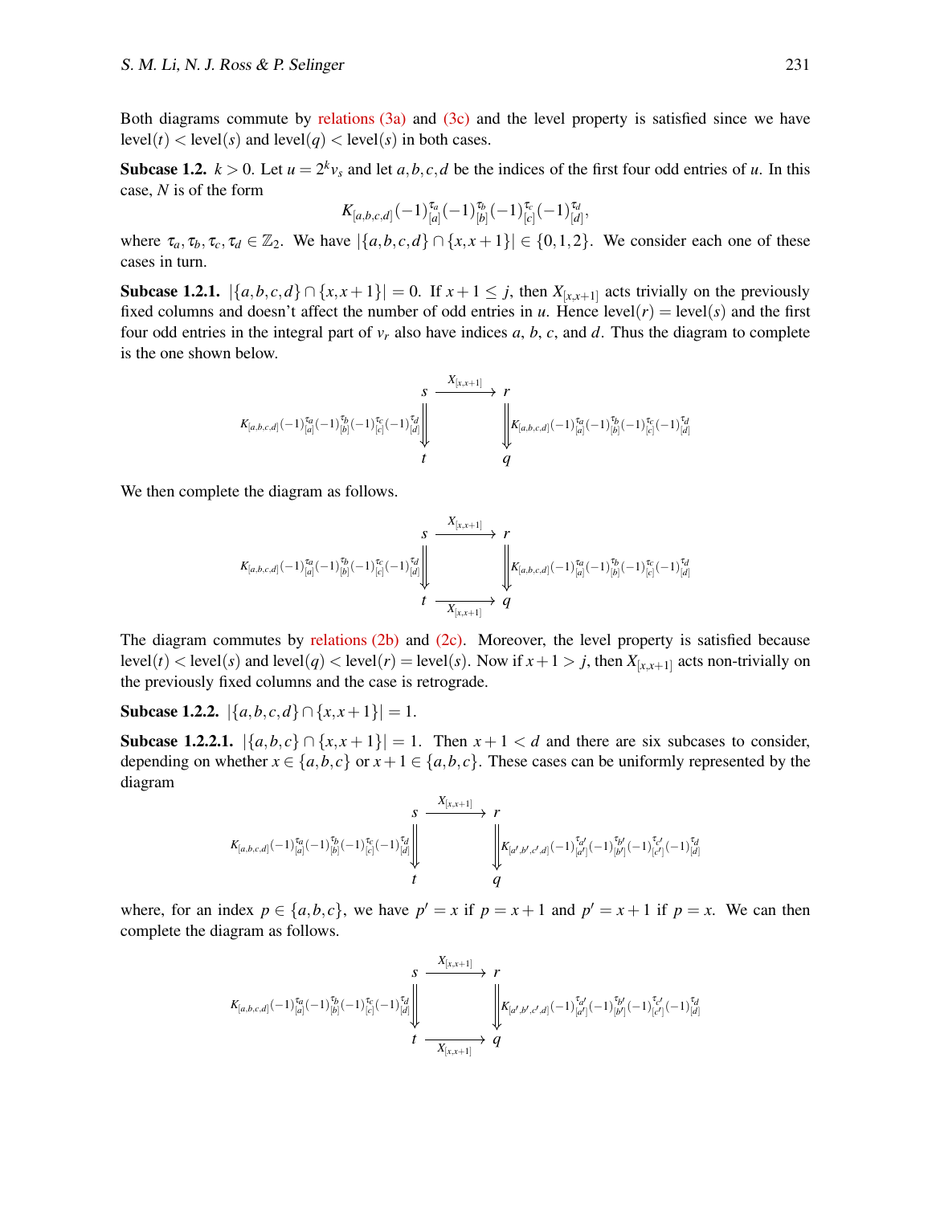Both diagrams commute by relations (3a) and (3c) and the level property is satisfied since we have $\text{level}(t) < \text{level}(s)$ and $\text{level}(q) < \text{level}(s)$ in both cases.

**Subcase 1.2.** $k > 0$. Let $u = 2^k v_s$ and let $a, b, c, d$ be the indices of the first four odd entries of $u$. In this case, $N$ is of the form

$$K_{[a,b,c,d]}(-1)^{\tau_a}_{[a]}(-1)^{\tau_b}_{[b]}(-1)^{\tau_c}_{[c]}(-1)^{\tau_d}_{[d]},$$

where $\tau_a, \tau_b, \tau_c, \tau_d \in \mathbb{Z}_2$. We have $|\{a,b,c,d\} \cap \{x, x+1\}| \in \{0,1,2\}$. We consider each one of these cases in turn.

**Subcase 1.2.1.** $|\{a,b,c,d\} \cap \{x,x+1\}| = 0$. If $x+1 \leq j$, then $X_{[x,x+1]}$ acts trivially on the previously fixed columns and doesn't affect the number of odd entries in $u$. Hence $\text{level}(r) = \text{level}(s)$ and the first four odd entries in the integral part of $v_r$ also have indices $a$, $b$, $c$, and $d$. Thus the diagram to complete is the one shown below.

$$\begin{array}{ccc} s & \xrightarrow{X_{[x,x+1]}} & r \\ {\scriptstyle K_{[a,b,c,d]}(-1)^{\tau_a}_{[a]}(-1)^{\tau_b}_{[b]}(-1)^{\tau_c}_{[c]}(-1)^{\tau_d}_{[d]}} \Downarrow & & \Downarrow {\scriptstyle K_{[a,b,c,d]}(-1)^{\tau_a}_{[a]}(-1)^{\tau_b}_{[b]}(-1)^{\tau_c}_{[c]}(-1)^{\tau_d}_{[d]}} \\ t & & q \end{array}$$

We then complete the diagram as follows.

$$\begin{array}{ccc} s & \xrightarrow{X_{[x,x+1]}} & r \\ {\scriptstyle K_{[a,b,c,d]}(-1)^{\tau_a}_{[a]}(-1)^{\tau_b}_{[b]}(-1)^{\tau_c}_{[c]}(-1)^{\tau_d}_{[d]}} \Downarrow & & \Downarrow {\scriptstyle K_{[a,b,c,d]}(-1)^{\tau_a}_{[a]}(-1)^{\tau_b}_{[b]}(-1)^{\tau_c}_{[c]}(-1)^{\tau_d}_{[d]}} \\ t & \xrightarrow[X_{[x,x+1]}]{} & q \end{array}$$

The diagram commutes by relations (2b) and (2c). Moreover, the level property is satisfied because $\text{level}(t) < \text{level}(s)$ and $\text{level}(q) < \text{level}(r) = \text{level}(s)$. Now if $x+1 > j$, then $X_{[x,x+1]}$ acts non-trivially on the previously fixed columns and the case is retrograde.

**Subcase 1.2.2.** $|\{a,b,c,d\} \cap \{x,x+1\}| = 1$.

**Subcase 1.2.2.1.** $|\{a,b,c\} \cap \{x,x+1\}| = 1$. Then $x+1 < d$ and there are six subcases to consider, depending on whether $x \in \{a,b,c\}$ or $x+1 \in \{a,b,c\}$. These cases can be uniformly represented by the diagram

$$\begin{array}{ccc} s & \xrightarrow{X_{[x,x+1]}} & r \\ {\scriptstyle K_{[a,b,c,d]}(-1)^{\tau_a}_{[a]}(-1)^{\tau_b}_{[b]}(-1)^{\tau_c}_{[c]}(-1)^{\tau_d}_{[d]}} \Downarrow & & \Downarrow {\scriptstyle K_{[a',b',c',d]}(-1)^{\tau_{a'}}_{[a']}(-1)^{\tau_{b'}}_{[b']}(-1)^{\tau_{c'}}_{[c']}(-1)^{\tau_d}_{[d]}} \\ t & & q \end{array}$$

where, for an index $p \in \{a,b,c\}$, we have $p' = x$ if $p = x+1$ and $p' = x+1$ if $p = x$. We can then complete the diagram as follows.

$$\begin{array}{ccc} s & \xrightarrow{X_{[x,x+1]}} & r \\ {\scriptstyle K_{[a,b,c,d]}(-1)^{\tau_a}_{[a]}(-1)^{\tau_b}_{[b]}(-1)^{\tau_c}_{[c]}(-1)^{\tau_d}_{[d]}} \Downarrow & & \Downarrow {\scriptstyle K_{[a',b',c',d]}(-1)^{\tau_{a'}}_{[a']}(-1)^{\tau_{b'}}_{[b']}(-1)^{\tau_{c'}}_{[c']}(-1)^{\tau_d}_{[d]}} \\ t & \xrightarrow[X_{[x,x+1]}]{} & q \end{array}$$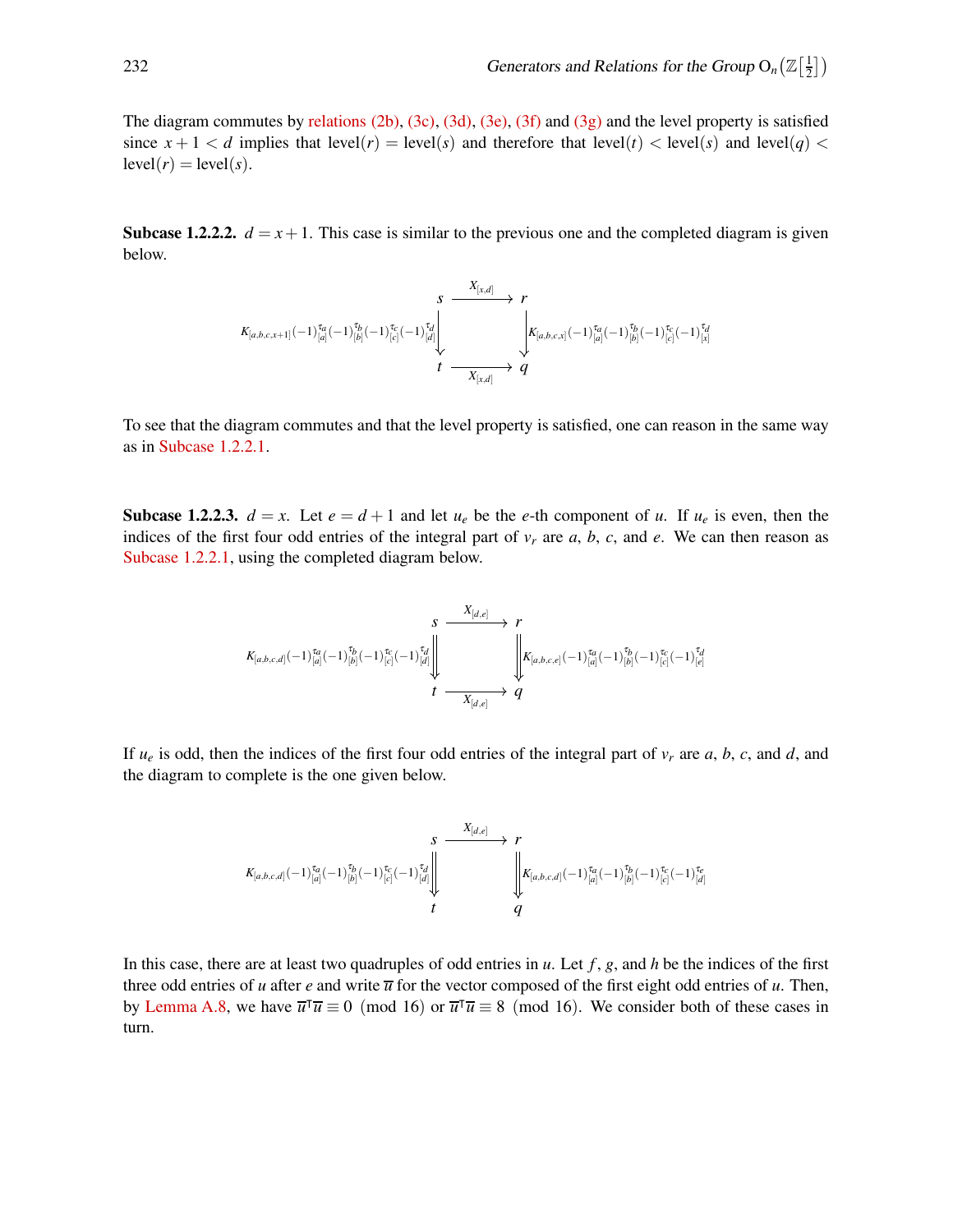The diagram commutes by relations (2b), (3c), (3d), (3e), (3f) and (3g) and the level property is satisfied since $x+1<d$ implies that $\text{level}(r)=\text{level}(s)$ and therefore that $\text{level}(t)<\text{level}(s)$ and $\text{level}(q)<\text{level}(r)=\text{level}(s)$.

**Subcase 1.2.2.2.** $d=x+1$. This case is similar to the previous one and the completed diagram is given below.

$$\begin{array}{ccc} s & \xrightarrow{X_{[x,d]}} & r \\ {\scriptstyle K_{[a,b,c,x+1]}(-1)^{\tau_a}_{[a]}(-1)^{\tau_b}_{[b]}(-1)^{\tau_c}_{[c]}(-1)^{\tau_d}_{[d]}}\big\downarrow & & \big\downarrow{\scriptstyle K_{[a,b,c,x]}(-1)^{\tau_a}_{[a]}(-1)^{\tau_b}_{[b]}(-1)^{\tau_c}_{[c]}(-1)^{\tau_d}_{[x]}} \\ t & \xrightarrow[X_{[x,d]}]{} & q \end{array}$$

To see that the diagram commutes and that the level property is satisfied, one can reason in the same way as in Subcase 1.2.2.1.

**Subcase 1.2.2.3.** $d=x$. Let $e=d+1$ and let $u_e$ be the $e$-th component of $u$. If $u_e$ is even, then the indices of the first four odd entries of the integral part of $v_r$ are $a$, $b$, $c$, and $e$. We can then reason as Subcase 1.2.2.1, using the completed diagram below.

$$\begin{array}{ccc} s & \xrightarrow{X_{[d,e]}} & r \\ {\scriptstyle K_{[a,b,c,d]}(-1)^{\tau_a}_{[a]}(-1)^{\tau_b}_{[b]}(-1)^{\tau_c}_{[c]}(-1)^{\tau_d}_{[d]}}\big\Downarrow & & \big\Downarrow{\scriptstyle K_{[a,b,c,e]}(-1)^{\tau_a}_{[a]}(-1)^{\tau_b}_{[b]}(-1)^{\tau_c}_{[c]}(-1)^{\tau_d}_{[e]}} \\ t & \xrightarrow[X_{[d,e]}]{} & q \end{array}$$

If $u_e$ is odd, then the indices of the first four odd entries of the integral part of $v_r$ are $a$, $b$, $c$, and $d$, and the diagram to complete is the one given below.

$$\begin{array}{ccc} s & \xrightarrow{X_{[d,e]}} & r \\ {\scriptstyle K_{[a,b,c,d]}(-1)^{\tau_a}_{[a]}(-1)^{\tau_b}_{[b]}(-1)^{\tau_c}_{[c]}(-1)^{\tau_d}_{[d]}}\big\Downarrow & & \big\Downarrow{\scriptstyle K_{[a,b,c,d]}(-1)^{\tau_a}_{[a]}(-1)^{\tau_b}_{[b]}(-1)^{\tau_c}_{[c]}(-1)^{\tau_e}_{[d]}} \\ t & & q \end{array}$$

In this case, there are at least two quadruples of odd entries in $u$. Let $f$, $g$, and $h$ be the indices of the first three odd entries of $u$ after $e$ and write $\overline{u}$ for the vector composed of the first eight odd entries of $u$. Then, by Lemma A.8, we have $\overline{u}^{\intercal}\overline{u}\equiv 0 \pmod{16}$ or $\overline{u}^{\intercal}\overline{u}\equiv 8 \pmod{16}$. We consider both of these cases in turn.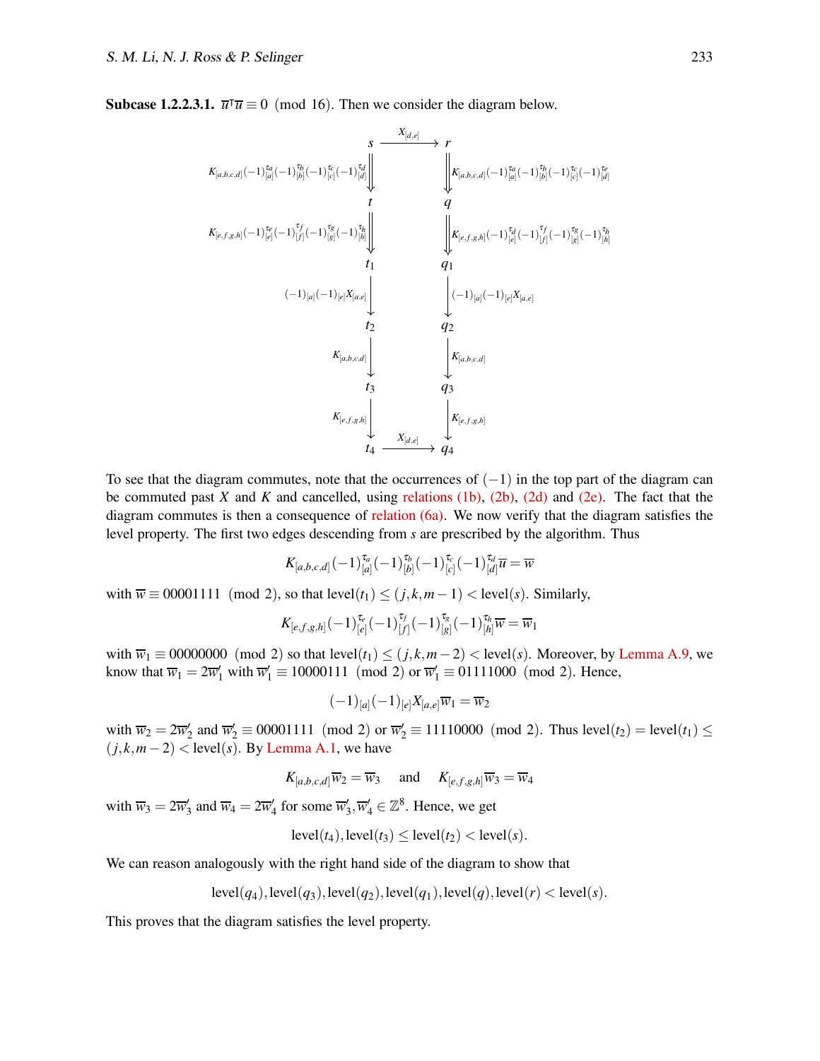**Subcase 1.2.2.3.1.** $\overline{u}^{\intercal}\overline{u} \equiv 0 \pmod{16}$. Then we consider the diagram below.

$$
\begin{array}{ccc}
s & \xrightarrow{\quad X_{[d,e]} \quad} & r \\
{\scriptstyle K_{[a,b,c,d]}(-1)^{\tau_a}_{[a]}(-1)^{\tau_b}_{[b]}(-1)^{\tau_c}_{[c]}(-1)^{\tau_d}_{[d]}} \Big\Downarrow & & \Big\Downarrow {\scriptstyle K_{[a,b,c,d]}(-1)^{\tau_a}_{[a]}(-1)^{\tau_b}_{[b]}(-1)^{\tau_c}_{[c]}(-1)^{\tau_e}_{[d]}} \\
t & & q \\
{\scriptstyle K_{[e,f,g,h]}(-1)^{\tau_e}_{[e]}(-1)^{\tau_f}_{[f]}(-1)^{\tau_g}_{[g]}(-1)^{\tau_h}_{[h]}} \Big\Downarrow & & \Big\Downarrow {\scriptstyle K_{[e,f,g,h]}(-1)^{\tau_d}_{[e]}(-1)^{\tau_f}_{[f]}(-1)^{\tau_g}_{[g]}(-1)^{\tau_h}_{[h]}} \\
t_1 & & q_1 \\
{\scriptstyle (-1)_{[a]}(-1)_{[e]}X_{[a,e]}} \Big\downarrow & & \Big\downarrow {\scriptstyle (-1)_{[a]}(-1)_{[e]}X_{[a,e]}} \\
t_2 & & q_2 \\
{\scriptstyle K_{[a,b,c,d]}} \Big\downarrow & & \Big\downarrow {\scriptstyle K_{[a,b,c,d]}} \\
t_3 & & q_3 \\
{\scriptstyle K_{[e,f,g,h]}} \Big\downarrow & & \Big\downarrow {\scriptstyle K_{[e,f,g,h]}} \\
t_4 & \xrightarrow{\quad X_{[d,e]} \quad} & q_4
\end{array}
$$

To see that the diagram commutes, note that the occurrences of $(-1)$ in the top part of the diagram can be commuted past $X$ and $K$ and cancelled, using relations (1b), (2b), (2d) and (2e). The fact that the diagram commutes is then a consequence of relation (6a). We now verify that the diagram satisfies the level property. The first two edges descending from $s$ are prescribed by the algorithm. Thus

$$K_{[a,b,c,d]}(-1)^{\tau_a}_{[a]}(-1)^{\tau_b}_{[b]}(-1)^{\tau_c}_{[c]}(-1)^{\tau_d}_{[d]}\overline{u} = \overline{w}$$

with $\overline{w} \equiv 00001111 \pmod 2$, so that $\text{level}(t_1) \leq (j,k,m-1) < \text{level}(s)$. Similarly,

$$K_{[e,f,g,h]}(-1)^{\tau_e}_{[e]}(-1)^{\tau_f}_{[f]}(-1)^{\tau_g}_{[g]}(-1)^{\tau_h}_{[h]}\overline{w} = \overline{w}_1$$

with $\overline{w}_1 \equiv 00000000 \pmod 2$ so that $\text{level}(t_1) \leq (j,k,m-2) < \text{level}(s)$. Moreover, by Lemma A.9, we know that $\overline{w}_1 = 2\overline{w}_1'$ with $\overline{w}_1' \equiv 10000111 \pmod 2$ or $\overline{w}_1' \equiv 01111000 \pmod 2$. Hence,

$$(-1)_{[a]}(-1)_{[e]}X_{[a,e]}\overline{w}_1 = \overline{w}_2$$

with $\overline{w}_2 = 2\overline{w}_2'$ and $\overline{w}_2' \equiv 00001111 \pmod 2$ or $\overline{w}_2' \equiv 11110000 \pmod 2$. Thus $\text{level}(t_2) = \text{level}(t_1) \leq (j,k,m-2) < \text{level}(s)$. By Lemma A.1, we have

$$K_{[a,b,c,d]}\overline{w}_2 = \overline{w}_3 \quad \text{ and } \quad K_{[e,f,g,h]}\overline{w}_3 = \overline{w}_4$$

with $\overline{w}_3 = 2\overline{w}_3'$ and $\overline{w}_4 = 2\overline{w}_4'$ for some $\overline{w}_3', \overline{w}_4' \in \mathbb{Z}^8$. Hence, we get

$$\text{level}(t_4), \text{level}(t_3) \leq \text{level}(t_2) < \text{level}(s).$$

We can reason analogously with the right hand side of the diagram to show that

$$\text{level}(q_4), \text{level}(q_3), \text{level}(q_2), \text{level}(q_1), \text{level}(q), \text{level}(r) < \text{level}(s).$$

This proves that the diagram satisfies the level property.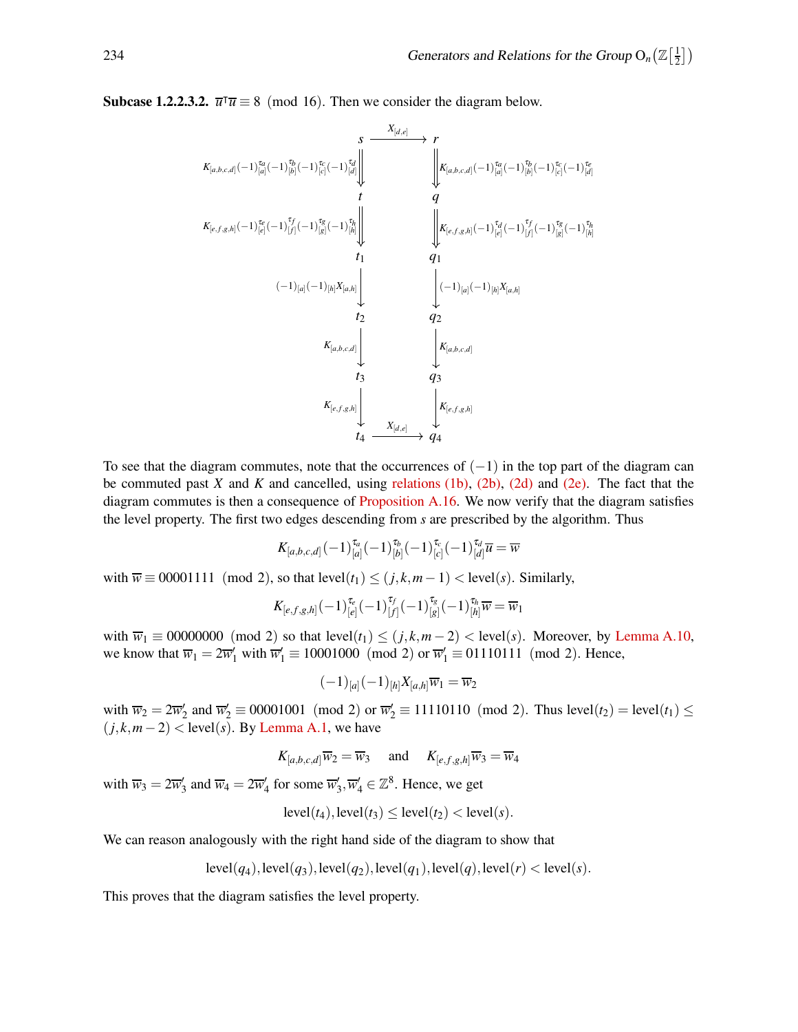**Subcase 1.2.2.3.2.** $\overline{u}^{\intercal}\overline{u} \equiv 8 \pmod{16}$. Then we consider the diagram below.

$$
\begin{array}{ccc}
s & \xrightarrow{X_{[d,e]}} & r \\
\Big\Downarrow {\scriptstyle K_{[a,b,c,d]}(-1)^{\tau_a}_{[a]}(-1)^{\tau_b}_{[b]}(-1)^{\tau_c}_{[c]}(-1)^{\tau_d}_{[d]}} & & \Big\Downarrow {\scriptstyle K_{[a,b,c,d]}(-1)^{\tau_a}_{[a]}(-1)^{\tau_b}_{[b]}(-1)^{\tau_c}_{[c]}(-1)^{\tau_e}_{[d]}} \\
t & & q \\
\Big\Downarrow {\scriptstyle K_{[e,f,g,h]}(-1)^{\tau_e}_{[e]}(-1)^{\tau_f}_{[f]}(-1)^{\tau_g}_{[g]}(-1)^{\tau_h}_{[h]}} & & \Big\Downarrow {\scriptstyle K_{[e,f,g,h]}(-1)^{\tau_d}_{[e]}(-1)^{\tau_f}_{[f]}(-1)^{\tau_g}_{[g]}(-1)^{\tau_h}_{[h]}} \\
t_1 & & q_1 \\
\Big\downarrow {\scriptstyle (-1)_{[a]}(-1)_{[h]}X_{[a,h]}} & & \Big\downarrow {\scriptstyle (-1)_{[a]}(-1)_{[h]}X_{[a,h]}} \\
t_2 & & q_2 \\
\Big\downarrow {\scriptstyle K_{[a,b,c,d]}} & & \Big\downarrow {\scriptstyle K_{[a,b,c,d]}} \\
t_3 & & q_3 \\
\Big\downarrow {\scriptstyle K_{[e,f,g,h]}} & & \Big\downarrow {\scriptstyle K_{[e,f,g,h]}} \\
t_4 & \xrightarrow{X_{[d,e]}} & q_4
\end{array}
$$

To see that the diagram commutes, note that the occurrences of $(-1)$ in the top part of the diagram can be commuted past $X$ and $K$ and cancelled, using relations (1b), (2b), (2d) and (2e). The fact that the diagram commutes is then a consequence of Proposition A.16. We now verify that the diagram satisfies the level property. The first two edges descending from $s$ are prescribed by the algorithm. Thus

$$K_{[a,b,c,d]}(-1)^{\tau_a}_{[a]}(-1)^{\tau_b}_{[b]}(-1)^{\tau_c}_{[c]}(-1)^{\tau_d}_{[d]}\overline{u} = \overline{w}$$

with $\overline{w} \equiv 00001111 \pmod 2$, so that $\text{level}(t_1) \leq (j,k,m-1) < \text{level}(s)$. Similarly,

$$K_{[e,f,g,h]}(-1)^{\tau_e}_{[e]}(-1)^{\tau_f}_{[f]}(-1)^{\tau_g}_{[g]}(-1)^{\tau_h}_{[h]}\overline{w} = \overline{w}_1$$

with $\overline{w}_1 \equiv 00000000 \pmod 2$ so that $\text{level}(t_1) \leq (j,k,m-2) < \text{level}(s)$. Moreover, by Lemma A.10, we know that $\overline{w}_1 = 2\overline{w}_1'$ with $\overline{w}_1' \equiv 10001000 \pmod 2$ or $\overline{w}_1' \equiv 01110111 \pmod 2$. Hence,

$$(-1)_{[a]}(-1)_{[h]}X_{[a,h]}\overline{w}_1 = \overline{w}_2$$

with $\overline{w}_2 = 2\overline{w}_2'$ and $\overline{w}_2' \equiv 00001001 \pmod 2$ or $\overline{w}_2' \equiv 11110110 \pmod 2$. Thus $\text{level}(t_2) = \text{level}(t_1) \leq (j,k,m-2) < \text{level}(s)$. By Lemma A.1, we have

$$K_{[a,b,c,d]}\overline{w}_2 = \overline{w}_3 \quad \text{ and } \quad K_{[e,f,g,h]}\overline{w}_3 = \overline{w}_4$$

with $\overline{w}_3 = 2\overline{w}_3'$ and $\overline{w}_4 = 2\overline{w}_4'$ for some $\overline{w}_3', \overline{w}_4' \in \mathbb{Z}^8$. Hence, we get

$$\text{level}(t_4), \text{level}(t_3) \leq \text{level}(t_2) < \text{level}(s).$$

We can reason analogously with the right hand side of the diagram to show that

$$\text{level}(q_4), \text{level}(q_3), \text{level}(q_2), \text{level}(q_1), \text{level}(q), \text{level}(r) < \text{level}(s).$$

This proves that the diagram satisfies the level property.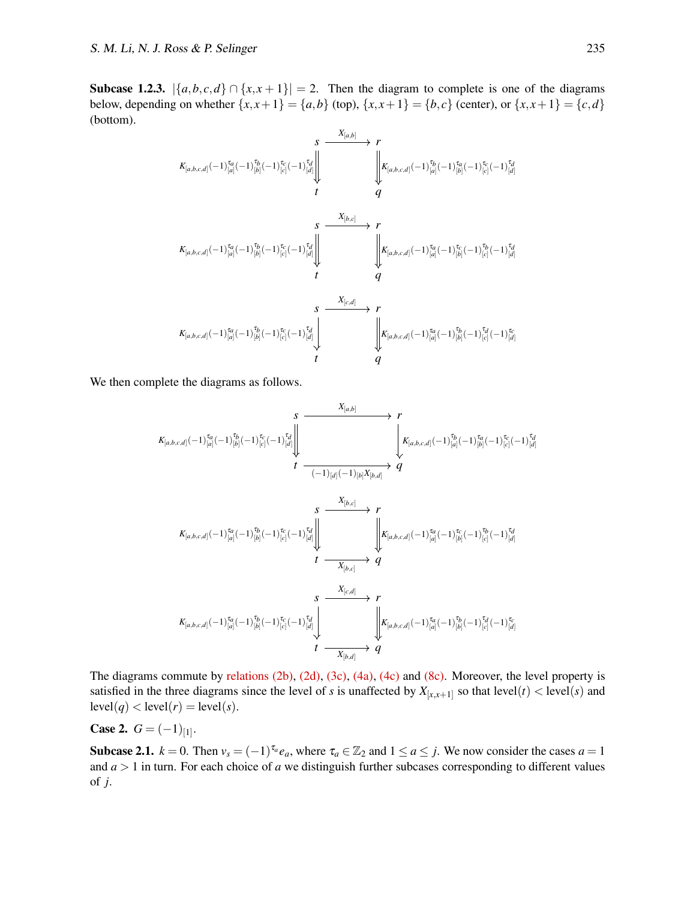**Subcase 1.2.3.** $|\{a,b,c,d\} \cap \{x,x+1\}| = 2$. Then the diagram to complete is one of the diagrams below, depending on whether $\{x,x+1\} = \{a,b\}$ (top), $\{x,x+1\} = \{b,c\}$ (center), or $\{x,x+1\} = \{c,d\}$ (bottom).

$$
\begin{array}{ccc}
s & \xrightarrow{X_{[a,b]}} & r \\
{\scriptstyle K_{[a,b,c,d]}(-1)_{[a]}^{\tau_a}(-1)_{[b]}^{\tau_b}(-1)_{[c]}^{\tau_c}(-1)_{[d]}^{\tau_d}}\Big\Downarrow & & \Big\Downarrow{\scriptstyle K_{[a,b,c,d]}(-1)_{[a]}^{\tau_b}(-1)_{[b]}^{\tau_a}(-1)_{[c]}^{\tau_c}(-1)_{[d]}^{\tau_d}} \\
t & & q
\end{array}
$$

$$
\begin{array}{ccc}
s & \xrightarrow{X_{[b,c]}} & r \\
{\scriptstyle K_{[a,b,c,d]}(-1)_{[a]}^{\tau_a}(-1)_{[b]}^{\tau_b}(-1)_{[c]}^{\tau_c}(-1)_{[d]}^{\tau_d}}\Big\Downarrow & & \Big\Downarrow{\scriptstyle K_{[a,b,c,d]}(-1)_{[a]}^{\tau_a}(-1)_{[b]}^{\tau_c}(-1)_{[c]}^{\tau_b}(-1)_{[d]}^{\tau_d}} \\
t & & q
\end{array}
$$

$$
\begin{array}{ccc}
s & \xrightarrow{X_{[c,d]}} & r \\
{\scriptstyle K_{[a,b,c,d]}(-1)_{[a]}^{\tau_a}(-1)_{[b]}^{\tau_b}(-1)_{[c]}^{\tau_c}(-1)_{[d]}^{\tau_d}}\Big\downarrow & & \Big\Downarrow{\scriptstyle K_{[a,b,c,d]}(-1)_{[a]}^{\tau_a}(-1)_{[b]}^{\tau_b}(-1)_{[c]}^{\tau_d}(-1)_{[d]}^{\tau_c}} \\
t & & q
\end{array}
$$

We then complete the diagrams as follows.

$$
\begin{array}{ccc}
s & \xrightarrow{X_{[a,b]}} & r \\
{\scriptstyle K_{[a,b,c,d]}(-1)_{[a]}^{\tau_a}(-1)_{[b]}^{\tau_b}(-1)_{[c]}^{\tau_c}(-1)_{[d]}^{\tau_d}}\Big\Downarrow & & \Big\downarrow{\scriptstyle K_{[a,b,c,d]}(-1)_{[a]}^{\tau_b}(-1)_{[b]}^{\tau_a}(-1)_{[c]}^{\tau_c}(-1)_{[d]}^{\tau_d}} \\
t & \xrightarrow[(-1)_{[d]}(-1)_{[b]}X_{[b,d]}]{} & q
\end{array}
$$

$$
\begin{array}{ccc}
s & \xrightarrow{X_{[b,c]}} & r \\
{\scriptstyle K_{[a,b,c,d]}(-1)_{[a]}^{\tau_a}(-1)_{[b]}^{\tau_b}(-1)_{[c]}^{\tau_c}(-1)_{[d]}^{\tau_d}}\Big\Downarrow & & \Big\Downarrow{\scriptstyle K_{[a,b,c,d]}(-1)_{[a]}^{\tau_a}(-1)_{[b]}^{\tau_c}(-1)_{[c]}^{\tau_b}(-1)_{[d]}^{\tau_d}} \\
t & \xrightarrow[X_{[b,c]}]{} & q
\end{array}
$$

$$
\begin{array}{ccc}
s & \xrightarrow{X_{[c,d]}} & r \\
{\scriptstyle K_{[a,b,c,d]}(-1)_{[a]}^{\tau_a}(-1)_{[b]}^{\tau_b}(-1)_{[c]}^{\tau_c}(-1)_{[d]}^{\tau_d}}\Big\downarrow & & \Big\Downarrow{\scriptstyle K_{[a,b,c,d]}(-1)_{[a]}^{\tau_a}(-1)_{[b]}^{\tau_b}(-1)_{[c]}^{\tau_d}(-1)_{[d]}^{\tau_c}} \\
t & \xrightarrow[X_{[b,d]}]{} & q
\end{array}
$$

The diagrams commute by relations (2b), (2d), (3c), (4a), (4c) and (8c). Moreover, the level property is satisfied in the three diagrams since the level of $s$ is unaffected by $X_{[x,x+1]}$ so that $\text{level}(t) < \text{level}(s)$ and $\text{level}(q) < \text{level}(r) = \text{level}(s)$.

**Case 2.** $G = (-1)_{[1]}$.

**Subcase 2.1.** $k = 0$. Then $v_s = (-1)^{\tau_a} e_a$, where $\tau_a \in \mathbb{Z}_2$ and $1 \le a \le j$. We now consider the cases $a = 1$ and $a > 1$ in turn. For each choice of $a$ we distinguish further subcases corresponding to different values of $j$.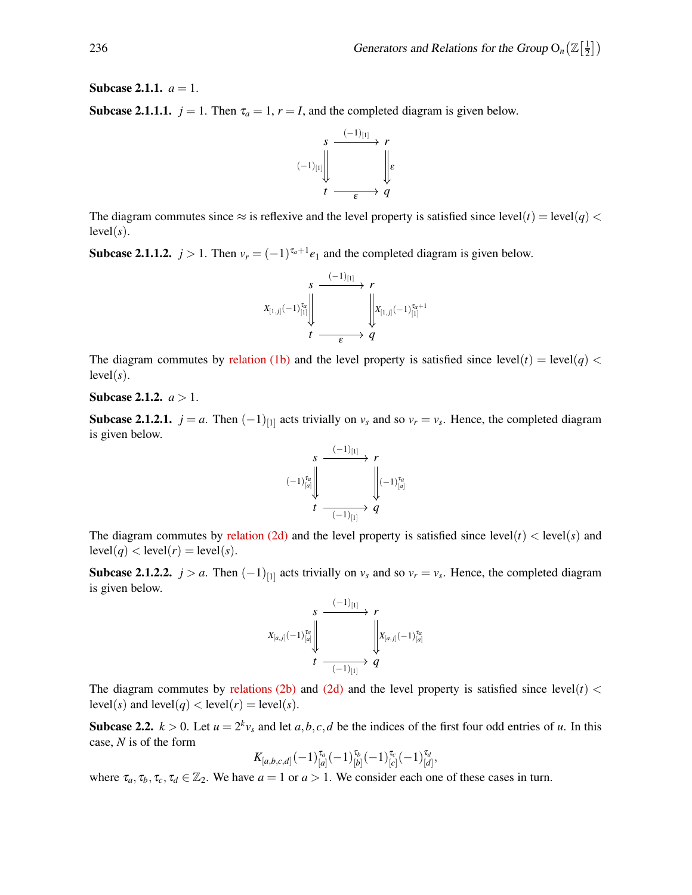**Subcase 2.1.1.** $a = 1$.

**Subcase 2.1.1.1.** $j = 1$. Then $\tau_a = 1$, $r = I$, and the completed diagram is given below.

$$\begin{array}{ccc} s & \xrightarrow{(-1)_{[1]}} & r \\ {\scriptstyle (-1)_{[1]}} \Downarrow & & \Downarrow {\scriptstyle \varepsilon} \\ t & \xrightarrow[\varepsilon]{} & q \end{array}$$

The diagram commutes since $\approx$ is reflexive and the level property is satisfied since $\text{level}(t) = \text{level}(q) < \text{level}(s)$.

**Subcase 2.1.1.2.** $j > 1$. Then $v_r = (-1)^{\tau_a+1} e_1$ and the completed diagram is given below.

$$\begin{array}{ccc} s & \xrightarrow{(-1)_{[1]}} & r \\ {\scriptstyle X_{[1,j]}(-1)_{[1]}^{\tau_a}} \Downarrow & & \Downarrow {\scriptstyle X_{[1,j]}(-1)_{[1]}^{\tau_a+1}} \\ t & \xrightarrow[\varepsilon]{} & q \end{array}$$

The diagram commutes by relation (1b) and the level property is satisfied since $\text{level}(t) = \text{level}(q) < \text{level}(s)$.

**Subcase 2.1.2.** $a > 1$.

**Subcase 2.1.2.1.** $j = a$. Then $(-1)_{[1]}$ acts trivially on $v_s$ and so $v_r = v_s$. Hence, the completed diagram is given below.

$$\begin{array}{ccc} s & \xrightarrow{(-1)_{[1]}} & r \\ {\scriptstyle (-1)_{[a]}^{\tau_a}} \Downarrow & & \Downarrow {\scriptstyle (-1)_{[a]}^{\tau_a}} \\ t & \xrightarrow[(-1)_{[1]}]{} & q \end{array}$$

The diagram commutes by relation (2d) and the level property is satisfied since $\text{level}(t) < \text{level}(s)$ and $\text{level}(q) < \text{level}(r) = \text{level}(s)$.

**Subcase 2.1.2.2.** $j > a$. Then $(-1)_{[1]}$ acts trivially on $v_s$ and so $v_r = v_s$. Hence, the completed diagram is given below.

$$\begin{array}{ccc} s & \xrightarrow{(-1)_{[1]}} & r \\ {\scriptstyle X_{[a,j]}(-1)_{[a]}^{\tau_a}} \Downarrow & & \Downarrow {\scriptstyle X_{[a,j]}(-1)_{[a]}^{\tau_a}} \\ t & \xrightarrow[(-1)_{[1]}]{} & q \end{array}$$

The diagram commutes by relations (2b) and (2d) and the level property is satisfied since $\text{level}(t) < \text{level}(s)$ and $\text{level}(q) < \text{level}(r) = \text{level}(s)$.

**Subcase 2.2.** $k > 0$. Let $u = 2^k v_s$ and let $a, b, c, d$ be the indices of the first four odd entries of $u$. In this case, $N$ is of the form

$$K_{[a,b,c,d]}(-1)_{[a]}^{\tau_a}(-1)_{[b]}^{\tau_b}(-1)_{[c]}^{\tau_c}(-1)_{[d]}^{\tau_d},$$

where $\tau_a, \tau_b, \tau_c, \tau_d \in \mathbb{Z}_2$. We have $a = 1$ or $a > 1$. We consider each one of these cases in turn.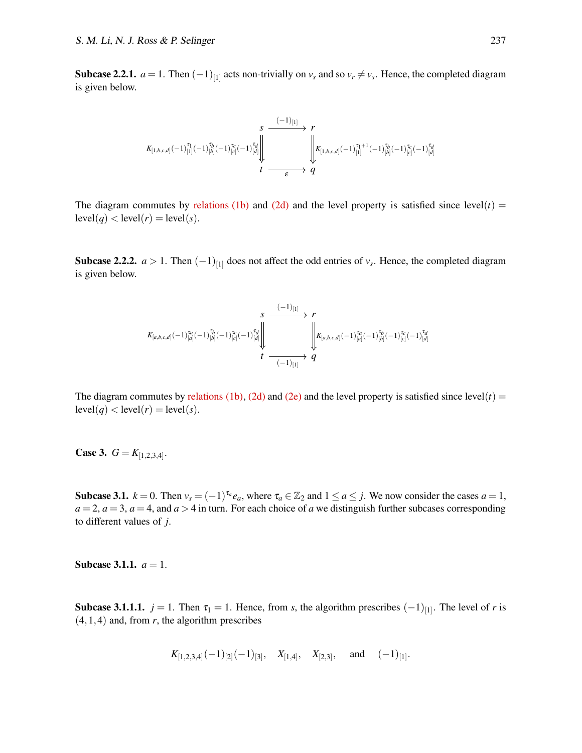**Subcase 2.2.1.** $a = 1$. Then $(-1)_{[1]}$ acts non-trivially on $v_s$ and so $v_r \neq v_s$. Hence, the completed diagram is given below.

$$
\begin{array}{ccc}
s & \xrightarrow{(-1)_{[1]}} & r \\
{\scriptstyle K_{[1,b,c,d]}(-1)_{[1]}^{\tau_1}(-1)_{[b]}^{\tau_b}(-1)_{[c]}^{\tau_c}(-1)_{[d]}^{\tau_d}} \Big\Downarrow & & \Big\Downarrow {\scriptstyle K_{[1,b,c,d]}(-1)_{[1]}^{\tau_1+1}(-1)_{[b]}^{\tau_b}(-1)_{[c]}^{\tau_c}(-1)_{[d]}^{\tau_d}} \\
t & \xrightarrow[\varepsilon]{} & q
\end{array}
$$

The diagram commutes by relations (1b) and (2d) and the level property is satisfied since $\text{level}(t) = \text{level}(q) < \text{level}(r) = \text{level}(s)$.

**Subcase 2.2.2.** $a > 1$. Then $(-1)_{[1]}$ does not affect the odd entries of $v_s$. Hence, the completed diagram is given below.

$$
\begin{array}{ccc}
s & \xrightarrow{(-1)_{[1]}} & r \\
{\scriptstyle K_{[a,b,c,d]}(-1)_{[a]}^{\tau_a}(-1)_{[b]}^{\tau_b}(-1)_{[c]}^{\tau_c}(-1)_{[d]}^{\tau_d}} \Big\Downarrow & & \Big\Downarrow {\scriptstyle K_{[a,b,c,d]}(-1)_{[a]}^{\tau_a}(-1)_{[b]}^{\tau_b}(-1)_{[c]}^{\tau_c}(-1)_{[d]}^{\tau_d}} \\
t & \xrightarrow[(-1)_{[1]}]{} & q
\end{array}
$$

The diagram commutes by relations (1b), (2d) and (2e) and the level property is satisfied since $\text{level}(t) = \text{level}(q) < \text{level}(r) = \text{level}(s)$.

**Case 3.** $G = K_{[1,2,3,4]}$.

**Subcase 3.1.** $k = 0$. Then $v_s = (-1)^{\tau_a} e_a$, where $\tau_a \in \mathbb{Z}_2$ and $1 \leq a \leq j$. We now consider the cases $a = 1$, $a = 2$, $a = 3$, $a = 4$, and $a > 4$ in turn. For each choice of $a$ we distinguish further subcases corresponding to different values of $j$.

**Subcase 3.1.1.** $a = 1$.

**Subcase 3.1.1.1.** $j = 1$. Then $\tau_1 = 1$. Hence, from $s$, the algorithm prescribes $(-1)_{[1]}$. The level of $r$ is $(4,1,4)$ and, from $r$, the algorithm prescribes

$$K_{[1,2,3,4]}(-1)_{[2]}(-1)_{[3]}, \quad X_{[1,4]}, \quad X_{[2,3]}, \quad \text{and} \quad (-1)_{[1]}.$$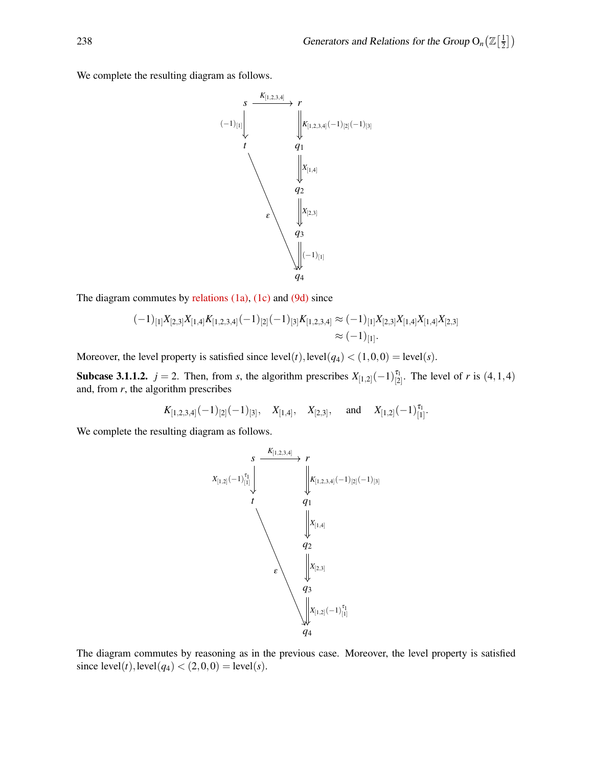We complete the resulting diagram as follows.

$$
\begin{array}{ccc}
s & \xrightarrow{K_{[1,2,3,4]}} & r \\
{\scriptstyle (-1)_{[1]}}\downarrow & & \Downarrow {\scriptstyle K_{[1,2,3,4]}(-1)_{[2]}(-1)_{[3]}} \\
t & & q_1 \\
 & & \Downarrow {\scriptstyle X_{[1,4]}} \\
 & & q_2 \\
 & \searrow^{\varepsilon} & \Downarrow {\scriptstyle X_{[2,3]}} \\
 & & q_3 \\
 & & \Downarrow {\scriptstyle (-1)_{[1]}} \\
 & & q_4
\end{array}
$$

The diagram commutes by relations (1a), (1c) and (9d) since

$$
\begin{aligned}
(-1)_{[1]}X_{[2,3]}X_{[1,4]}K_{[1,2,3,4]}(-1)_{[2]}(-1)_{[3]}K_{[1,2,3,4]} &\approx (-1)_{[1]}X_{[2,3]}X_{[1,4]}X_{[1,4]}X_{[2,3]} \\
&\approx (-1)_{[1]}.
\end{aligned}
$$

Moreover, the level property is satisfied since $\text{level}(t), \text{level}(q_4) < (1,0,0) = \text{level}(s)$.

**Subcase 3.1.1.2.** $j = 2$. Then, from $s$, the algorithm prescribes $X_{[1,2]}(-1)^{\tau_1}_{[2]}$. The level of $r$ is $(4,1,4)$ and, from $r$, the algorithm prescribes

$$
K_{[1,2,3,4]}(-1)_{[2]}(-1)_{[3]}, \quad X_{[1,4]}, \quad X_{[2,3]}, \quad \text{and} \quad X_{[1,2]}(-1)^{\tau_1}_{[1]}.
$$

We complete the resulting diagram as follows.

$$
\begin{array}{ccc}
s & \xrightarrow{K_{[1,2,3,4]}} & r \\
{\scriptstyle X_{[1,2]}(-1)^{\tau_1}_{[1]}}\downarrow & & \Downarrow {\scriptstyle K_{[1,2,3,4]}(-1)_{[2]}(-1)_{[3]}} \\
t & & q_1 \\
 & & \Downarrow {\scriptstyle X_{[1,4]}} \\
 & & q_2 \\
 & \searrow^{\varepsilon} & \Downarrow {\scriptstyle X_{[2,3]}} \\
 & & q_3 \\
 & & \Downarrow {\scriptstyle X_{[1,2]}(-1)^{\tau_1}_{[1]}} \\
 & & q_4
\end{array}
$$

The diagram commutes by reasoning as in the previous case. Moreover, the level property is satisfied since $\text{level}(t), \text{level}(q_4) < (2,0,0) = \text{level}(s)$.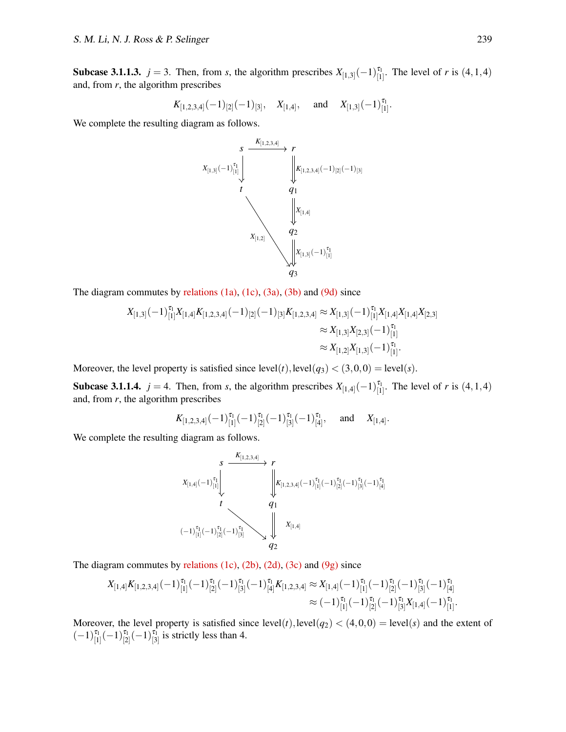**Subcase 3.1.1.3.** $j = 3$. Then, from $s$, the algorithm prescribes $X_{[1,3]}(-1)^{\tau_1}_{[1]}$. The level of $r$ is $(4,1,4)$ and, from $r$, the algorithm prescribes

$$K_{[1,2,3,4]}(-1)_{[2]}(-1)_{[3]}, \quad X_{[1,4]}, \quad \text{and} \quad X_{[1,3]}(-1)^{\tau_1}_{[1]}.$$

We complete the resulting diagram as follows.

$$\begin{array}{ccc}
s & \xrightarrow{K_{[1,2,3,4]}} & r \\
\downarrow{\scriptstyle X_{[1,3]}(-1)^{\tau_1}_{[1]}} & & \Downarrow{\scriptstyle K_{[1,2,3,4]}(-1)_{[2]}(-1)_{[3]}} \\
t & & q_1 \\
& & \Downarrow{\scriptstyle X_{[1,4]}} \\
& \searrow{\scriptstyle X_{[1,2]}} & q_2 \\
& & \Downarrow{\scriptstyle X_{[1,3]}(-1)^{\tau_1}_{[1]}} \\
& & q_3
\end{array}$$

The diagram commutes by relations (1a), (1c), (3a), (3b) and (9d) since

$$\begin{aligned}
X_{[1,3]}(-1)^{\tau_1}_{[1]}X_{[1,4]}K_{[1,2,3,4]}(-1)_{[2]}(-1)_{[3]}K_{[1,2,3,4]} &\approx X_{[1,3]}(-1)^{\tau_1}_{[1]}X_{[1,4]}X_{[1,4]}X_{[2,3]} \\
&\approx X_{[1,3]}X_{[2,3]}(-1)^{\tau_1}_{[1]} \\
&\approx X_{[1,2]}X_{[1,3]}(-1)^{\tau_1}_{[1]}.
\end{aligned}$$

Moreover, the level property is satisfied since $\text{level}(t), \text{level}(q_3) < (3,0,0) = \text{level}(s)$.

**Subcase 3.1.1.4.** $j = 4$. Then, from $s$, the algorithm prescribes $X_{[1,4]}(-1)^{\tau_1}_{[1]}$. The level of $r$ is $(4,1,4)$ and, from $r$, the algorithm prescribes

$$K_{[1,2,3,4]}(-1)^{\tau_1}_{[1]}(-1)^{\tau_1}_{[2]}(-1)^{\tau_1}_{[3]}(-1)^{\tau_1}_{[4]}, \quad \text{and} \quad X_{[1,4]}.$$

We complete the resulting diagram as follows.

$$\begin{array}{ccc}
s & \xrightarrow{K_{[1,2,3,4]}} & r \\
\downarrow{\scriptstyle X_{[1,4]}(-1)^{\tau_1}_{[1]}} & & \Downarrow{\scriptstyle K_{[1,2,3,4]}(-1)^{\tau_1}_{[1]}(-1)^{\tau_1}_{[2]}(-1)^{\tau_1}_{[3]}(-1)^{\tau_1}_{[4]}} \\
t & & q_1 \\
& \searrow{\scriptstyle (-1)^{\tau_1}_{[1]}(-1)^{\tau_1}_{[2]}(-1)^{\tau_1}_{[3]}} & \Downarrow{\scriptstyle X_{[1,4]}} \\
& & q_2
\end{array}$$

The diagram commutes by relations (1c), (2b), (2d), (3c) and (9g) since

$$\begin{aligned}
X_{[1,4]}K_{[1,2,3,4]}(-1)^{\tau_1}_{[1]}(-1)^{\tau_1}_{[2]}(-1)^{\tau_1}_{[3]}(-1)^{\tau_1}_{[4]}K_{[1,2,3,4]} &\approx X_{[1,4]}(-1)^{\tau_1}_{[1]}(-1)^{\tau_1}_{[2]}(-1)^{\tau_1}_{[3]}(-1)^{\tau_1}_{[4]} \\
&\approx (-1)^{\tau_1}_{[1]}(-1)^{\tau_1}_{[2]}(-1)^{\tau_1}_{[3]}X_{[1,4]}(-1)^{\tau_1}_{[1]}.
\end{aligned}$$

Moreover, the level property is satisfied since $\text{level}(t), \text{level}(q_2) < (4,0,0) = \text{level}(s)$ and the extent of $(-1)^{\tau_1}_{[1]}(-1)^{\tau_1}_{[2]}(-1)^{\tau_1}_{[3]}$ is strictly less than 4.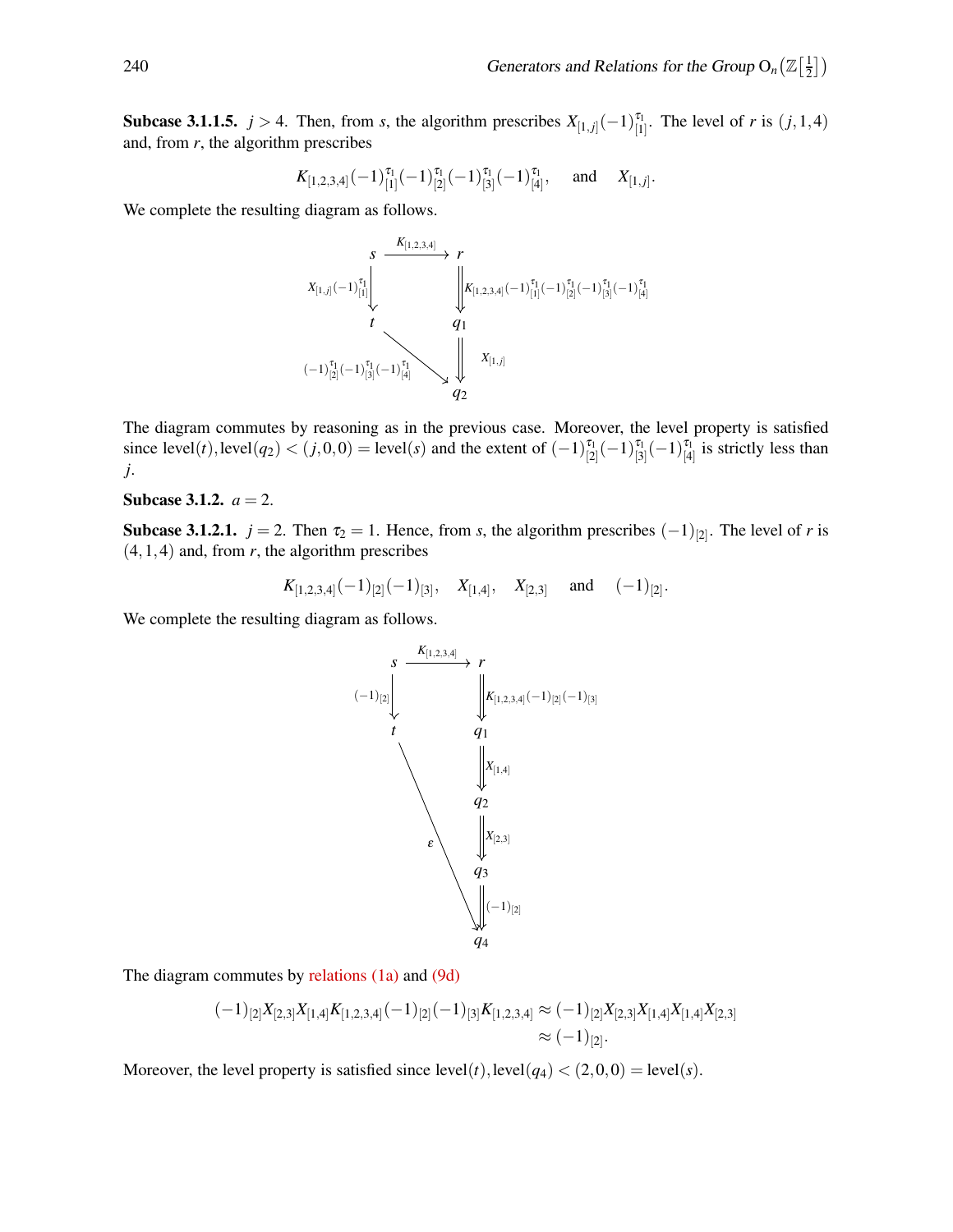**Subcase 3.1.1.5.** $j > 4$. Then, from $s$, the algorithm prescribes $X_{[1,j]}(-1)^{\tau_1}_{[1]}$. The level of $r$ is $(j,1,4)$ and, from $r$, the algorithm prescribes

$$K_{[1,2,3,4]}(-1)^{\tau_1}_{[1]}(-1)^{\tau_1}_{[2]}(-1)^{\tau_1}_{[3]}(-1)^{\tau_1}_{[4]}, \quad \text{and} \quad X_{[1,j]}.$$

We complete the resulting diagram as follows.

$$\begin{array}{ccc}
s & \xrightarrow{K_{[1,2,3,4]}} & r \\
\downarrow X_{[1,j]}(-1)^{\tau_1}_{[1]} & & \Downarrow K_{[1,2,3,4]}(-1)^{\tau_1}_{[1]}(-1)^{\tau_1}_{[2]}(-1)^{\tau_1}_{[3]}(-1)^{\tau_1}_{[4]} \\
t & & q_1 \\
& \searrow (-1)^{\tau_1}_{[2]}(-1)^{\tau_1}_{[3]}(-1)^{\tau_1}_{[4]} & \Downarrow X_{[1,j]} \\
& & q_2
\end{array}$$

The diagram commutes by reasoning as in the previous case. Moreover, the level property is satisfied since level$(t)$, level$(q_2) < (j,0,0) =$ level$(s)$ and the extent of $(-1)^{\tau_1}_{[2]}(-1)^{\tau_1}_{[3]}(-1)^{\tau_1}_{[4]}$ is strictly less than $j$.

**Subcase 3.1.2.** $a = 2$.

**Subcase 3.1.2.1.** $j = 2$. Then $\tau_2 = 1$. Hence, from $s$, the algorithm prescribes $(-1)_{[2]}$. The level of $r$ is $(4,1,4)$ and, from $r$, the algorithm prescribes

$$K_{[1,2,3,4]}(-1)_{[2]}(-1)_{[3]}, \quad X_{[1,4]}, \quad X_{[2,3]} \quad \text{and} \quad (-1)_{[2]}.$$

We complete the resulting diagram as follows.

$$\begin{array}{ccc}
s & \xrightarrow{K_{[1,2,3,4]}} & r \\
\downarrow (-1)_{[2]} & & \Downarrow K_{[1,2,3,4]}(-1)_{[2]}(-1)_{[3]} \\
t & & q_1 \\
& & \Downarrow X_{[1,4]} \\
& & q_2 \\
& \searrow \varepsilon & \Downarrow X_{[2,3]} \\
& & q_3 \\
& & \Downarrow (-1)_{[2]} \\
& & q_4
\end{array}$$

The diagram commutes by relations (1a) and (9d)

$$\begin{aligned}
(-1)_{[2]}X_{[2,3]}X_{[1,4]}K_{[1,2,3,4]}(-1)_{[2]}(-1)_{[3]}K_{[1,2,3,4]} &\approx (-1)_{[2]}X_{[2,3]}X_{[1,4]}X_{[1,4]}X_{[2,3]} \\
&\approx (-1)_{[2]}.
\end{aligned}$$

Moreover, the level property is satisfied since level$(t)$, level$(q_4) < (2,0,0) =$ level$(s)$.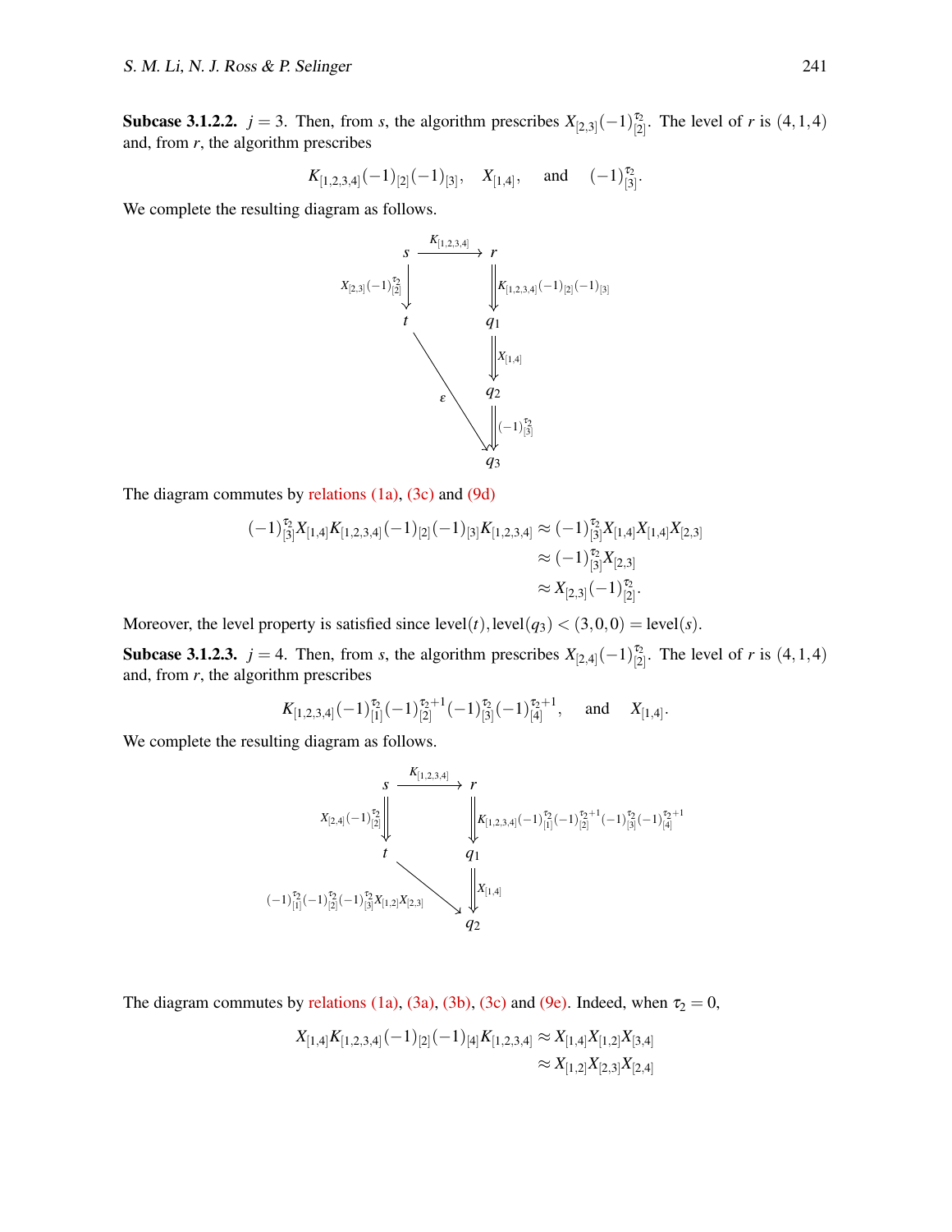**Subcase 3.1.2.2.** $j = 3$. Then, from $s$, the algorithm prescribes $X_{[2,3]}(-1)^{\tau_2}_{[2]}$. The level of $r$ is $(4,1,4)$ and, from $r$, the algorithm prescribes

$$K_{[1,2,3,4]}(-1)_{[2]}(-1)_{[3]}, \quad X_{[1,4]}, \quad \text{and} \quad (-1)^{\tau_2}_{[3]}.$$

We complete the resulting diagram as follows.

$$\begin{array}{ccc}
s & \xrightarrow{K_{[1,2,3,4]}} & r \\
{\scriptstyle X_{[2,3]}(-1)^{\tau_2}_{[2]}}\downarrow & & \Downarrow{\scriptstyle K_{[1,2,3,4]}(-1)_{[2]}(-1)_{[3]}} \\
t & & q_1 \\
& \searrow & \Downarrow{\scriptstyle X_{[1,4]}} \\
& \varepsilon & q_2 \\
& & \Downarrow{\scriptstyle (-1)^{\tau_2}_{[3]}} \\
& & q_3
\end{array}$$

The diagram commutes by relations (1a), (3c) and (9d)

$$\begin{aligned}
(-1)^{\tau_2}_{[3]}X_{[1,4]}K_{[1,2,3,4]}(-1)_{[2]}(-1)_{[3]}K_{[1,2,3,4]} &\approx (-1)^{\tau_2}_{[3]}X_{[1,4]}X_{[1,4]}X_{[2,3]} \\
&\approx (-1)^{\tau_2}_{[3]}X_{[2,3]} \\
&\approx X_{[2,3]}(-1)^{\tau_2}_{[2]}.
\end{aligned}$$

Moreover, the level property is satisfied since $\text{level}(t), \text{level}(q_3) < (3,0,0) = \text{level}(s)$.

**Subcase 3.1.2.3.** $j = 4$. Then, from $s$, the algorithm prescribes $X_{[2,4]}(-1)^{\tau_2}_{[2]}$. The level of $r$ is $(4,1,4)$ and, from $r$, the algorithm prescribes

$$K_{[1,2,3,4]}(-1)^{\tau_2}_{[1]}(-1)^{\tau_2+1}_{[2]}(-1)^{\tau_2}_{[3]}(-1)^{\tau_2+1}_{[4]}, \quad \text{and} \quad X_{[1,4]}.$$

We complete the resulting diagram as follows.

$$\begin{array}{ccc}
s & \xrightarrow{K_{[1,2,3,4]}} & r \\
{\scriptstyle X_{[2,4]}(-1)^{\tau_2}_{[2]}}\Downarrow & & \Downarrow{\scriptstyle K_{[1,2,3,4]}(-1)^{\tau_2}_{[1]}(-1)^{\tau_2+1}_{[2]}(-1)^{\tau_2}_{[3]}(-1)^{\tau_2+1}_{[4]}} \\
t & & q_1 \\
& \searrow{\scriptstyle (-1)^{\tau_2}_{[1]}(-1)^{\tau_2}_{[2]}(-1)^{\tau_2}_{[3]}X_{[1,2]}X_{[2,3]}} & \Downarrow{\scriptstyle X_{[1,4]}} \\
& & q_2
\end{array}$$

The diagram commutes by relations (1a), (3a), (3b), (3c) and (9e). Indeed, when $\tau_2 = 0$,

$$\begin{aligned}
X_{[1,4]}K_{[1,2,3,4]}(-1)_{[2]}(-1)_{[4]}K_{[1,2,3,4]} &\approx X_{[1,4]}X_{[1,2]}X_{[3,4]} \\
&\approx X_{[1,2]}X_{[2,3]}X_{[2,4]}
\end{aligned}$$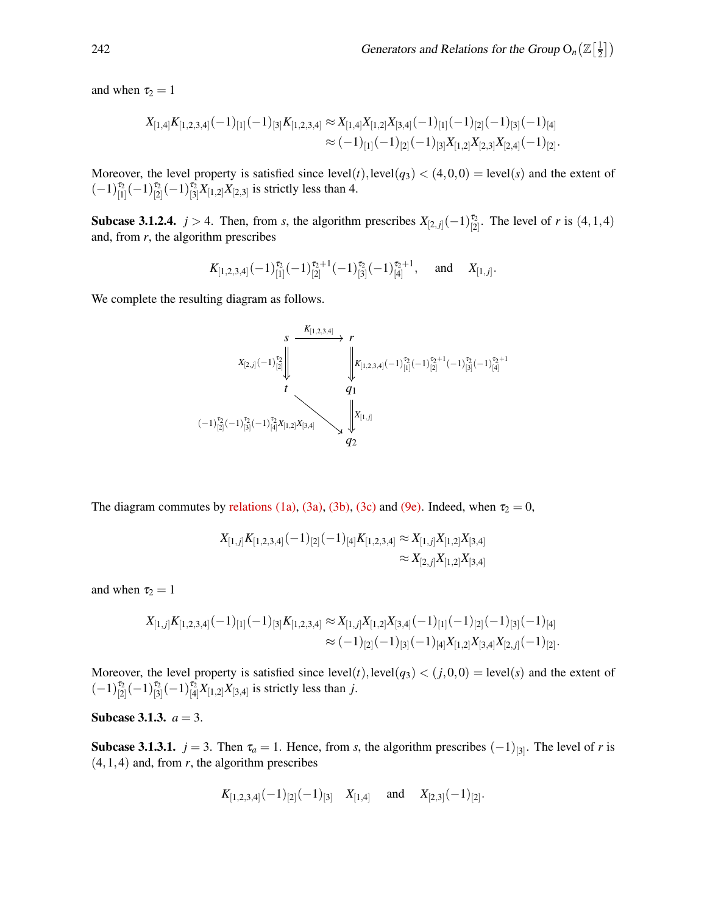and when $\tau_2 = 1$

$$
\begin{aligned}
X_{[1,4]}K_{[1,2,3,4]}(-1)_{[1]}(-1)_{[3]}K_{[1,2,3,4]} &\approx X_{[1,4]}X_{[1,2]}X_{[3,4]}(-1)_{[1]}(-1)_{[2]}(-1)_{[3]}(-1)_{[4]} \\
&\approx (-1)_{[1]}(-1)_{[2]}(-1)_{[3]}X_{[1,2]}X_{[2,3]}X_{[2,4]}(-1)_{[2]}.
\end{aligned}
$$

Moreover, the level property is satisfied since $\text{level}(t), \text{level}(q_3) < (4,0,0) = \text{level}(s)$ and the extent of $(-1)^{\tau_2}_{[1]}(-1)^{\tau_2}_{[2]}(-1)^{\tau_2}_{[3]}X_{[1,2]}X_{[2,3]}$ is strictly less than 4.

**Subcase 3.1.2.4.** $j > 4$. Then, from $s$, the algorithm prescribes $X_{[2,j]}(-1)^{\tau_2}_{[2]}$. The level of $r$ is $(4,1,4)$ and, from $r$, the algorithm prescribes

$$
K_{[1,2,3,4]}(-1)^{\tau_2}_{[1]}(-1)^{\tau_2+1}_{[2]}(-1)^{\tau_2}_{[3]}(-1)^{\tau_2+1}_{[4]}, \quad \text{and} \quad X_{[1,j]}.
$$

We complete the resulting diagram as follows.

$$
\begin{array}{ccc}
s & \xrightarrow{K_{[1,2,3,4]}} & r \\
\Big\Downarrow X_{[2,j]}(-1)^{\tau_2}_{[2]} & & \Big\Downarrow K_{[1,2,3,4]}(-1)^{\tau_2}_{[1]}(-1)^{\tau_2+1}_{[2]}(-1)^{\tau_2}_{[3]}(-1)^{\tau_2+1}_{[4]} \\
t & & q_1 \\
& \searrow^{(-1)^{\tau_2}_{[2]}(-1)^{\tau_2}_{[3]}(-1)^{\tau_2}_{[4]}X_{[1,2]}X_{[3,4]}} & \Big\Downarrow X_{[1,j]} \\
& & q_2
\end{array}
$$

The diagram commutes by relations (1a), (3a), (3b), (3c) and (9e). Indeed, when $\tau_2 = 0$,

$$
\begin{aligned}
X_{[1,j]}K_{[1,2,3,4]}(-1)_{[2]}(-1)_{[4]}K_{[1,2,3,4]} &\approx X_{[1,j]}X_{[1,2]}X_{[3,4]} \\
&\approx X_{[2,j]}X_{[1,2]}X_{[3,4]}
\end{aligned}
$$

and when $\tau_2 = 1$

$$
\begin{aligned}
X_{[1,j]}K_{[1,2,3,4]}(-1)_{[1]}(-1)_{[3]}K_{[1,2,3,4]} &\approx X_{[1,j]}X_{[1,2]}X_{[3,4]}(-1)_{[1]}(-1)_{[2]}(-1)_{[3]}(-1)_{[4]} \\
&\approx (-1)_{[2]}(-1)_{[3]}(-1)_{[4]}X_{[1,2]}X_{[3,4]}X_{[2,j]}(-1)_{[2]}.
\end{aligned}
$$

Moreover, the level property is satisfied since $\text{level}(t), \text{level}(q_3) < (j,0,0) = \text{level}(s)$ and the extent of $(-1)^{\tau_2}_{[2]}(-1)^{\tau_2}_{[3]}(-1)^{\tau_2}_{[4]}X_{[1,2]}X_{[3,4]}$ is strictly less than $j$.

**Subcase 3.1.3.** $a = 3$.

**Subcase 3.1.3.1.** $j = 3$. Then $\tau_a = 1$. Hence, from $s$, the algorithm prescribes $(-1)_{[3]}$. The level of $r$ is $(4,1,4)$ and, from $r$, the algorithm prescribes

$$
K_{[1,2,3,4]}(-1)_{[2]}(-1)_{[3]} \quad X_{[1,4]} \quad \text{and} \quad X_{[2,3]}(-1)_{[2]}.
$$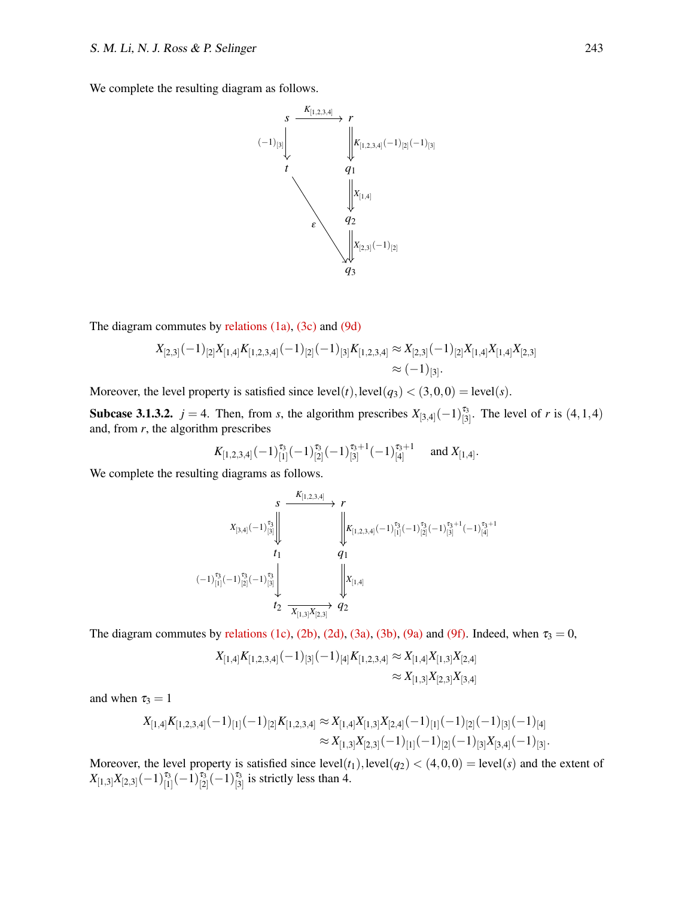We complete the resulting diagram as follows.

$$
\begin{array}{ccc}
s & \xrightarrow{K_{[1,2,3,4]}} & r \\
{\scriptstyle (-1)_{[3]}}\downarrow & & \Downarrow{\scriptstyle K_{[1,2,3,4]}(-1)_{[2]}(-1)_{[3]}} \\
t & & q_1 \\
& \searrow{\scriptstyle \varepsilon} & \Downarrow{\scriptstyle X_{[1,4]}} \\
& & q_2 \\
& & \Downarrow{\scriptstyle X_{[2,3]}(-1)_{[2]}} \\
& & q_3
\end{array}
$$

The diagram commutes by relations (1a), (3c) and (9d)

$$
\begin{aligned}
X_{[2,3]}(-1)_{[2]}X_{[1,4]}K_{[1,2,3,4]}(-1)_{[2]}(-1)_{[3]}K_{[1,2,3,4]} &\approx X_{[2,3]}(-1)_{[2]}X_{[1,4]}X_{[1,4]}X_{[2,3]} \\
&\approx (-1)_{[3]}.
\end{aligned}
$$

Moreover, the level property is satisfied since $\text{level}(t), \text{level}(q_3) < (3,0,0) = \text{level}(s)$.

**Subcase 3.1.3.2.** $j = 4$. Then, from $s$, the algorithm prescribes $X_{[3,4]}(-1)_{[3]}^{\tau_3}$. The level of $r$ is $(4,1,4)$ and, from $r$, the algorithm prescribes

$$
K_{[1,2,3,4]}(-1)_{[1]}^{\tau_3}(-1)_{[2]}^{\tau_3}(-1)_{[3]}^{\tau_3+1}(-1)_{[4]}^{\tau_3+1} \quad \text{and } X_{[1,4]}.
$$

We complete the resulting diagrams as follows.

$$
\begin{array}{ccc}
s & \xrightarrow{K_{[1,2,3,4]}} & r \\
{\scriptstyle X_{[3,4]}(-1)_{[3]}^{\tau_3}}\Downarrow & & \Downarrow{\scriptstyle K_{[1,2,3,4]}(-1)_{[1]}^{\tau_3}(-1)_{[2]}^{\tau_3}(-1)_{[3]}^{\tau_3+1}(-1)_{[4]}^{\tau_3+1}} \\
t_1 & & q_1 \\
{\scriptstyle (-1)_{[1]}^{\tau_3}(-1)_{[2]}^{\tau_3}(-1)_{[3]}^{\tau_3}}\downarrow & & \Downarrow{\scriptstyle X_{[1,4]}} \\
t_2 & \xrightarrow[X_{[1,3]}X_{[2,3]}]{} & q_2
\end{array}
$$

The diagram commutes by relations (1c), (2b), (2d), (3a), (3b), (9a) and (9f). Indeed, when $\tau_3 = 0$,

$$
\begin{aligned}
X_{[1,4]}K_{[1,2,3,4]}(-1)_{[3]}(-1)_{[4]}K_{[1,2,3,4]} &\approx X_{[1,4]}X_{[1,3]}X_{[2,4]} \\
&\approx X_{[1,3]}X_{[2,3]}X_{[3,4]}
\end{aligned}
$$

and when $\tau_3 = 1$

$$
\begin{aligned}
X_{[1,4]}K_{[1,2,3,4]}(-1)_{[1]}(-1)_{[2]}K_{[1,2,3,4]} &\approx X_{[1,4]}X_{[1,3]}X_{[2,4]}(-1)_{[1]}(-1)_{[2]}(-1)_{[3]}(-1)_{[4]} \\
&\approx X_{[1,3]}X_{[2,3]}(-1)_{[1]}(-1)_{[2]}(-1)_{[3]}X_{[3,4]}(-1)_{[3]}.
\end{aligned}
$$

Moreover, the level property is satisfied since $\text{level}(t_1), \text{level}(q_2) < (4,0,0) = \text{level}(s)$ and the extent of $X_{[1,3]}X_{[2,3]}(-1)_{[1]}^{\tau_3}(-1)_{[2]}^{\tau_3}(-1)_{[3]}^{\tau_3}$ is strictly less than 4.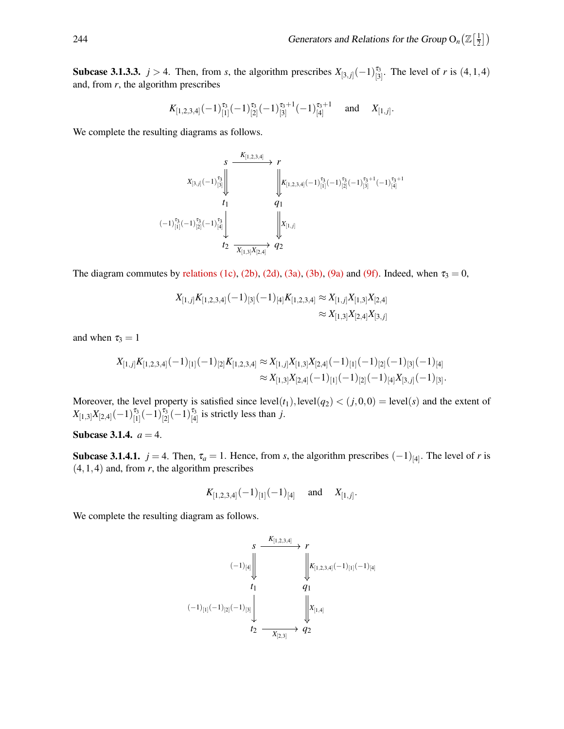**Subcase 3.1.3.3.** $j > 4$. Then, from $s$, the algorithm prescribes $X_{[3,j]}(-1)_{[3]}^{\tau_3}$. The level of $r$ is $(4,1,4)$ and, from $r$, the algorithm prescribes

$$K_{[1,2,3,4]}(-1)_{[1]}^{\tau_3}(-1)_{[2]}^{\tau_3}(-1)_{[3]}^{\tau_3+1}(-1)_{[4]}^{\tau_3+1} \quad \text{and} \quad X_{[1,j]}.$$

We complete the resulting diagrams as follows.

$$\begin{array}{ccc}
s & \xrightarrow{K_{[1,2,3,4]}} & r \\
{\scriptstyle X_{[3,j]}(-1)_{[3]}^{\tau_3}} \Downarrow & & \Downarrow {\scriptstyle K_{[1,2,3,4]}(-1)_{[1]}^{\tau_3}(-1)_{[2]}^{\tau_3}(-1)_{[3]}^{\tau_3+1}(-1)_{[4]}^{\tau_3+1}} \\
t_1 & & q_1 \\
{\scriptstyle (-1)_{[1]}^{\tau_3}(-1)_{[2]}^{\tau_3}(-1)_{[4]}^{\tau_3}} \downarrow & & \Downarrow {\scriptstyle X_{[1,j]}} \\
t_2 & \xrightarrow[X_{[1,3]}X_{[2,4]}]{} & q_2
\end{array}$$

The diagram commutes by relations (1c), (2b), (2d), (3a), (3b), (9a) and (9f). Indeed, when $\tau_3 = 0$,

$$\begin{aligned}
X_{[1,j]}K_{[1,2,3,4]}(-1)_{[3]}(-1)_{[4]}K_{[1,2,3,4]} &\approx X_{[1,j]}X_{[1,3]}X_{[2,4]} \\
&\approx X_{[1,3]}X_{[2,4]}X_{[3,j]}
\end{aligned}$$

and when $\tau_3 = 1$

$$\begin{aligned}
X_{[1,j]}K_{[1,2,3,4]}(-1)_{[1]}(-1)_{[2]}K_{[1,2,3,4]} &\approx X_{[1,j]}X_{[1,3]}X_{[2,4]}(-1)_{[1]}(-1)_{[2]}(-1)_{[3]}(-1)_{[4]} \\
&\approx X_{[1,3]}X_{[2,4]}(-1)_{[1]}(-1)_{[2]}(-1)_{[4]}X_{[3,j]}(-1)_{[3]}.
\end{aligned}$$

Moreover, the level property is satisfied since $\text{level}(t_1), \text{level}(q_2) < (j,0,0) = \text{level}(s)$ and the extent of $X_{[1,3]}X_{[2,4]}(-1)_{[1]}^{\tau_3}(-1)_{[2]}^{\tau_3}(-1)_{[4]}^{\tau_3}$ is strictly less than $j$.

**Subcase 3.1.4.** $a = 4$.

**Subcase 3.1.4.1.** $j = 4$. Then, $\tau_a = 1$. Hence, from $s$, the algorithm prescribes $(-1)_{[4]}$. The level of $r$ is $(4,1,4)$ and, from $r$, the algorithm prescribes

$$K_{[1,2,3,4]}(-1)_{[1]}(-1)_{[4]} \quad \text{and} \quad X_{[1,j]}.$$

We complete the resulting diagram as follows.

$$\begin{array}{ccc}
s & \xrightarrow{K_{[1,2,3,4]}} & r \\
{\scriptstyle (-1)_{[4]}} \Downarrow & & \Downarrow {\scriptstyle K_{[1,2,3,4]}(-1)_{[1]}(-1)_{[4]}} \\
t_1 & & q_1 \\
{\scriptstyle (-1)_{[1]}(-1)_{[2]}(-1)_{[3]}} \downarrow & & \Downarrow {\scriptstyle X_{[1,4]}} \\
t_2 & \xrightarrow[X_{[2,3]}]{} & q_2
\end{array}$$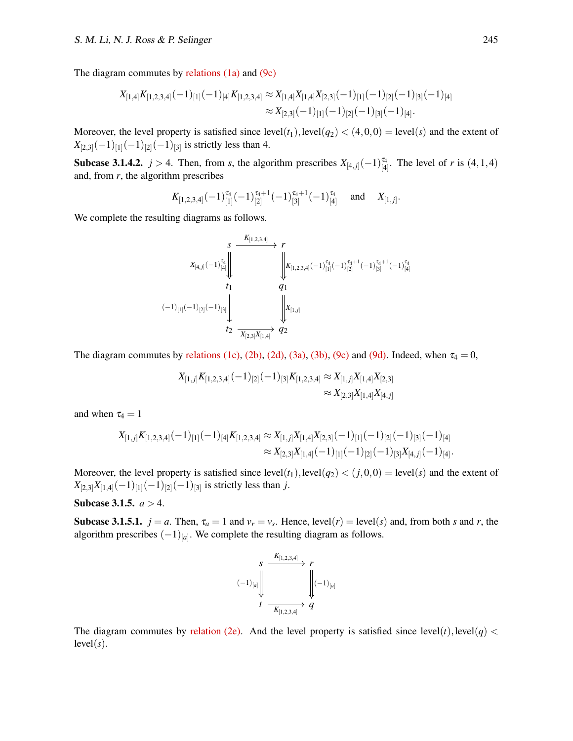The diagram commutes by relations (1a) and (9c)

$$
\begin{aligned}
X_{[1,4]}K_{[1,2,3,4]}(-1)_{[1]}(-1)_{[4]}K_{[1,2,3,4]} &\approx X_{[1,4]}X_{[1,4]}X_{[2,3]}(-1)_{[1]}(-1)_{[2]}(-1)_{[3]}(-1)_{[4]} \\
&\approx X_{[2,3]}(-1)_{[1]}(-1)_{[2]}(-1)_{[3]}(-1)_{[4]}.
\end{aligned}
$$

Moreover, the level property is satisfied since $\text{level}(t_1), \text{level}(q_2) < (4,0,0) = \text{level}(s)$ and the extent of $X_{[2,3]}(-1)_{[1]}(-1)_{[2]}(-1)_{[3]}$ is strictly less than 4.

**Subcase 3.1.4.2.** $j > 4$. Then, from $s$, the algorithm prescribes $X_{[4,j]}(-1)_{[4]}^{\tau_4}$. The level of $r$ is $(4,1,4)$ and, from $r$, the algorithm prescribes

$$
K_{[1,2,3,4]}(-1)_{[1]}^{\tau_4}(-1)_{[2]}^{\tau_4+1}(-1)_{[3]}^{\tau_4+1}(-1)_{[4]}^{\tau_4} \quad \text{and} \quad X_{[1,j]}.
$$

We complete the resulting diagrams as follows.

$$
\begin{array}{ccc}
s & \xrightarrow{K_{[1,2,3,4]}} & r \\
\Big\Downarrow {\scriptstyle X_{[4,j]}(-1)_{[4]}^{\tau_4}} & & \Big\Downarrow {\scriptstyle K_{[1,2,3,4]}(-1)_{[1]}^{\tau_4}(-1)_{[2]}^{\tau_4+1}(-1)_{[3]}^{\tau_4+1}(-1)_{[4]}^{\tau_4}} \\
t_1 & & q_1 \\
\Big\downarrow {\scriptstyle (-1)_{[1]}(-1)_{[2]}(-1)_{[3]}} & & \Big\Downarrow {\scriptstyle X_{[1,j]}} \\
t_2 & \xrightarrow{X_{[2,3]}X_{[1,4]}} & q_2
\end{array}
$$

The diagram commutes by relations (1c), (2b), (2d), (3a), (3b), (9c) and (9d). Indeed, when $\tau_4 = 0$,

$$
\begin{aligned}
X_{[1,j]}K_{[1,2,3,4]}(-1)_{[2]}(-1)_{[3]}K_{[1,2,3,4]} &\approx X_{[1,j]}X_{[1,4]}X_{[2,3]} \\
&\approx X_{[2,3]}X_{[1,4]}X_{[4,j]}
\end{aligned}
$$

and when $\tau_4 = 1$

$$
\begin{aligned}
X_{[1,j]}K_{[1,2,3,4]}(-1)_{[1]}(-1)_{[4]}K_{[1,2,3,4]} &\approx X_{[1,j]}X_{[1,4]}X_{[2,3]}(-1)_{[1]}(-1)_{[2]}(-1)_{[3]}(-1)_{[4]} \\
&\approx X_{[2,3]}X_{[1,4]}(-1)_{[1]}(-1)_{[2]}(-1)_{[3]}X_{[4,j]}(-1)_{[4]}.
\end{aligned}
$$

Moreover, the level property is satisfied since $\text{level}(t_1), \text{level}(q_2) < (j,0,0) = \text{level}(s)$ and the extent of $X_{[2,3]}X_{[1,4]}(-1)_{[1]}(-1)_{[2]}(-1)_{[3]}$ is strictly less than $j$.

**Subcase 3.1.5.** $a > 4$.

**Subcase 3.1.5.1.** $j = a$. Then, $\tau_a = 1$ and $v_r = v_s$. Hence, $\text{level}(r) = \text{level}(s)$ and, from both $s$ and $r$, the algorithm prescribes $(-1)_{[a]}$. We complete the resulting diagram as follows.

$$
\begin{array}{ccc}
s & \xrightarrow{K_{[1,2,3,4]}} & r \\
\Big\Downarrow {\scriptstyle (-1)_{[a]}} & & \Big\Downarrow {\scriptstyle (-1)_{[a]}} \\
t & \xrightarrow{K_{[1,2,3,4]}} & q
\end{array}
$$

The diagram commutes by relation (2e). And the level property is satisfied since $\text{level}(t), \text{level}(q) < \text{level}(s)$.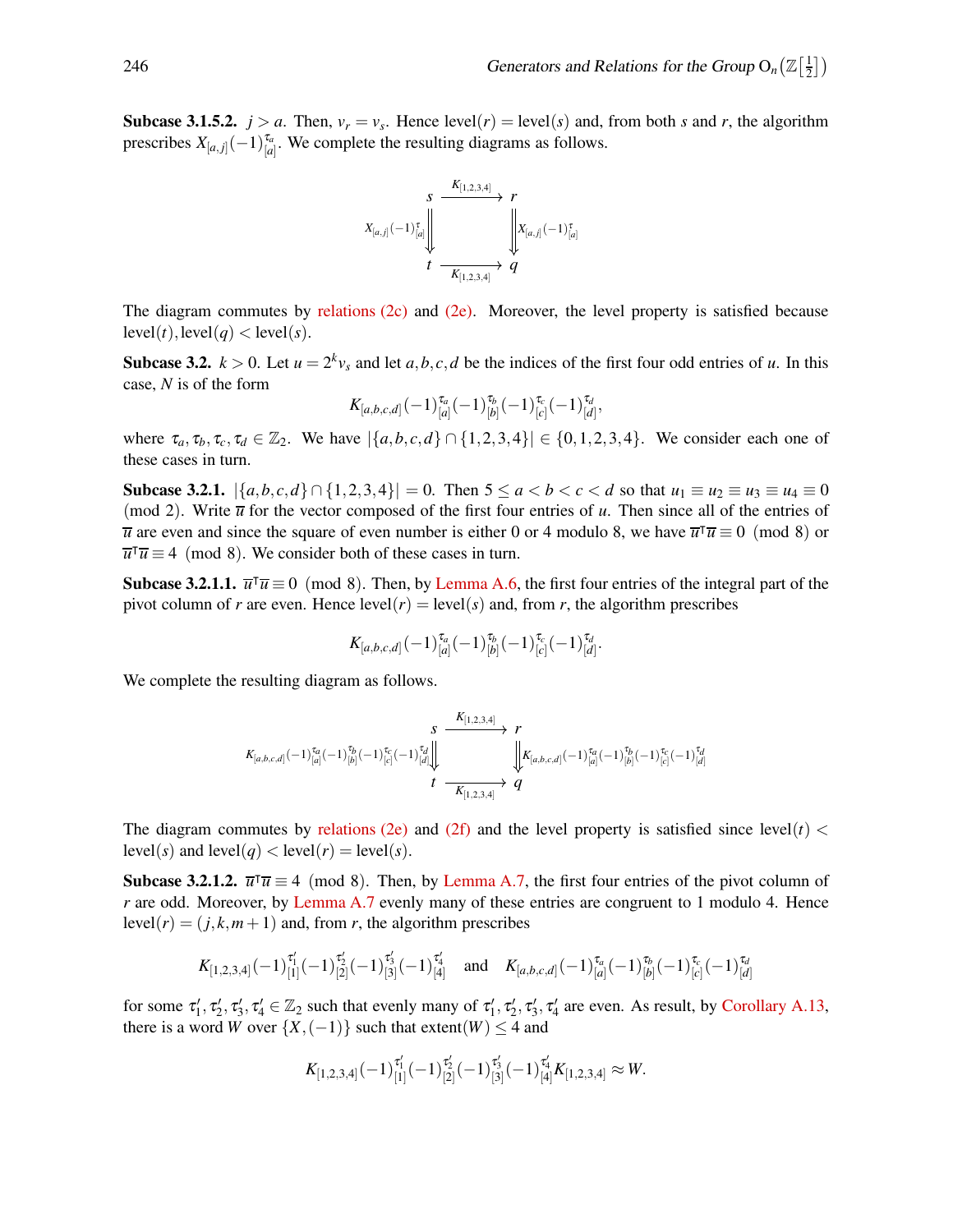**Subcase 3.1.5.2.** $j > a$. Then, $v_r = v_s$. Hence $\text{level}(r) = \text{level}(s)$ and, from both $s$ and $r$, the algorithm prescribes $X_{[a,j]}(-1)^{\tau_a}_{[a]}$. We complete the resulting diagrams as follows.

$$
\begin{array}{ccc}
s & \xrightarrow{K_{[1,2,3,4]}} & r \\
{\scriptstyle X_{[a,j]}(-1)^{\tau}_{[a]}} \Downarrow & & \Downarrow {\scriptstyle X_{[a,j]}(-1)^{\tau}_{[a]}} \\
t & \xrightarrow[K_{[1,2,3,4]}]{} & q
\end{array}
$$

The diagram commutes by relations (2c) and (2e). Moreover, the level property is satisfied because $\text{level}(t), \text{level}(q) < \text{level}(s)$.

**Subcase 3.2.** $k > 0$. Let $u = 2^k v_s$ and let $a,b,c,d$ be the indices of the first four odd entries of $u$. In this case, $N$ is of the form

$$
K_{[a,b,c,d]}(-1)^{\tau_a}_{[a]}(-1)^{\tau_b}_{[b]}(-1)^{\tau_c}_{[c]}(-1)^{\tau_d}_{[d]},
$$

where $\tau_a, \tau_b, \tau_c, \tau_d \in \mathbb{Z}_2$. We have $|\{a,b,c,d\} \cap \{1,2,3,4\}| \in \{0,1,2,3,4\}$. We consider each one of these cases in turn.

**Subcase 3.2.1.** $|\{a,b,c,d\} \cap \{1,2,3,4\}| = 0$. Then $5 \leq a < b < c < d$ so that $u_1 \equiv u_2 \equiv u_3 \equiv u_4 \equiv 0 \pmod 2$. Write $\overline{u}$ for the vector composed of the first four entries of $u$. Then since all of the entries of $\overline{u}$ are even and since the square of even number is either 0 or 4 modulo 8, we have $\overline{u}^{\intercal}\overline{u} \equiv 0 \pmod 8$ or $\overline{u}^{\intercal}\overline{u} \equiv 4 \pmod 8$. We consider both of these cases in turn.

**Subcase 3.2.1.1.** $\overline{u}^{\intercal}\overline{u} \equiv 0 \pmod 8$. Then, by Lemma A.6, the first four entries of the integral part of the pivot column of $r$ are even. Hence $\text{level}(r) = \text{level}(s)$ and, from $r$, the algorithm prescribes

$$
K_{[a,b,c,d]}(-1)^{\tau_a}_{[a]}(-1)^{\tau_b}_{[b]}(-1)^{\tau_c}_{[c]}(-1)^{\tau_d}_{[d]}.
$$

We complete the resulting diagram as follows.

$$
\begin{array}{ccc}
s & \xrightarrow{K_{[1,2,3,4]}} & r \\
{\scriptstyle K_{[a,b,c,d]}(-1)^{\tau_a}_{[a]}(-1)^{\tau_b}_{[b]}(-1)^{\tau_c}_{[c]}(-1)^{\tau_d}_{[d]}} \Downarrow & & \Downarrow {\scriptstyle K_{[a,b,c,d]}(-1)^{\tau_a}_{[a]}(-1)^{\tau_b}_{[b]}(-1)^{\tau_c}_{[c]}(-1)^{\tau_d}_{[d]}} \\
t & \xrightarrow[K_{[1,2,3,4]}]{} & q
\end{array}
$$

The diagram commutes by relations (2e) and (2f) and the level property is satisfied since $\text{level}(t) < \text{level}(s)$ and $\text{level}(q) < \text{level}(r) = \text{level}(s)$.

**Subcase 3.2.1.2.** $\overline{u}^{\intercal}\overline{u} \equiv 4 \pmod 8$. Then, by Lemma A.7, the first four entries of the pivot column of $r$ are odd. Moreover, by Lemma A.7 evenly many of these entries are congruent to 1 modulo 4. Hence $\text{level}(r) = (j,k,m+1)$ and, from $r$, the algorithm prescribes

$$
K_{[1,2,3,4]}(-1)^{\tau_1'}_{[1]}(-1)^{\tau_2'}_{[2]}(-1)^{\tau_3'}_{[3]}(-1)^{\tau_4'}_{[4]} \quad \text{and} \quad K_{[a,b,c,d]}(-1)^{\tau_a}_{[a]}(-1)^{\tau_b}_{[b]}(-1)^{\tau_c}_{[c]}(-1)^{\tau_d}_{[d]}
$$

for some $\tau_1', \tau_2', \tau_3', \tau_4' \in \mathbb{Z}_2$ such that evenly many of $\tau_1', \tau_2', \tau_3', \tau_4'$ are even. As result, by Corollary A.13, there is a word $W$ over $\{X, (-1)\}$ such that $\text{extent}(W) \leq 4$ and

$$
K_{[1,2,3,4]}(-1)^{\tau_1'}_{[1]}(-1)^{\tau_2'}_{[2]}(-1)^{\tau_3'}_{[3]}(-1)^{\tau_4'}_{[4]}K_{[1,2,3,4]} \approx W.
$$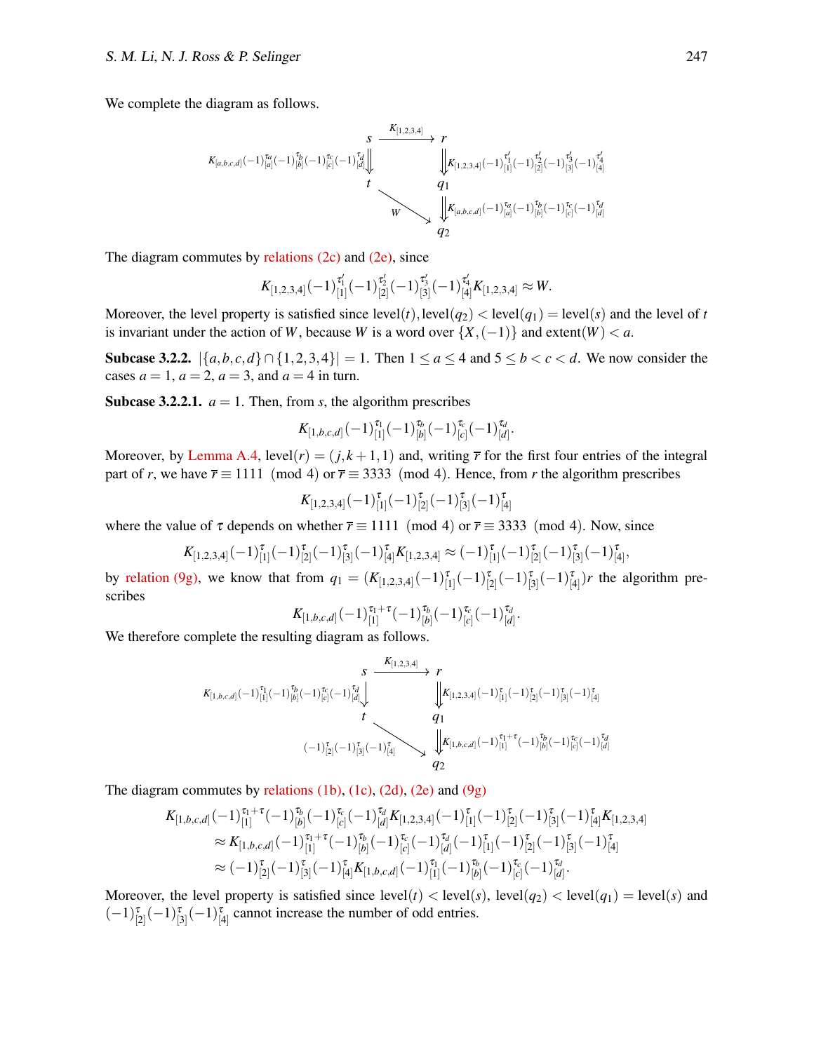We complete the diagram as follows.

$$\begin{array}{ccc}
s & \xrightarrow{K_{[1,2,3,4]}} & r \\
{\scriptstyle K_{[a,b,c,d]}(-1)^{\tau_a}_{[a]}(-1)^{\tau_b}_{[b]}(-1)^{\tau_c}_{[c]}(-1)^{\tau_d}_{[d]}}\Downarrow & & \Downarrow{\scriptstyle K_{[1,2,3,4]}(-1)^{\tau'_1}_{[1]}(-1)^{\tau'_2}_{[2]}(-1)^{\tau'_3}_{[3]}(-1)^{\tau'_4}_{[4]}} \\
t & & q_1 \\
& \searrow^{W} & \Downarrow{\scriptstyle K_{[a,b,c,d]}(-1)^{\tau_a}_{[a]}(-1)^{\tau_b}_{[b]}(-1)^{\tau_c}_{[c]}(-1)^{\tau_d}_{[d]}} \\
& & q_2
\end{array}$$

The diagram commutes by relations (2c) and (2e), since

$$K_{[1,2,3,4]}(-1)^{\tau'_1}_{[1]}(-1)^{\tau'_2}_{[2]}(-1)^{\tau'_3}_{[3]}(-1)^{\tau'_4}_{[4]}K_{[1,2,3,4]} \approx W.$$

Moreover, the level property is satisfied since $\text{level}(t), \text{level}(q_2) < \text{level}(q_1) = \text{level}(s)$ and the level of $t$ is invariant under the action of $W$, because $W$ is a word over $\{X, (-1)\}$ and $\text{extent}(W) < a$.

**Subcase 3.2.2.** $|\{a,b,c,d\} \cap \{1,2,3,4\}| = 1$. Then $1 \leq a \leq 4$ and $5 \leq b < c < d$. We now consider the cases $a = 1$, $a = 2$, $a = 3$, and $a = 4$ in turn.

**Subcase 3.2.2.1.** $a = 1$. Then, from $s$, the algorithm prescribes

$$K_{[1,b,c,d]}(-1)^{\tau_1}_{[1]}(-1)^{\tau_b}_{[b]}(-1)^{\tau_c}_{[c]}(-1)^{\tau_d}_{[d]}.$$

Moreover, by Lemma A.4, $\text{level}(r) = (j, k+1, 1)$ and, writing $\overline{r}$ for the first four entries of the integral part of $r$, we have $\overline{r} \equiv 1111 \pmod 4$ or $\overline{r} \equiv 3333 \pmod 4$. Hence, from $r$ the algorithm prescribes

$$K_{[1,2,3,4]}(-1)^{\tau}_{[1]}(-1)^{\tau}_{[2]}(-1)^{\tau}_{[3]}(-1)^{\tau}_{[4]}$$

where the value of $\tau$ depends on whether $\overline{r} \equiv 1111 \pmod 4$ or $\overline{r} \equiv 3333 \pmod 4$. Now, since

$$K_{[1,2,3,4]}(-1)^{\tau}_{[1]}(-1)^{\tau}_{[2]}(-1)^{\tau}_{[3]}(-1)^{\tau}_{[4]}K_{[1,2,3,4]} \approx (-1)^{\tau}_{[1]}(-1)^{\tau}_{[2]}(-1)^{\tau}_{[3]}(-1)^{\tau}_{[4]},$$

by relation (9g), we know that from $q_1 = (K_{[1,2,3,4]}(-1)^{\tau}_{[1]}(-1)^{\tau}_{[2]}(-1)^{\tau}_{[3]}(-1)^{\tau}_{[4]})r$ the algorithm prescribes

$$K_{[1,b,c,d]}(-1)^{\tau_1+\tau}_{[1]}(-1)^{\tau_b}_{[b]}(-1)^{\tau_c}_{[c]}(-1)^{\tau_d}_{[d]}.$$

We therefore complete the resulting diagram as follows.

$$\begin{array}{ccc}
s & \xrightarrow{K_{[1,2,3,4]}} & r \\
{\scriptstyle K_{[1,b,c,d]}(-1)^{\tau_1}_{[1]}(-1)^{\tau_b}_{[b]}(-1)^{\tau_c}_{[c]}(-1)^{\tau_d}_{[d]}}\downarrow & & \Downarrow{\scriptstyle K_{[1,2,3,4]}(-1)^{\tau}_{[1]}(-1)^{\tau}_{[2]}(-1)^{\tau}_{[3]}(-1)^{\tau}_{[4]}} \\
t & & q_1 \\
& \searrow^{(-1)^{\tau}_{[2]}(-1)^{\tau}_{[3]}(-1)^{\tau}_{[4]}} & \Downarrow{\scriptstyle K_{[1,b,c,d]}(-1)^{\tau_1+\tau}_{[1]}(-1)^{\tau_b}_{[b]}(-1)^{\tau_c}_{[c]}(-1)^{\tau_d}_{[d]}} \\
& & q_2
\end{array}$$

The diagram commutes by relations (1b), (1c), (2d), (2e) and (9g)

$$\begin{aligned}
K_{[1,b,c,d]}&(-1)^{\tau_1+\tau}_{[1]}(-1)^{\tau_b}_{[b]}(-1)^{\tau_c}_{[c]}(-1)^{\tau_d}_{[d]}K_{[1,2,3,4]}(-1)^{\tau}_{[1]}(-1)^{\tau}_{[2]}(-1)^{\tau}_{[3]}(-1)^{\tau}_{[4]}K_{[1,2,3,4]} \\
&\approx K_{[1,b,c,d]}(-1)^{\tau_1+\tau}_{[1]}(-1)^{\tau_b}_{[b]}(-1)^{\tau_c}_{[c]}(-1)^{\tau_d}_{[d]}(-1)^{\tau}_{[1]}(-1)^{\tau}_{[2]}(-1)^{\tau}_{[3]}(-1)^{\tau}_{[4]} \\
&\approx (-1)^{\tau}_{[2]}(-1)^{\tau}_{[3]}(-1)^{\tau}_{[4]}K_{[1,b,c,d]}(-1)^{\tau_1}_{[1]}(-1)^{\tau_b}_{[b]}(-1)^{\tau_c}_{[c]}(-1)^{\tau_d}_{[d]}.
\end{aligned}$$

Moreover, the level property is satisfied since $\text{level}(t) < \text{level}(s)$, $\text{level}(q_2) < \text{level}(q_1) = \text{level}(s)$ and $(-1)^{\tau}_{[2]}(-1)^{\tau}_{[3]}(-1)^{\tau}_{[4]}$ cannot increase the number of odd entries.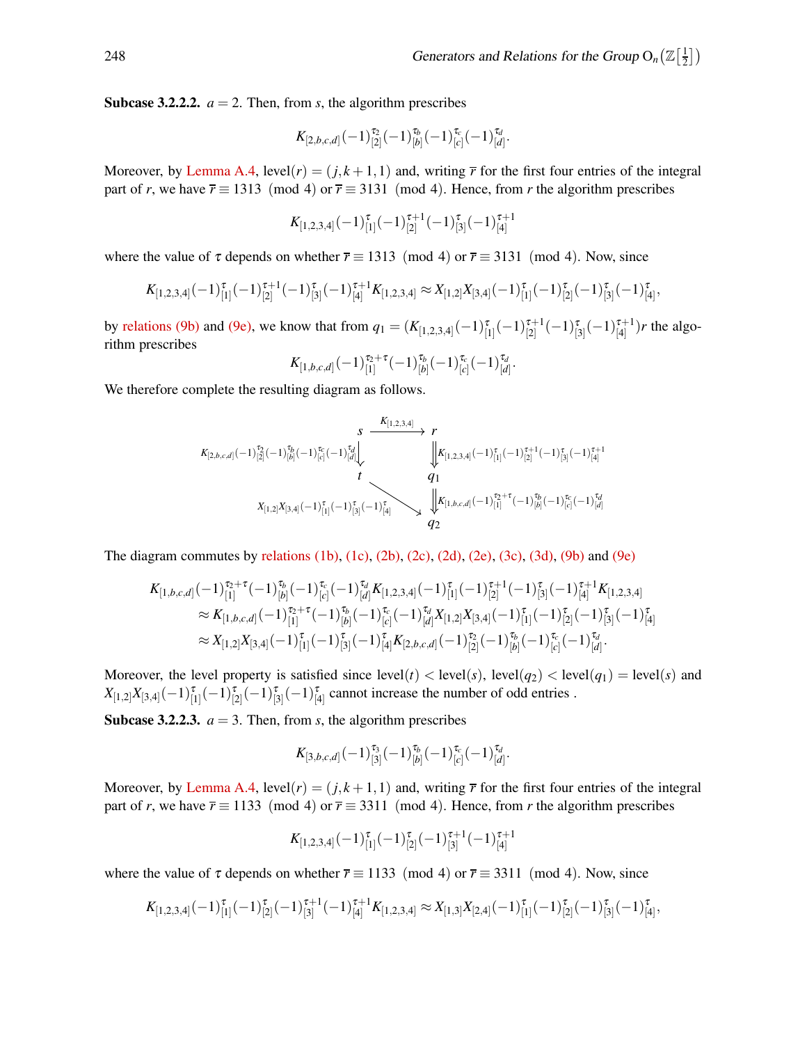**Subcase 3.2.2.2.** $a = 2$. Then, from $s$, the algorithm prescribes

$$K_{[2,b,c,d]}(-1)^{\tau_2}_{[2]}(-1)^{\tau_b}_{[b]}(-1)^{\tau_c}_{[c]}(-1)^{\tau_d}_{[d]}.$$

Moreover, by Lemma A.4, $\text{level}(r) = (j, k+1, 1)$ and, writing $\overline{r}$ for the first four entries of the integral part of $r$, we have $\overline{r} \equiv 1313 \pmod 4$ or $\overline{r} \equiv 3131 \pmod 4$. Hence, from $r$ the algorithm prescribes

$$K_{[1,2,3,4]}(-1)^{\tau}_{[1]}(-1)^{\tau+1}_{[2]}(-1)^{\tau}_{[3]}(-1)^{\tau+1}_{[4]}$$

where the value of $\tau$ depends on whether $\overline{r} \equiv 1313 \pmod 4$ or $\overline{r} \equiv 3131 \pmod 4$. Now, since

$$K_{[1,2,3,4]}(-1)^{\tau}_{[1]}(-1)^{\tau+1}_{[2]}(-1)^{\tau}_{[3]}(-1)^{\tau+1}_{[4]}K_{[1,2,3,4]} \approx X_{[1,2]}X_{[3,4]}(-1)^{\tau}_{[1]}(-1)^{\tau}_{[2]}(-1)^{\tau}_{[3]}(-1)^{\tau}_{[4]},$$

by relations (9b) and (9e), we know that from $q_1 = (K_{[1,2,3,4]}(-1)^{\tau}_{[1]}(-1)^{\tau+1}_{[2]}(-1)^{\tau}_{[3]}(-1)^{\tau+1}_{[4]})r$ the algorithm prescribes

$$K_{[1,b,c,d]}(-1)^{\tau_2+\tau}_{[1]}(-1)^{\tau_b}_{[b]}(-1)^{\tau_c}_{[c]}(-1)^{\tau_d}_{[d]}.$$

We therefore complete the resulting diagram as follows.

$$\begin{array}{ccc}
s & \xrightarrow{K_{[1,2,3,4]}} & r \\
{\scriptstyle K_{[2,b,c,d]}(-1)^{\tau_2}_{[2]}(-1)^{\tau_b}_{[b]}(-1)^{\tau_c}_{[c]}(-1)^{\tau_d}_{[d]}}\downarrow & & \Downarrow{\scriptstyle K_{[1,2,3,4]}(-1)^{\tau}_{[1]}(-1)^{\tau+1}_{[2]}(-1)^{\tau}_{[3]}(-1)^{\tau+1}_{[4]}} \\
t & & q_1 \\
& {\scriptstyle X_{[1,2]}X_{[3,4]}(-1)^{\tau}_{[1]}(-1)^{\tau}_{[3]}(-1)^{\tau}_{[4]}}\searrow & \Downarrow{\scriptstyle K_{[1,b,c,d]}(-1)^{\tau_2+\tau}_{[1]}(-1)^{\tau_b}_{[b]}(-1)^{\tau_c}_{[c]}(-1)^{\tau_d}_{[d]}} \\
& & q_2
\end{array}$$

The diagram commutes by relations (1b), (1c), (2b), (2c), (2d), (2e), (3c), (3d), (9b) and (9e)

$$\begin{aligned}
K_{[1,b,c,d]}&(-1)^{\tau_2+\tau}_{[1]}(-1)^{\tau_b}_{[b]}(-1)^{\tau_c}_{[c]}(-1)^{\tau_d}_{[d]}K_{[1,2,3,4]}(-1)^{\tau}_{[1]}(-1)^{\tau+1}_{[2]}(-1)^{\tau}_{[3]}(-1)^{\tau+1}_{[4]}K_{[1,2,3,4]} \\
&\approx K_{[1,b,c,d]}(-1)^{\tau_2+\tau}_{[1]}(-1)^{\tau_b}_{[b]}(-1)^{\tau_c}_{[c]}(-1)^{\tau_d}_{[d]}X_{[1,2]}X_{[3,4]}(-1)^{\tau}_{[1]}(-1)^{\tau}_{[2]}(-1)^{\tau}_{[3]}(-1)^{\tau}_{[4]} \\
&\approx X_{[1,2]}X_{[3,4]}(-1)^{\tau}_{[1]}(-1)^{\tau}_{[3]}(-1)^{\tau}_{[4]}K_{[2,b,c,d]}(-1)^{\tau_2}_{[2]}(-1)^{\tau_b}_{[b]}(-1)^{\tau_c}_{[c]}(-1)^{\tau_d}_{[d]}.
\end{aligned}$$

Moreover, the level property is satisfied since $\text{level}(t) < \text{level}(s)$, $\text{level}(q_2) < \text{level}(q_1) = \text{level}(s)$ and $X_{[1,2]}X_{[3,4]}(-1)^{\tau}_{[1]}(-1)^{\tau}_{[2]}(-1)^{\tau}_{[3]}(-1)^{\tau}_{[4]}$ cannot increase the number of odd entries .

**Subcase 3.2.2.3.** $a = 3$. Then, from $s$, the algorithm prescribes

$$K_{[3,b,c,d]}(-1)^{\tau_3}_{[3]}(-1)^{\tau_b}_{[b]}(-1)^{\tau_c}_{[c]}(-1)^{\tau_d}_{[d]}.$$

Moreover, by Lemma A.4, $\text{level}(r) = (j, k+1, 1)$ and, writing $\overline{r}$ for the first four entries of the integral part of $r$, we have $\overline{r} \equiv 1133 \pmod 4$ or $\overline{r} \equiv 3311 \pmod 4$. Hence, from $r$ the algorithm prescribes

$$K_{[1,2,3,4]}(-1)^{\tau}_{[1]}(-1)^{\tau}_{[2]}(-1)^{\tau+1}_{[3]}(-1)^{\tau+1}_{[4]}$$

where the value of $\tau$ depends on whether $\overline{r} \equiv 1133 \pmod 4$ or $\overline{r} \equiv 3311 \pmod 4$. Now, since

$$K_{[1,2,3,4]}(-1)^{\tau}_{[1]}(-1)^{\tau}_{[2]}(-1)^{\tau+1}_{[3]}(-1)^{\tau+1}_{[4]}K_{[1,2,3,4]} \approx X_{[1,3]}X_{[2,4]}(-1)^{\tau}_{[1]}(-1)^{\tau}_{[2]}(-1)^{\tau}_{[3]}(-1)^{\tau}_{[4]},$$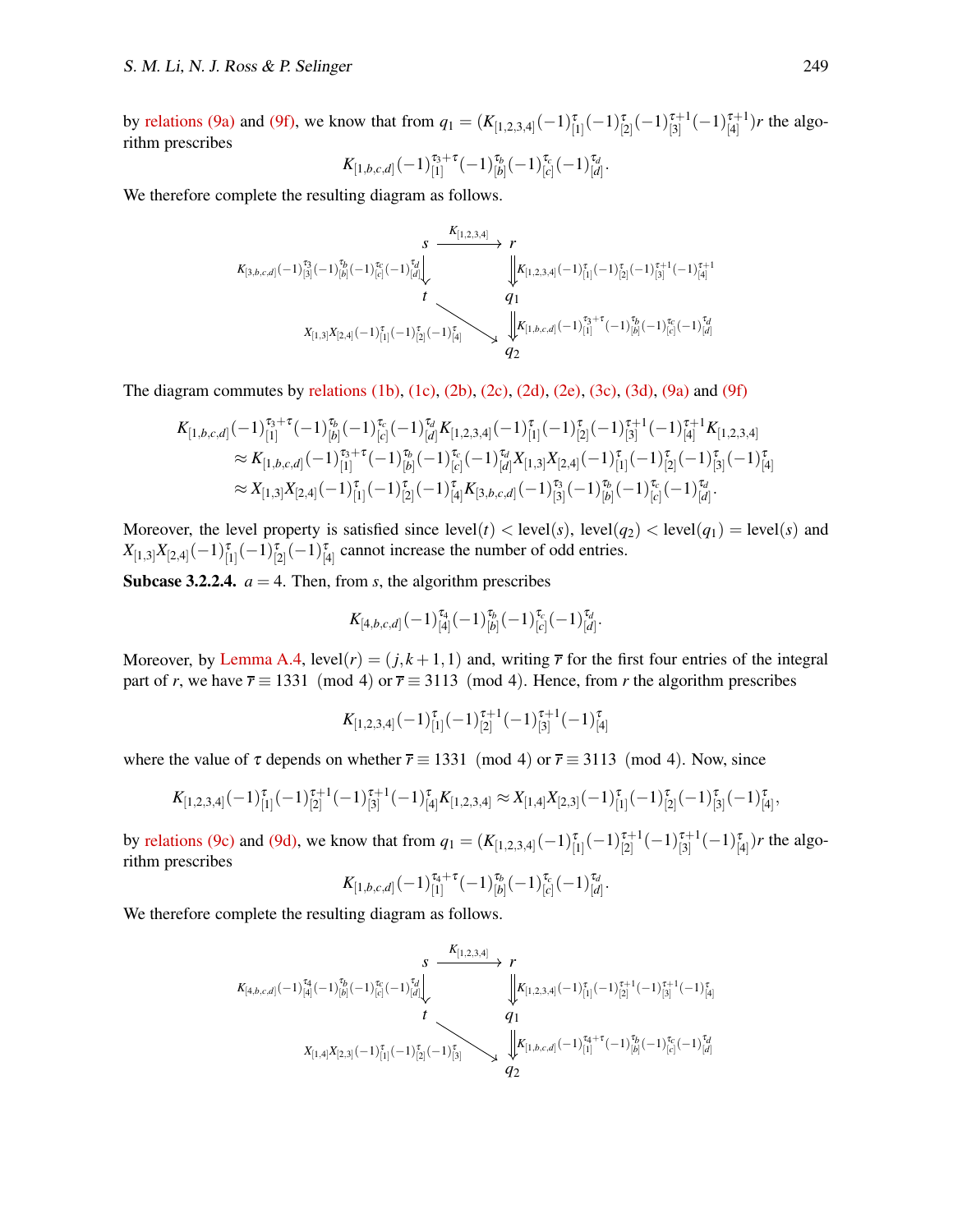by relations (9a) and (9f), we know that from $q_1 = (K_{[1,2,3,4]}(-1)^{\tau}_{[1]}(-1)^{\tau}_{[2]}(-1)^{\tau+1}_{[3]}(-1)^{\tau+1}_{[4]})r$ the algorithm prescribes

$$K_{[1,b,c,d]}(-1)^{\tau_3+\tau}_{[1]}(-1)^{\tau_b}_{[b]}(-1)^{\tau_c}_{[c]}(-1)^{\tau_d}_{[d]}.$$

We therefore complete the resulting diagram as follows.

$$\begin{array}{ccc}
s & \xrightarrow{K_{[1,2,3,4]}} & r \\
{\scriptstyle K_{[3,b,c,d]}(-1)^{\tau_3}_{[3]}(-1)^{\tau_b}_{[b]}(-1)^{\tau_c}_{[c]}(-1)^{\tau_d}_{[d]}}\downarrow & & \Downarrow{\scriptstyle K_{[1,2,3,4]}(-1)^{\tau}_{[1]}(-1)^{\tau}_{[2]}(-1)^{\tau+1}_{[3]}(-1)^{\tau+1}_{[4]}} \\
t & & q_1 \\
& {\scriptstyle X_{[1,3]}X_{[2,4]}(-1)^{\tau}_{[1]}(-1)^{\tau}_{[2]}(-1)^{\tau}_{[4]}} \searrow & \Downarrow{\scriptstyle K_{[1,b,c,d]}(-1)^{\tau_3+\tau}_{[1]}(-1)^{\tau_b}_{[b]}(-1)^{\tau_c}_{[c]}(-1)^{\tau_d}_{[d]}} \\
& & q_2
\end{array}$$

The diagram commutes by relations (1b), (1c), (2b), (2c), (2d), (2e), (3c), (3d), (9a) and (9f)

$$\begin{aligned}
&K_{[1,b,c,d]}(-1)^{\tau_3+\tau}_{[1]}(-1)^{\tau_b}_{[b]}(-1)^{\tau_c}_{[c]}(-1)^{\tau_d}_{[d]}K_{[1,2,3,4]}(-1)^{\tau}_{[1]}(-1)^{\tau}_{[2]}(-1)^{\tau+1}_{[3]}(-1)^{\tau+1}_{[4]}K_{[1,2,3,4]} \\
&\quad\approx K_{[1,b,c,d]}(-1)^{\tau_3+\tau}_{[1]}(-1)^{\tau_b}_{[b]}(-1)^{\tau_c}_{[c]}(-1)^{\tau_d}_{[d]}X_{[1,3]}X_{[2,4]}(-1)^{\tau}_{[1]}(-1)^{\tau}_{[2]}(-1)^{\tau}_{[3]}(-1)^{\tau}_{[4]} \\
&\quad\approx X_{[1,3]}X_{[2,4]}(-1)^{\tau}_{[1]}(-1)^{\tau}_{[2]}(-1)^{\tau}_{[4]}K_{[3,b,c,d]}(-1)^{\tau_3}_{[3]}(-1)^{\tau_b}_{[b]}(-1)^{\tau_c}_{[c]}(-1)^{\tau_d}_{[d]}.
\end{aligned}$$

Moreover, the level property is satisfied since $\text{level}(t) < \text{level}(s)$, $\text{level}(q_2) < \text{level}(q_1) = \text{level}(s)$ and $X_{[1,3]}X_{[2,4]}(-1)^{\tau}_{[1]}(-1)^{\tau}_{[2]}(-1)^{\tau}_{[4]}$ cannot increase the number of odd entries.

**Subcase 3.2.2.4.** $a = 4$. Then, from $s$, the algorithm prescribes

$$K_{[4,b,c,d]}(-1)^{\tau_4}_{[4]}(-1)^{\tau_b}_{[b]}(-1)^{\tau_c}_{[c]}(-1)^{\tau_d}_{[d]}.$$

Moreover, by Lemma A.4, $\text{level}(r) = (j,k+1,1)$ and, writing $\overline{r}$ for the first four entries of the integral part of $r$, we have $\overline{r} \equiv 1331 \pmod 4$ or $\overline{r} \equiv 3113 \pmod 4$. Hence, from $r$ the algorithm prescribes

$$K_{[1,2,3,4]}(-1)^{\tau}_{[1]}(-1)^{\tau+1}_{[2]}(-1)^{\tau+1}_{[3]}(-1)^{\tau}_{[4]}$$

where the value of $\tau$ depends on whether $\overline{r} \equiv 1331 \pmod 4$ or $\overline{r} \equiv 3113 \pmod 4$. Now, since

$$K_{[1,2,3,4]}(-1)^{\tau}_{[1]}(-1)^{\tau+1}_{[2]}(-1)^{\tau+1}_{[3]}(-1)^{\tau}_{[4]}K_{[1,2,3,4]} \approx X_{[1,4]}X_{[2,3]}(-1)^{\tau}_{[1]}(-1)^{\tau}_{[2]}(-1)^{\tau}_{[3]}(-1)^{\tau}_{[4]},$$

by relations (9c) and (9d), we know that from $q_1 = (K_{[1,2,3,4]}(-1)^{\tau}_{[1]}(-1)^{\tau+1}_{[2]}(-1)^{\tau+1}_{[3]}(-1)^{\tau}_{[4]})r$ the algorithm prescribes

$$K_{[1,b,c,d]}(-1)^{\tau_4+\tau}_{[1]}(-1)^{\tau_b}_{[b]}(-1)^{\tau_c}_{[c]}(-1)^{\tau_d}_{[d]}.$$

We therefore complete the resulting diagram as follows.

$$\begin{array}{ccc}
s & \xrightarrow{K_{[1,2,3,4]}} & r \\
{\scriptstyle K_{[4,b,c,d]}(-1)^{\tau_4}_{[4]}(-1)^{\tau_b}_{[b]}(-1)^{\tau_c}_{[c]}(-1)^{\tau_d}_{[d]}}\downarrow & & \Downarrow{\scriptstyle K_{[1,2,3,4]}(-1)^{\tau}_{[1]}(-1)^{\tau+1}_{[2]}(-1)^{\tau+1}_{[3]}(-1)^{\tau}_{[4]}} \\
t & & q_1 \\
& {\scriptstyle X_{[1,4]}X_{[2,3]}(-1)^{\tau}_{[1]}(-1)^{\tau}_{[2]}(-1)^{\tau}_{[3]}} \searrow & \Downarrow{\scriptstyle K_{[1,b,c,d]}(-1)^{\tau_4+\tau}_{[1]}(-1)^{\tau_b}_{[b]}(-1)^{\tau_c}_{[c]}(-1)^{\tau_d}_{[d]}} \\
& & q_2
\end{array}$$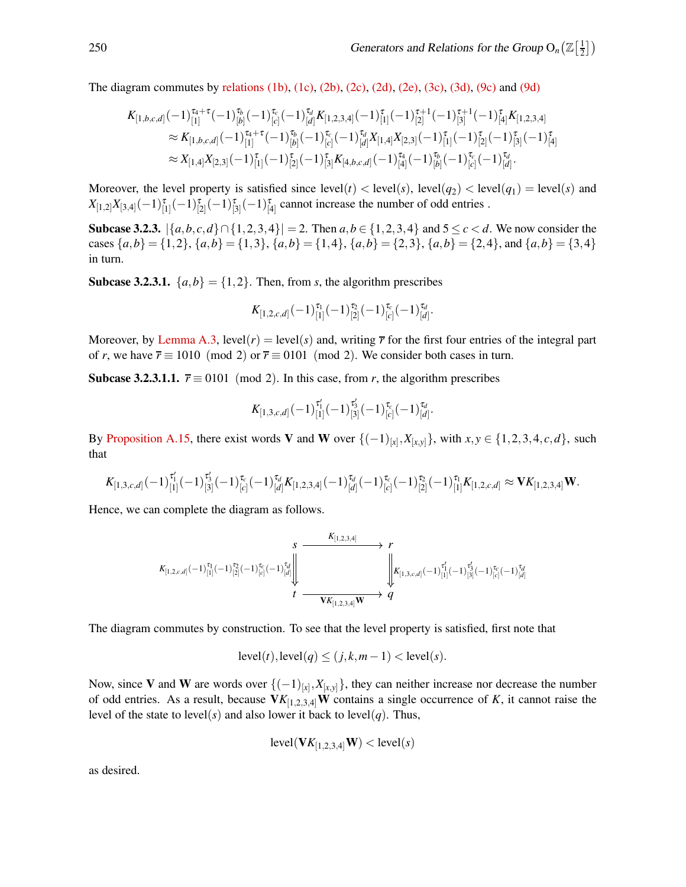The diagram commutes by relations (1b), (1c), (2b), (2c), (2d), (2e), (3c), (3d), (9c) and (9d)

$$\begin{aligned}
K_{[1,b,c,d]}&(-1)_{[1]}^{\tau_4+\tau}(-1)_{[b]}^{\tau_b}(-1)_{[c]}^{\tau_c}(-1)_{[d]}^{\tau_d}K_{[1,2,3,4]}(-1)_{[1]}^{\tau}(-1)_{[2]}^{\tau+1}(-1)_{[3]}^{\tau+1}(-1)_{[4]}^{\tau}K_{[1,2,3,4]}\\
&\approx K_{[1,b,c,d]}(-1)_{[1]}^{\tau_4+\tau}(-1)_{[b]}^{\tau_b}(-1)_{[c]}^{\tau_c}(-1)_{[d]}^{\tau_d}X_{[1,4]}X_{[2,3]}(-1)_{[1]}^{\tau}(-1)_{[2]}^{\tau}(-1)_{[3]}^{\tau}(-1)_{[4]}^{\tau}\\
&\approx X_{[1,4]}X_{[2,3]}(-1)_{[1]}^{\tau}(-1)_{[2]}^{\tau}(-1)_{[3]}^{\tau}K_{[4,b,c,d]}(-1)_{[4]}^{\tau_4}(-1)_{[b]}^{\tau_b}(-1)_{[c]}^{\tau_c}(-1)_{[d]}^{\tau_d}.
\end{aligned}$$

Moreover, the level property is satisfied since $\operatorname{level}(t)<\operatorname{level}(s)$, $\operatorname{level}(q_2)<\operatorname{level}(q_1)=\operatorname{level}(s)$ and $X_{[1,2]}X_{[3,4]}(-1)_{[1]}^{\tau}(-1)_{[2]}^{\tau}(-1)_{[3]}^{\tau}(-1)_{[4]}^{\tau}$ cannot increase the number of odd entries .

**Subcase 3.2.3.** $|\{a,b,c,d\}\cap\{1,2,3,4\}|=2$. Then $a,b\in\{1,2,3,4\}$ and $5\le c<d$. We now consider the cases $\{a,b\}=\{1,2\}$, $\{a,b\}=\{1,3\}$, $\{a,b\}=\{1,4\}$, $\{a,b\}=\{2,3\}$, $\{a,b\}=\{2,4\}$, and $\{a,b\}=\{3,4\}$ in turn.

**Subcase 3.2.3.1.** $\{a,b\}=\{1,2\}$. Then, from $s$, the algorithm prescribes

$$K_{[1,2,c,d]}(-1)_{[1]}^{\tau_1}(-1)_{[2]}^{\tau_2}(-1)_{[c]}^{\tau_c}(-1)_{[d]}^{\tau_d}.$$

Moreover, by Lemma A.3, $\operatorname{level}(r)=\operatorname{level}(s)$ and, writing $\overline{r}$ for the first four entries of the integral part of $r$, we have $\overline{r}\equiv 1010 \pmod 2$ or $\overline{r}\equiv 0101 \pmod 2$. We consider both cases in turn.

**Subcase 3.2.3.1.1.** $\overline{r}\equiv 0101 \pmod 2$. In this case, from $r$, the algorithm prescribes

$$K_{[1,3,c,d]}(-1)_{[1]}^{\tau_1'}(-1)_{[3]}^{\tau_3'}(-1)_{[c]}^{\tau_c}(-1)_{[d]}^{\tau_d}.$$

By Proposition A.15, there exist words $\mathbf{V}$ and $\mathbf{W}$ over $\{(-1)_{[x]},X_{[x,y]}\}$, with $x,y\in\{1,2,3,4,c,d\}$, such that

$$K_{[1,3,c,d]}(-1)_{[1]}^{\tau_1'}(-1)_{[3]}^{\tau_3'}(-1)_{[c]}^{\tau_c}(-1)_{[d]}^{\tau_d}K_{[1,2,3,4]}(-1)_{[d]}^{\tau_d}(-1)_{[c]}^{\tau_c}(-1)_{[2]}^{\tau_2}(-1)_{[1]}^{\tau_1}K_{[1,2,c,d]}\approx \mathbf{V}K_{[1,2,3,4]}\mathbf{W}.$$

Hence, we can complete the diagram as follows.

$$\begin{array}{ccc}
s & \xrightarrow{\quad K_{[1,2,3,4]}\quad} & r\\
{\scriptstyle K_{[1,2,c,d]}(-1)_{[1]}^{\tau_1}(-1)_{[2]}^{\tau_2}(-1)_{[c]}^{\tau_c}(-1)_{[d]}^{\tau_d}}\Downarrow & & \Downarrow{\scriptstyle K_{[1,3,c,d]}(-1)_{[1]}^{\tau_1'}(-1)_{[3]}^{\tau_3'}(-1)_{[c]}^{\tau_c}(-1)_{[d]}^{\tau_d}}\\
t & \xrightarrow[\quad \mathbf{V}K_{[1,2,3,4]}\mathbf{W}\quad]{} & q
\end{array}$$

The diagram commutes by construction. To see that the level property is satisfied, first note that

$$\operatorname{level}(t),\operatorname{level}(q)\le (j,k,m-1)<\operatorname{level}(s).$$

Now, since $\mathbf{V}$ and $\mathbf{W}$ are words over $\{(-1)_{[x]},X_{[x,y]}\}$, they can neither increase nor decrease the number of odd entries. As a result, because $\mathbf{V}K_{[1,2,3,4]}\mathbf{W}$ contains a single occurrence of $K$, it cannot raise the level of the state to $\operatorname{level}(s)$ and also lower it back to $\operatorname{level}(q)$. Thus,

$$\operatorname{level}(\mathbf{V}K_{[1,2,3,4]}\mathbf{W})<\operatorname{level}(s)$$

as desired.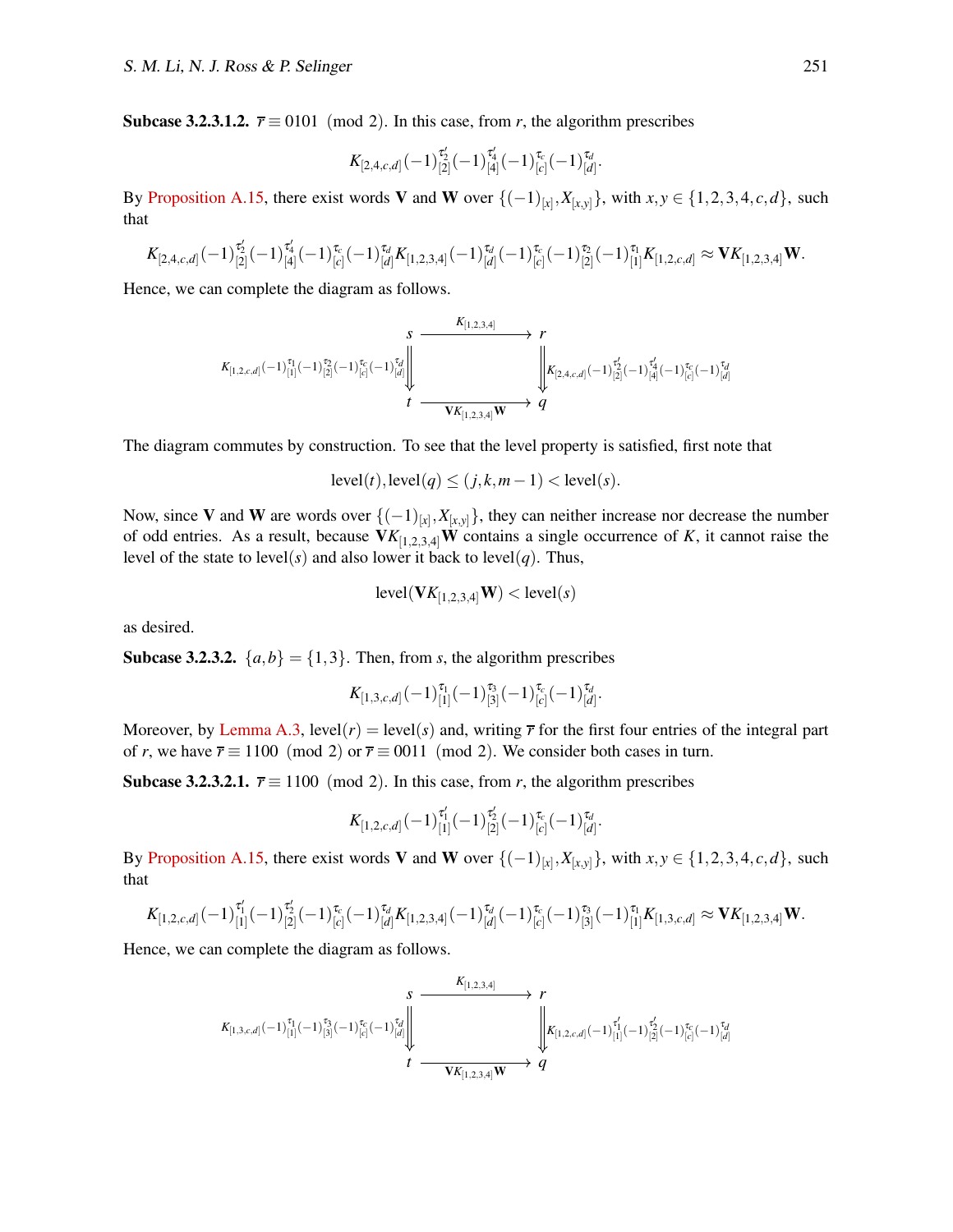**Subcase 3.2.3.1.2.** $\overline{r} \equiv 0101 \pmod 2$. In this case, from $r$, the algorithm prescribes

$$K_{[2,4,c,d]}(-1)^{\tau_2'}_{[2]}(-1)^{\tau_4'}_{[4]}(-1)^{\tau_c}_{[c]}(-1)^{\tau_d}_{[d]}.$$

By Proposition A.15, there exist words $\mathbf{V}$ and $\mathbf{W}$ over $\{(-1)_{[x]}, X_{[x,y]}\}$, with $x,y \in \{1,2,3,4,c,d\}$, such that

$$K_{[2,4,c,d]}(-1)^{\tau_2'}_{[2]}(-1)^{\tau_4'}_{[4]}(-1)^{\tau_c}_{[c]}(-1)^{\tau_d}_{[d]}K_{[1,2,3,4]}(-1)^{\tau_d}_{[d]}(-1)^{\tau_c}_{[c]}(-1)^{\tau_2}_{[2]}(-1)^{\tau_1}_{[1]}K_{[1,2,c,d]} \approx \mathbf{V}K_{[1,2,3,4]}\mathbf{W}.$$

Hence, we can complete the diagram as follows.

$$\begin{array}{ccc}
s & \xrightarrow{\quad K_{[1,2,3,4]} \quad} & r \\
{\scriptstyle K_{[1,2,c,d]}(-1)^{\tau_1}_{[1]}(-1)^{\tau_2}_{[2]}(-1)^{\tau_c}_{[c]}(-1)^{\tau_d}_{[d]}}\Big\Downarrow & & \Big\Downarrow{\scriptstyle K_{[2,4,c,d]}(-1)^{\tau_2'}_{[2]}(-1)^{\tau_4'}_{[4]}(-1)^{\tau_c}_{[c]}(-1)^{\tau_d}_{[d]}} \\
t & \xrightarrow[\quad \mathbf{V}K_{[1,2,3,4]}\mathbf{W} \quad]{} & q
\end{array}$$

The diagram commutes by construction. To see that the level property is satisfied, first note that

$$\text{level}(t), \text{level}(q) \leq (j,k,m-1) < \text{level}(s).$$

Now, since $\mathbf{V}$ and $\mathbf{W}$ are words over $\{(-1)_{[x]}, X_{[x,y]}\}$, they can neither increase nor decrease the number of odd entries. As a result, because $\mathbf{V}K_{[1,2,3,4]}\mathbf{W}$ contains a single occurrence of $K$, it cannot raise the level of the state to level$(s)$ and also lower it back to level$(q)$. Thus,

$$\text{level}(\mathbf{V}K_{[1,2,3,4]}\mathbf{W}) < \text{level}(s)$$

as desired.

**Subcase 3.2.3.2.** $\{a,b\} = \{1,3\}$. Then, from $s$, the algorithm prescribes

$$K_{[1,3,c,d]}(-1)^{\tau_1}_{[1]}(-1)^{\tau_3}_{[3]}(-1)^{\tau_c}_{[c]}(-1)^{\tau_d}_{[d]}.$$

Moreover, by Lemma A.3, level$(r) =$ level$(s)$ and, writing $\overline{r}$ for the first four entries of the integral part of $r$, we have $\overline{r} \equiv 1100 \pmod 2$ or $\overline{r} \equiv 0011 \pmod 2$. We consider both cases in turn.

**Subcase 3.2.3.2.1.** $\overline{r} \equiv 1100 \pmod 2$. In this case, from $r$, the algorithm prescribes

$$K_{[1,2,c,d]}(-1)^{\tau_1'}_{[1]}(-1)^{\tau_2'}_{[2]}(-1)^{\tau_c}_{[c]}(-1)^{\tau_d}_{[d]}.$$

By Proposition A.15, there exist words $\mathbf{V}$ and $\mathbf{W}$ over $\{(-1)_{[x]}, X_{[x,y]}\}$, with $x,y \in \{1,2,3,4,c,d\}$, such that

$$K_{[1,2,c,d]}(-1)^{\tau_1'}_{[1]}(-1)^{\tau_2'}_{[2]}(-1)^{\tau_c}_{[c]}(-1)^{\tau_d}_{[d]}K_{[1,2,3,4]}(-1)^{\tau_d}_{[d]}(-1)^{\tau_c}_{[c]}(-1)^{\tau_3}_{[3]}(-1)^{\tau_1}_{[1]}K_{[1,3,c,d]} \approx \mathbf{V}K_{[1,2,3,4]}\mathbf{W}.$$

Hence, we can complete the diagram as follows.

$$\begin{array}{ccc}
s & \xrightarrow{\quad K_{[1,2,3,4]} \quad} & r \\
{\scriptstyle K_{[1,3,c,d]}(-1)^{\tau_1}_{[1]}(-1)^{\tau_3}_{[3]}(-1)^{\tau_c}_{[c]}(-1)^{\tau_d}_{[d]}}\Big\Downarrow & & \Big\Downarrow{\scriptstyle K_{[1,2,c,d]}(-1)^{\tau_1'}_{[1]}(-1)^{\tau_2'}_{[2]}(-1)^{\tau_c}_{[c]}(-1)^{\tau_d}_{[d]}} \\
t & \xrightarrow[\quad \mathbf{V}K_{[1,2,3,4]}\mathbf{W} \quad]{} & q
\end{array}$$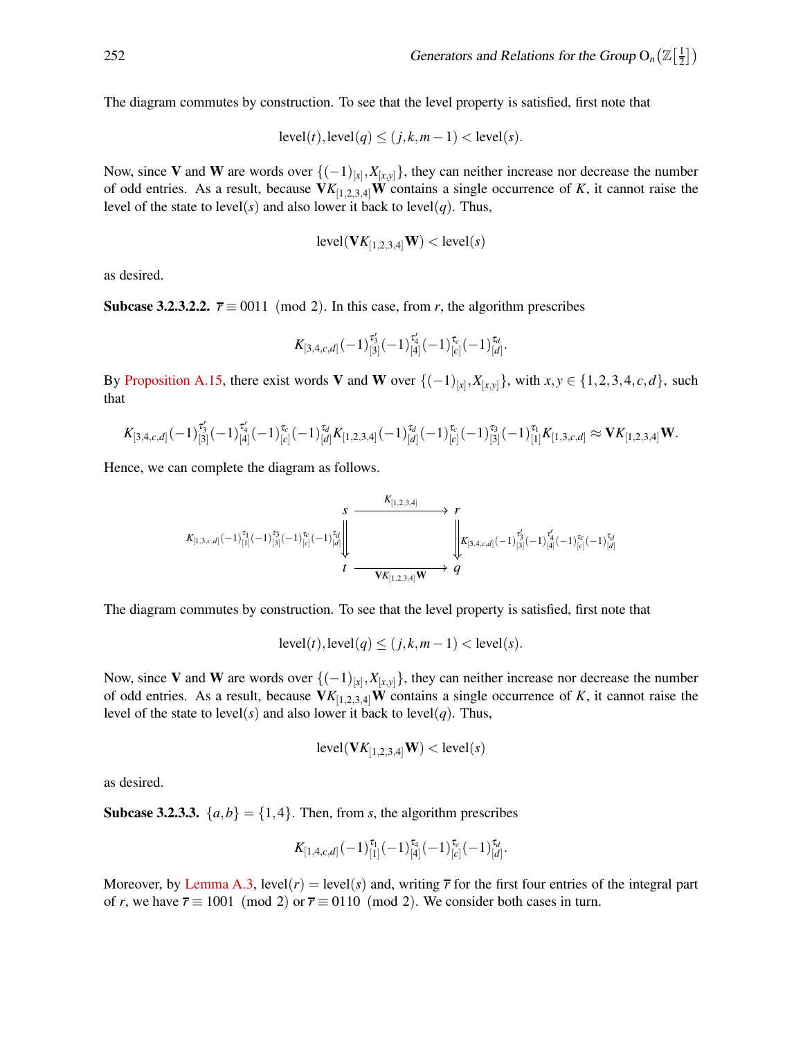The diagram commutes by construction. To see that the level property is satisfied, first note that

$$\text{level}(t), \text{level}(q) \leq (j,k,m-1) < \text{level}(s).$$

Now, since $\mathbf{V}$ and $\mathbf{W}$ are words over $\{(-1)_{[x]}, X_{[x,y]}\}$, they can neither increase nor decrease the number of odd entries. As a result, because $\mathbf{V}K_{[1,2,3,4]}\mathbf{W}$ contains a single occurrence of $K$, it cannot raise the level of the state to level$(s)$ and also lower it back to level$(q)$. Thus,

$$\text{level}(\mathbf{V}K_{[1,2,3,4]}\mathbf{W}) < \text{level}(s)$$

as desired.

**Subcase 3.2.3.2.2.** $\overline{r} \equiv 0011 \pmod 2$. In this case, from $r$, the algorithm prescribes

$$K_{[3,4,c,d]}(-1)_{[3]}^{\tau_3'}(-1)_{[4]}^{\tau_4'}(-1)_{[c]}^{\tau_c}(-1)_{[d]}^{\tau_d}.$$

By Proposition A.15, there exist words $\mathbf{V}$ and $\mathbf{W}$ over $\{(-1)_{[x]}, X_{[x,y]}\}$, with $x, y \in \{1,2,3,4,c,d\}$, such that

$$K_{[3,4,c,d]}(-1)_{[3]}^{\tau_3'}(-1)_{[4]}^{\tau_4'}(-1)_{[c]}^{\tau_c}(-1)_{[d]}^{\tau_d}K_{[1,2,3,4]}(-1)_{[d]}^{\tau_d}(-1)_{[c]}^{\tau_c}(-1)_{[3]}^{\tau_3}(-1)_{[1]}^{\tau_1}K_{[1,3,c,d]} \approx \mathbf{V}K_{[1,2,3,4]}\mathbf{W}.$$

Hence, we can complete the diagram as follows.

$$\begin{array}{ccc}
s & \xrightarrow{\quad K_{[1,2,3,4]} \quad} & r \\
{\scriptstyle K_{[1,3,c,d]}(-1)_{[1]}^{\tau_1}(-1)_{[3]}^{\tau_3}(-1)_{[c]}^{\tau_c}(-1)_{[d]}^{\tau_d}} \Big\Downarrow & & \Big\Downarrow {\scriptstyle K_{[3,4,c,d]}(-1)_{[3]}^{\tau_3'}(-1)_{[4]}^{\tau_4'}(-1)_{[c]}^{\tau_c}(-1)_{[d]}^{\tau_d}} \\
t & \xrightarrow[\quad \mathbf{V}K_{[1,2,3,4]}\mathbf{W} \quad]{} & q
\end{array}$$

The diagram commutes by construction. To see that the level property is satisfied, first note that

$$\text{level}(t), \text{level}(q) \leq (j,k,m-1) < \text{level}(s).$$

Now, since $\mathbf{V}$ and $\mathbf{W}$ are words over $\{(-1)_{[x]}, X_{[x,y]}\}$, they can neither increase nor decrease the number of odd entries. As a result, because $\mathbf{V}K_{[1,2,3,4]}\mathbf{W}$ contains a single occurrence of $K$, it cannot raise the level of the state to level$(s)$ and also lower it back to level$(q)$. Thus,

$$\text{level}(\mathbf{V}K_{[1,2,3,4]}\mathbf{W}) < \text{level}(s)$$

as desired.

**Subcase 3.2.3.3.** $\{a,b\} = \{1,4\}$. Then, from $s$, the algorithm prescribes

$$K_{[1,4,c,d]}(-1)_{[1]}^{\tau_1}(-1)_{[4]}^{\tau_4}(-1)_{[c]}^{\tau_c}(-1)_{[d]}^{\tau_d}.$$

Moreover, by Lemma A.3, level$(r)$ = level$(s)$ and, writing $\overline{r}$ for the first four entries of the integral part of $r$, we have $\overline{r} \equiv 1001 \pmod 2$ or $\overline{r} \equiv 0110 \pmod 2$. We consider both cases in turn.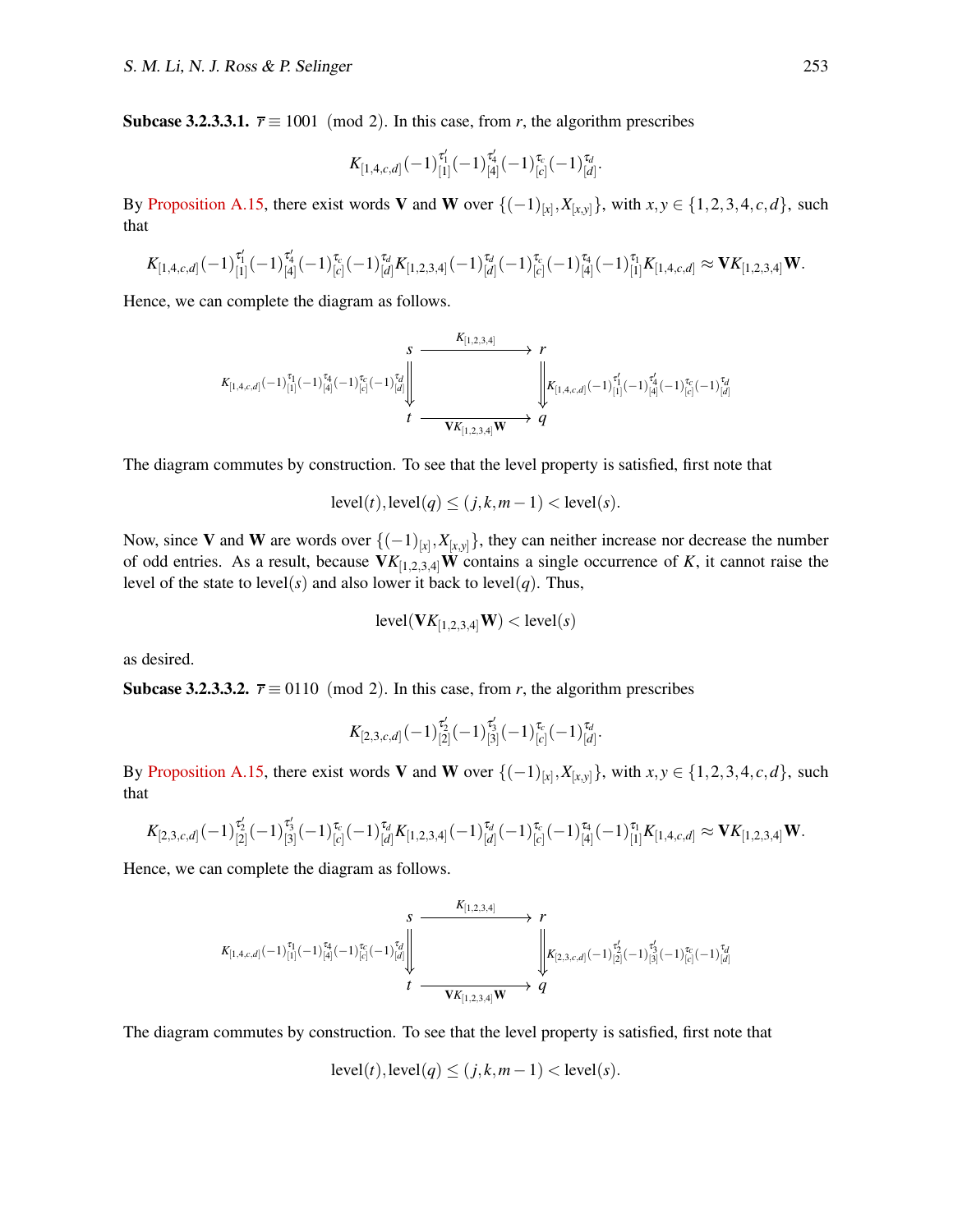**Subcase 3.2.3.3.1.** $\overline{r} \equiv 1001 \pmod 2$. In this case, from $r$, the algorithm prescribes

$$K_{[1,4,c,d]}(-1)^{\tau_1'}_{[1]}(-1)^{\tau_4'}_{[4]}(-1)^{\tau_c}_{[c]}(-1)^{\tau_d}_{[d]}.$$

By Proposition A.15, there exist words $\mathbf{V}$ and $\mathbf{W}$ over $\{(-1)_{[x]}, X_{[x,y]}\}$, with $x,y \in \{1,2,3,4,c,d\}$, such that

$$K_{[1,4,c,d]}(-1)^{\tau_1'}_{[1]}(-1)^{\tau_4'}_{[4]}(-1)^{\tau_c}_{[c]}(-1)^{\tau_d}_{[d]}K_{[1,2,3,4]}(-1)^{\tau_d}_{[d]}(-1)^{\tau_c}_{[c]}(-1)^{\tau_4}_{[4]}(-1)^{\tau_1}_{[1]}K_{[1,4,c,d]} \approx \mathbf{V}K_{[1,2,3,4]}\mathbf{W}.$$

Hence, we can complete the diagram as follows.

$$\begin{CD}
s @>{K_{[1,2,3,4]}}>> r \\
@V{K_{[1,4,c,d]}(-1)^{\tau_1}_{[1]}(-1)^{\tau_4}_{[4]}(-1)^{\tau_c}_{[c]}(-1)^{\tau_d}_{[d]}}VV @VV{K_{[1,4,c,d]}(-1)^{\tau_1'}_{[1]}(-1)^{\tau_4'}_{[4]}(-1)^{\tau_c}_{[c]}(-1)^{\tau_d}_{[d]}}V \\
t @>>{\mathbf{V}K_{[1,2,3,4]}\mathbf{W}}> q
\end{CD}$$

The diagram commutes by construction. To see that the level property is satisfied, first note that

$$\text{level}(t), \text{level}(q) \leq (j,k,m-1) < \text{level}(s).$$

Now, since $\mathbf{V}$ and $\mathbf{W}$ are words over $\{(-1)_{[x]}, X_{[x,y]}\}$, they can neither increase nor decrease the number of odd entries. As a result, because $\mathbf{V}K_{[1,2,3,4]}\mathbf{W}$ contains a single occurrence of $K$, it cannot raise the level of the state to level$(s)$ and also lower it back to level$(q)$. Thus,

$$\text{level}(\mathbf{V}K_{[1,2,3,4]}\mathbf{W}) < \text{level}(s)$$

as desired.

**Subcase 3.2.3.3.2.** $\overline{r} \equiv 0110 \pmod 2$. In this case, from $r$, the algorithm prescribes

$$K_{[2,3,c,d]}(-1)^{\tau_2'}_{[2]}(-1)^{\tau_3'}_{[3]}(-1)^{\tau_c}_{[c]}(-1)^{\tau_d}_{[d]}.$$

By Proposition A.15, there exist words $\mathbf{V}$ and $\mathbf{W}$ over $\{(-1)_{[x]}, X_{[x,y]}\}$, with $x,y \in \{1,2,3,4,c,d\}$, such that

$$K_{[2,3,c,d]}(-1)^{\tau_2'}_{[2]}(-1)^{\tau_3'}_{[3]}(-1)^{\tau_c}_{[c]}(-1)^{\tau_d}_{[d]}K_{[1,2,3,4]}(-1)^{\tau_d}_{[d]}(-1)^{\tau_c}_{[c]}(-1)^{\tau_4}_{[4]}(-1)^{\tau_1}_{[1]}K_{[1,4,c,d]} \approx \mathbf{V}K_{[1,2,3,4]}\mathbf{W}.$$

Hence, we can complete the diagram as follows.

$$\begin{CD}
s @>{K_{[1,2,3,4]}}>> r \\
@V{K_{[1,4,c,d]}(-1)^{\tau_1}_{[1]}(-1)^{\tau_4}_{[4]}(-1)^{\tau_c}_{[c]}(-1)^{\tau_d}_{[d]}}VV @VV{K_{[2,3,c,d]}(-1)^{\tau_2'}_{[2]}(-1)^{\tau_3'}_{[3]}(-1)^{\tau_c}_{[c]}(-1)^{\tau_d}_{[d]}}V \\
t @>>{\mathbf{V}K_{[1,2,3,4]}\mathbf{W}}> q
\end{CD}$$

The diagram commutes by construction. To see that the level property is satisfied, first note that

$$\text{level}(t), \text{level}(q) \leq (j,k,m-1) < \text{level}(s).$$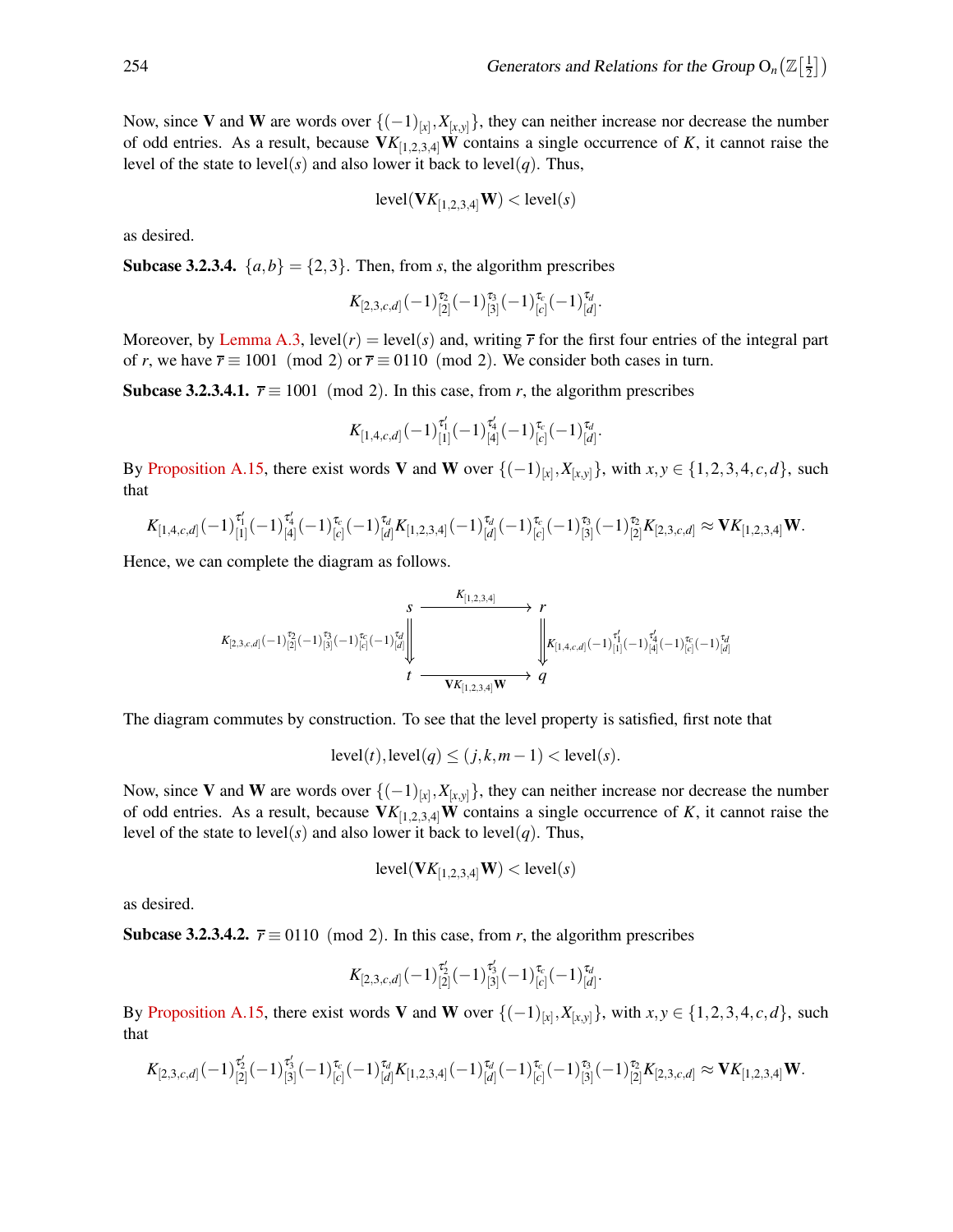Now, since $\mathbf{V}$ and $\mathbf{W}$ are words over $\{(-1)_{[x]}, X_{[x,y]}\}$, they can neither increase nor decrease the number of odd entries. As a result, because $\mathbf{V}K_{[1,2,3,4]}\mathbf{W}$ contains a single occurrence of $K$, it cannot raise the level of the state to level$(s)$ and also lower it back to level$(q)$. Thus,

$$\text{level}(\mathbf{V}K_{[1,2,3,4]}\mathbf{W}) < \text{level}(s)$$

as desired.

**Subcase 3.2.3.4.** $\{a,b\} = \{2,3\}$. Then, from $s$, the algorithm prescribes

$$K_{[2,3,c,d]}(-1)_{[2]}^{\tau_2}(-1)_{[3]}^{\tau_3}(-1)_{[c]}^{\tau_c}(-1)_{[d]}^{\tau_d}.$$

Moreover, by Lemma A.3, level$(r) =$ level$(s)$ and, writing $\overline{r}$ for the first four entries of the integral part of $r$, we have $\overline{r} \equiv 1001 \pmod 2$ or $\overline{r} \equiv 0110 \pmod 2$. We consider both cases in turn.

**Subcase 3.2.3.4.1.** $\overline{r} \equiv 1001 \pmod 2$. In this case, from $r$, the algorithm prescribes

$$K_{[1,4,c,d]}(-1)_{[1]}^{\tau_1'}(-1)_{[4]}^{\tau_4'}(-1)_{[c]}^{\tau_c}(-1)_{[d]}^{\tau_d}.$$

By Proposition A.15, there exist words $\mathbf{V}$ and $\mathbf{W}$ over $\{(-1)_{[x]}, X_{[x,y]}\}$, with $x, y \in \{1,2,3,4,c,d\}$, such that

$$K_{[1,4,c,d]}(-1)_{[1]}^{\tau_1'}(-1)_{[4]}^{\tau_4'}(-1)_{[c]}^{\tau_c}(-1)_{[d]}^{\tau_d}K_{[1,2,3,4]}(-1)_{[d]}^{\tau_d}(-1)_{[c]}^{\tau_c}(-1)_{[3]}^{\tau_3}(-1)_{[2]}^{\tau_2}K_{[2,3,c,d]} \approx \mathbf{V}K_{[1,2,3,4]}\mathbf{W}.$$

Hence, we can complete the diagram as follows.

$$\begin{array}{ccc}
s & \xrightarrow{\quad K_{[1,2,3,4]} \quad} & r \\
{\scriptstyle K_{[2,3,c,d]}(-1)_{[2]}^{\tau_2}(-1)_{[3]}^{\tau_3}(-1)_{[c]}^{\tau_c}(-1)_{[d]}^{\tau_d}} \Downarrow & & \Downarrow {\scriptstyle K_{[1,4,c,d]}(-1)_{[1]}^{\tau_1'}(-1)_{[4]}^{\tau_4'}(-1)_{[c]}^{\tau_c}(-1)_{[d]}^{\tau_d}} \\
t & \xrightarrow{\quad \mathbf{V}K_{[1,2,3,4]}\mathbf{W} \quad} & q
\end{array}$$

The diagram commutes by construction. To see that the level property is satisfied, first note that

$$\text{level}(t), \text{level}(q) \leq (j,k,m-1) < \text{level}(s).$$

Now, since $\mathbf{V}$ and $\mathbf{W}$ are words over $\{(-1)_{[x]}, X_{[x,y]}\}$, they can neither increase nor decrease the number of odd entries. As a result, because $\mathbf{V}K_{[1,2,3,4]}\mathbf{W}$ contains a single occurrence of $K$, it cannot raise the level of the state to level$(s)$ and also lower it back to level$(q)$. Thus,

$$\text{level}(\mathbf{V}K_{[1,2,3,4]}\mathbf{W}) < \text{level}(s)$$

as desired.

**Subcase 3.2.3.4.2.** $\overline{r} \equiv 0110 \pmod 2$. In this case, from $r$, the algorithm prescribes

$$K_{[2,3,c,d]}(-1)_{[2]}^{\tau_2'}(-1)_{[3]}^{\tau_3'}(-1)_{[c]}^{\tau_c}(-1)_{[d]}^{\tau_d}.$$

By Proposition A.15, there exist words $\mathbf{V}$ and $\mathbf{W}$ over $\{(-1)_{[x]}, X_{[x,y]}\}$, with $x, y \in \{1,2,3,4,c,d\}$, such that

$$K_{[2,3,c,d]}(-1)_{[2]}^{\tau_2'}(-1)_{[3]}^{\tau_3'}(-1)_{[c]}^{\tau_c}(-1)_{[d]}^{\tau_d}K_{[1,2,3,4]}(-1)_{[d]}^{\tau_d}(-1)_{[c]}^{\tau_c}(-1)_{[3]}^{\tau_3}(-1)_{[2]}^{\tau_2}K_{[2,3,c,d]} \approx \mathbf{V}K_{[1,2,3,4]}\mathbf{W}.$$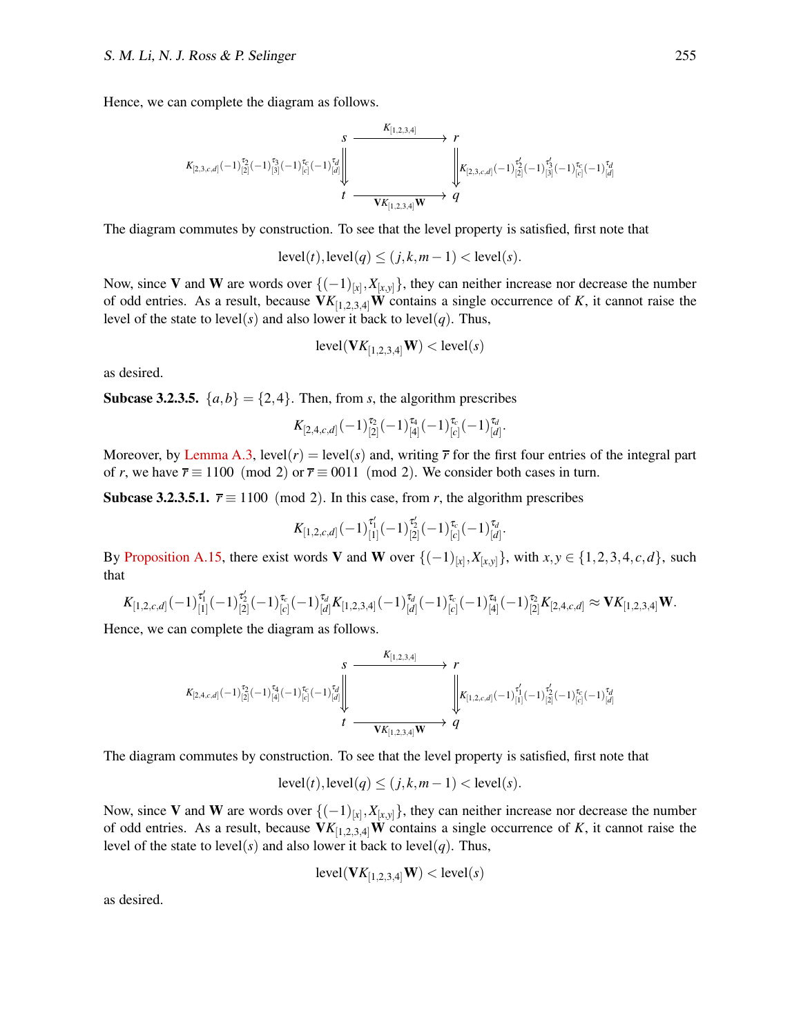Hence, we can complete the diagram as follows.

$$
\begin{array}{ccc}
s & \xrightarrow{\quad K_{[1,2,3,4]} \quad} & r \\
{\scriptstyle K_{[2,3,c,d]}(-1)^{\tau_2}_{[2]}(-1)^{\tau_3}_{[3]}(-1)^{\tau_c}_{[c]}(-1)^{\tau_d}_{[d]}} \Big\Downarrow & & \Big\Downarrow {\scriptstyle K_{[2,3,c,d]}(-1)^{\tau_2'}_{[2]}(-1)^{\tau_3'}_{[3]}(-1)^{\tau_c}_{[c]}(-1)^{\tau_d}_{[d]}} \\
t & \xrightarrow[\quad \mathbf{V}K_{[1,2,3,4]}\mathbf{W} \quad]{} & q
\end{array}
$$

The diagram commutes by construction. To see that the level property is satisfied, first note that

$$\text{level}(t), \text{level}(q) \leq (j,k,m-1) < \text{level}(s).$$

Now, since $\mathbf{V}$ and $\mathbf{W}$ are words over $\{(-1)_{[x]}, X_{[x,y]}\}$, they can neither increase nor decrease the number of odd entries. As a result, because $\mathbf{V}K_{[1,2,3,4]}\mathbf{W}$ contains a single occurrence of $K$, it cannot raise the level of the state to level$(s)$ and also lower it back to level$(q)$. Thus,

$$\text{level}(\mathbf{V}K_{[1,2,3,4]}\mathbf{W}) < \text{level}(s)$$

as desired.

**Subcase 3.2.3.5.** $\{a,b\} = \{2,4\}$. Then, from $s$, the algorithm prescribes

$$K_{[2,4,c,d]}(-1)^{\tau_2}_{[2]}(-1)^{\tau_4}_{[4]}(-1)^{\tau_c}_{[c]}(-1)^{\tau_d}_{[d]}.$$

Moreover, by Lemma A.3, level$(r) =$ level$(s)$ and, writing $\overline{r}$ for the first four entries of the integral part of $r$, we have $\overline{r} \equiv 1100 \pmod 2$ or $\overline{r} \equiv 0011 \pmod 2$. We consider both cases in turn.

**Subcase 3.2.3.5.1.** $\overline{r} \equiv 1100 \pmod 2$. In this case, from $r$, the algorithm prescribes

$$K_{[1,2,c,d]}(-1)^{\tau_1'}_{[1]}(-1)^{\tau_2'}_{[2]}(-1)^{\tau_c}_{[c]}(-1)^{\tau_d}_{[d]}.$$

By Proposition A.15, there exist words $\mathbf{V}$ and $\mathbf{W}$ over $\{(-1)_{[x]}, X_{[x,y]}\}$, with $x,y \in \{1,2,3,4,c,d\}$, such that

$$K_{[1,2,c,d]}(-1)^{\tau_1'}_{[1]}(-1)^{\tau_2'}_{[2]}(-1)^{\tau_c}_{[c]}(-1)^{\tau_d}_{[d]}K_{[1,2,3,4]}(-1)^{\tau_d}_{[d]}(-1)^{\tau_c}_{[c]}(-1)^{\tau_4}_{[4]}(-1)^{\tau_2}_{[2]}K_{[2,4,c,d]} \approx \mathbf{V}K_{[1,2,3,4]}\mathbf{W}.$$

Hence, we can complete the diagram as follows.

$$
\begin{array}{ccc}
s & \xrightarrow{\quad K_{[1,2,3,4]} \quad} & r \\
{\scriptstyle K_{[2,4,c,d]}(-1)^{\tau_2}_{[2]}(-1)^{\tau_4}_{[4]}(-1)^{\tau_c}_{[c]}(-1)^{\tau_d}_{[d]}} \Big\Downarrow & & \Big\Downarrow {\scriptstyle K_{[1,2,c,d]}(-1)^{\tau_1'}_{[1]}(-1)^{\tau_2'}_{[2]}(-1)^{\tau_c}_{[c]}(-1)^{\tau_d}_{[d]}} \\
t & \xrightarrow[\quad \mathbf{V}K_{[1,2,3,4]}\mathbf{W} \quad]{} & q
\end{array}
$$

The diagram commutes by construction. To see that the level property is satisfied, first note that

$$\text{level}(t), \text{level}(q) \leq (j,k,m-1) < \text{level}(s).$$

Now, since $\mathbf{V}$ and $\mathbf{W}$ are words over $\{(-1)_{[x]}, X_{[x,y]}\}$, they can neither increase nor decrease the number of odd entries. As a result, because $\mathbf{V}K_{[1,2,3,4]}\mathbf{W}$ contains a single occurrence of $K$, it cannot raise the level of the state to level$(s)$ and also lower it back to level$(q)$. Thus,

$$\text{level}(\mathbf{V}K_{[1,2,3,4]}\mathbf{W}) < \text{level}(s)$$

as desired.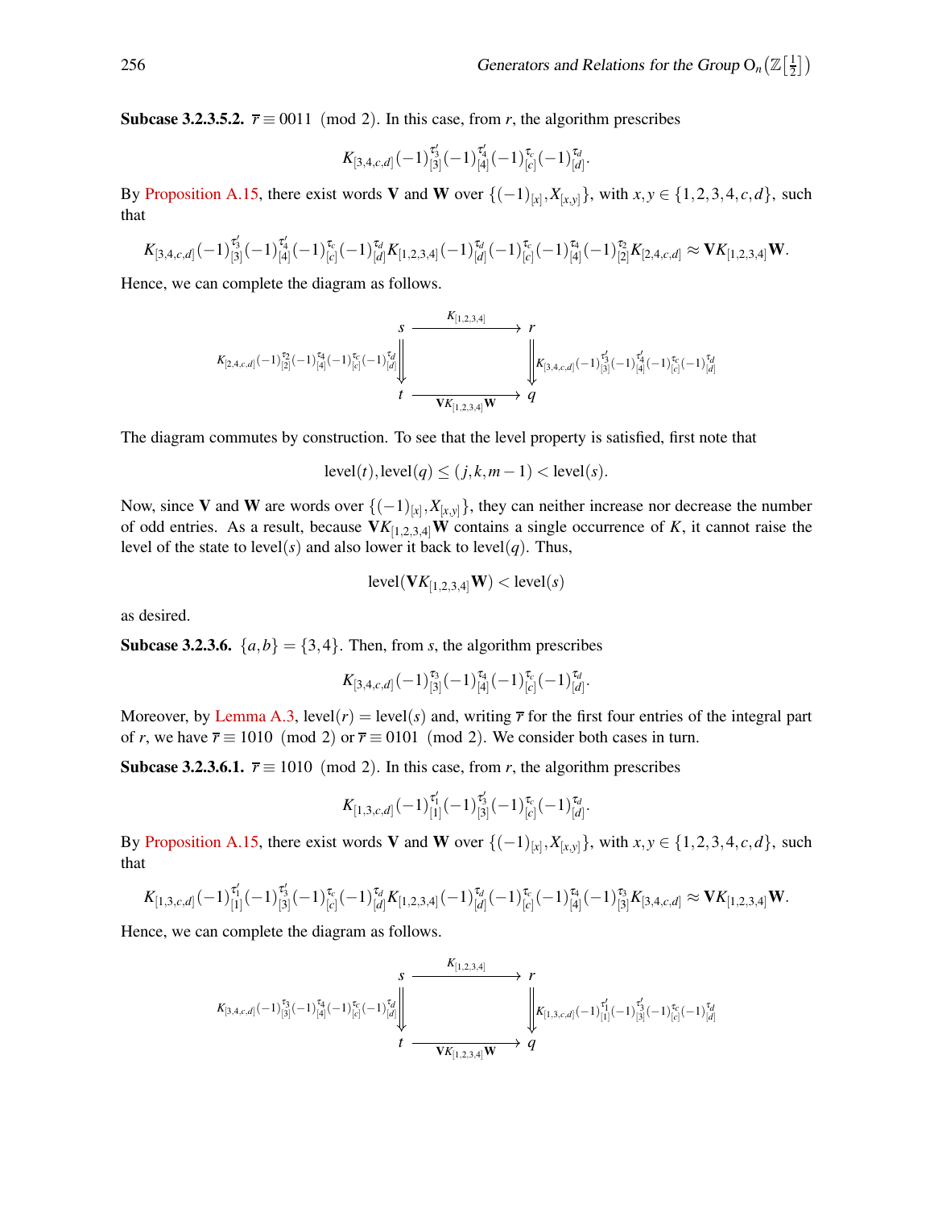**Subcase 3.2.3.5.2.** $\overline{r} \equiv 0011 \pmod 2$. In this case, from $r$, the algorithm prescribes

$$K_{[3,4,c,d]}(-1)_{[3]}^{\tau_3'}(-1)_{[4]}^{\tau_4'}(-1)_{[c]}^{\tau_c}(-1)_{[d]}^{\tau_d}.$$

By Proposition A.15, there exist words $\mathbf{V}$ and $\mathbf{W}$ over $\{(-1)_{[x]}, X_{[x,y]}\}$, with $x,y \in \{1,2,3,4,c,d\}$, such that

$$K_{[3,4,c,d]}(-1)_{[3]}^{\tau_3'}(-1)_{[4]}^{\tau_4'}(-1)_{[c]}^{\tau_c}(-1)_{[d]}^{\tau_d}K_{[1,2,3,4]}(-1)_{[d]}^{\tau_d}(-1)_{[c]}^{\tau_c}(-1)_{[4]}^{\tau_4}(-1)_{[2]}^{\tau_2}K_{[2,4,c,d]} \approx \mathbf{V}K_{[1,2,3,4]}\mathbf{W}.$$

Hence, we can complete the diagram as follows.

$$\begin{array}{ccc}
s & \xrightarrow{K_{[1,2,3,4]}} & r \\
{\scriptstyle K_{[2,4,c,d]}(-1)_{[2]}^{\tau_2}(-1)_{[4]}^{\tau_4}(-1)_{[c]}^{\tau_c}(-1)_{[d]}^{\tau_d}}\Big\Downarrow & & \Big\Downarrow{\scriptstyle K_{[3,4,c,d]}(-1)_{[3]}^{\tau_3'}(-1)_{[4]}^{\tau_4'}(-1)_{[c]}^{\tau_c}(-1)_{[d]}^{\tau_d}} \\
t & \xrightarrow[\mathbf{V}K_{[1,2,3,4]}\mathbf{W}]{} & q
\end{array}$$

The diagram commutes by construction. To see that the level property is satisfied, first note that

$$\text{level}(t), \text{level}(q) \le (j,k,m-1) < \text{level}(s).$$

Now, since $\mathbf{V}$ and $\mathbf{W}$ are words over $\{(-1)_{[x]}, X_{[x,y]}\}$, they can neither increase nor decrease the number of odd entries. As a result, because $\mathbf{V}K_{[1,2,3,4]}\mathbf{W}$ contains a single occurrence of $K$, it cannot raise the level of the state to level$(s)$ and also lower it back to level$(q)$. Thus,

$$\text{level}(\mathbf{V}K_{[1,2,3,4]}\mathbf{W}) < \text{level}(s)$$

as desired.

**Subcase 3.2.3.6.** $\{a,b\} = \{3,4\}$. Then, from $s$, the algorithm prescribes

$$K_{[3,4,c,d]}(-1)_{[3]}^{\tau_3}(-1)_{[4]}^{\tau_4}(-1)_{[c]}^{\tau_c}(-1)_{[d]}^{\tau_d}.$$

Moreover, by Lemma A.3, level$(r) =$ level$(s)$ and, writing $\overline{r}$ for the first four entries of the integral part of $r$, we have $\overline{r} \equiv 1010 \pmod 2$ or $\overline{r} \equiv 0101 \pmod 2$. We consider both cases in turn.

**Subcase 3.2.3.6.1.** $\overline{r} \equiv 1010 \pmod 2$. In this case, from $r$, the algorithm prescribes

$$K_{[1,3,c,d]}(-1)_{[1]}^{\tau_1'}(-1)_{[3]}^{\tau_3'}(-1)_{[c]}^{\tau_c}(-1)_{[d]}^{\tau_d}.$$

By Proposition A.15, there exist words $\mathbf{V}$ and $\mathbf{W}$ over $\{(-1)_{[x]}, X_{[x,y]}\}$, with $x,y \in \{1,2,3,4,c,d\}$, such that

$$K_{[1,3,c,d]}(-1)_{[1]}^{\tau_1'}(-1)_{[3]}^{\tau_3'}(-1)_{[c]}^{\tau_c}(-1)_{[d]}^{\tau_d}K_{[1,2,3,4]}(-1)_{[d]}^{\tau_d}(-1)_{[c]}^{\tau_c}(-1)_{[4]}^{\tau_4}(-1)_{[3]}^{\tau_3}K_{[3,4,c,d]} \approx \mathbf{V}K_{[1,2,3,4]}\mathbf{W}.$$

Hence, we can complete the diagram as follows.

$$\begin{array}{ccc}
s & \xrightarrow{K_{[1,2,3,4]}} & r \\
{\scriptstyle K_{[3,4,c,d]}(-1)_{[3]}^{\tau_3}(-1)_{[4]}^{\tau_4}(-1)_{[c]}^{\tau_c}(-1)_{[d]}^{\tau_d}}\Big\Downarrow & & \Big\Downarrow{\scriptstyle K_{[1,3,c,d]}(-1)_{[1]}^{\tau_1'}(-1)_{[3]}^{\tau_3'}(-1)_{[c]}^{\tau_c}(-1)_{[d]}^{\tau_d}} \\
t & \xrightarrow[\mathbf{V}K_{[1,2,3,4]}\mathbf{W}]{} & q
\end{array}$$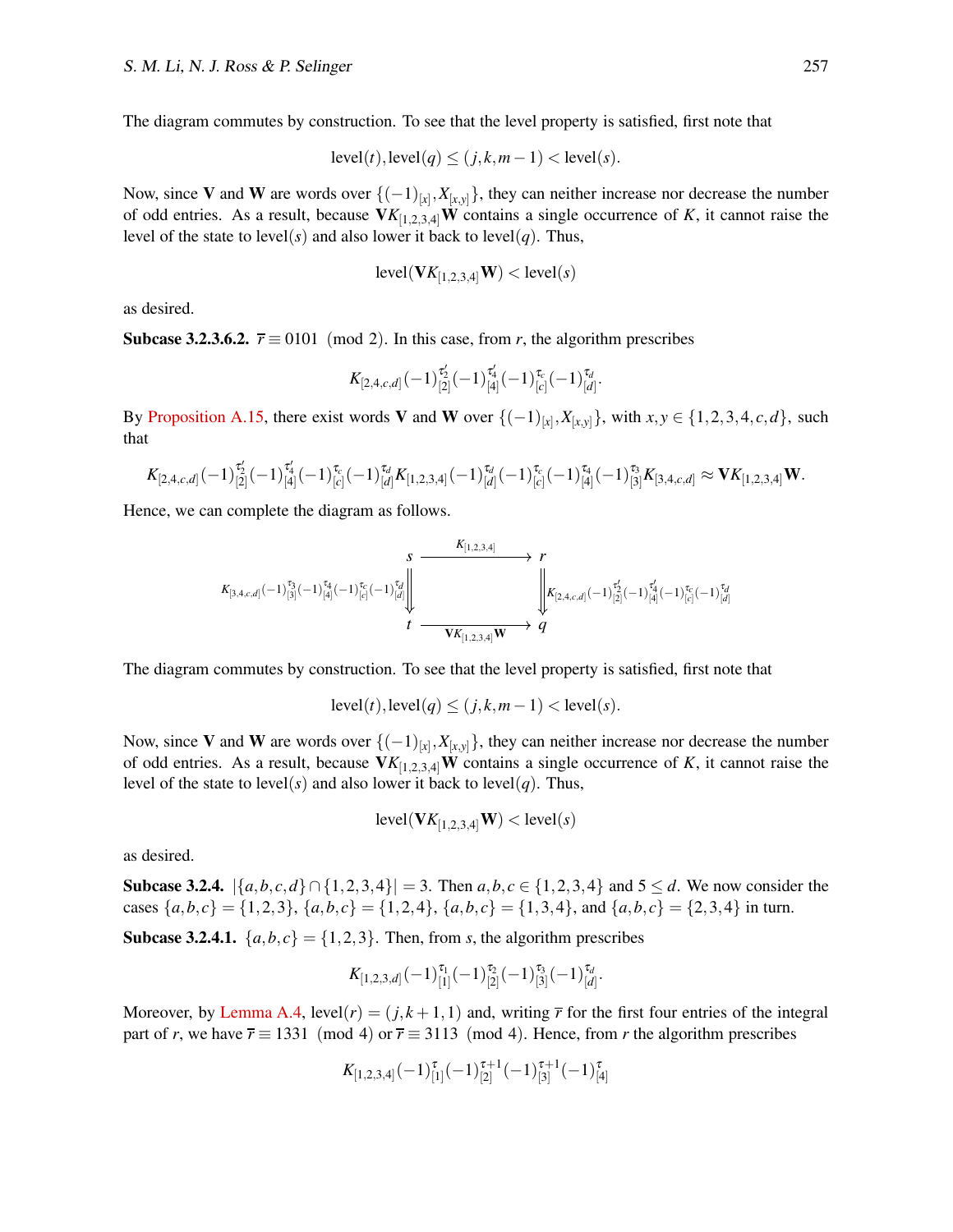The diagram commutes by construction. To see that the level property is satisfied, first note that

$$\text{level}(t), \text{level}(q) \leq (j,k,m-1) < \text{level}(s).$$

Now, since $\mathbf{V}$ and $\mathbf{W}$ are words over $\{(-1)_{[x]}, X_{[x,y]}\}$, they can neither increase nor decrease the number of odd entries. As a result, because $\mathbf{V}K_{[1,2,3,4]}\mathbf{W}$ contains a single occurrence of $K$, it cannot raise the level of the state to level$(s)$ and also lower it back to level$(q)$. Thus,

$$\text{level}(\mathbf{V}K_{[1,2,3,4]}\mathbf{W}) < \text{level}(s)$$

as desired.

**Subcase 3.2.3.6.2.** $\overline{r} \equiv 0101 \pmod 2$. In this case, from $r$, the algorithm prescribes

$$K_{[2,4,c,d]}(-1)^{\tau_2'}_{[2]}(-1)^{\tau_4'}_{[4]}(-1)^{\tau_c}_{[c]}(-1)^{\tau_d}_{[d]}.$$

By Proposition A.15, there exist words $\mathbf{V}$ and $\mathbf{W}$ over $\{(-1)_{[x]}, X_{[x,y]}\}$, with $x,y \in \{1,2,3,4,c,d\}$, such that

$$K_{[2,4,c,d]}(-1)^{\tau_2'}_{[2]}(-1)^{\tau_4'}_{[4]}(-1)^{\tau_c}_{[c]}(-1)^{\tau_d}_{[d]}K_{[1,2,3,4]}(-1)^{\tau_d}_{[d]}(-1)^{\tau_c}_{[c]}(-1)^{\tau_4}_{[4]}(-1)^{\tau_3}_{[3]}K_{[3,4,c,d]} \approx \mathbf{V}K_{[1,2,3,4]}\mathbf{W}.$$

Hence, we can complete the diagram as follows.

$$\begin{array}{ccc}
s & \xrightarrow{\quad K_{[1,2,3,4]} \quad} & r \\
{\scriptstyle K_{[3,4,c,d]}(-1)^{\tau_3}_{[3]}(-1)^{\tau_4}_{[4]}(-1)^{\tau_c}_{[c]}(-1)^{\tau_d}_{[d]}} \Big\Downarrow & & \Big\Downarrow {\scriptstyle K_{[2,4,c,d]}(-1)^{\tau_2'}_{[2]}(-1)^{\tau_4'}_{[4]}(-1)^{\tau_c}_{[c]}(-1)^{\tau_d}_{[d]}} \\
t & \xrightarrow[\quad \mathbf{V}K_{[1,2,3,4]}\mathbf{W} \quad]{} & q
\end{array}$$

The diagram commutes by construction. To see that the level property is satisfied, first note that

$$\text{level}(t), \text{level}(q) \leq (j,k,m-1) < \text{level}(s).$$

Now, since $\mathbf{V}$ and $\mathbf{W}$ are words over $\{(-1)_{[x]}, X_{[x,y]}\}$, they can neither increase nor decrease the number of odd entries. As a result, because $\mathbf{V}K_{[1,2,3,4]}\mathbf{W}$ contains a single occurrence of $K$, it cannot raise the level of the state to level$(s)$ and also lower it back to level$(q)$. Thus,

$$\text{level}(\mathbf{V}K_{[1,2,3,4]}\mathbf{W}) < \text{level}(s)$$

as desired.

**Subcase 3.2.4.** $|\{a,b,c,d\} \cap \{1,2,3,4\}| = 3$. Then $a,b,c \in \{1,2,3,4\}$ and $5 \leq d$. We now consider the cases $\{a,b,c\} = \{1,2,3\}$, $\{a,b,c\} = \{1,2,4\}$, $\{a,b,c\} = \{1,3,4\}$, and $\{a,b,c\} = \{2,3,4\}$ in turn.

**Subcase 3.2.4.1.** $\{a,b,c\} = \{1,2,3\}$. Then, from $s$, the algorithm prescribes

$$K_{[1,2,3,d]}(-1)^{\tau_1}_{[1]}(-1)^{\tau_2}_{[2]}(-1)^{\tau_3}_{[3]}(-1)^{\tau_d}_{[d]}.$$

Moreover, by Lemma A.4, level$(r) = (j,k+1,1)$ and, writing $\overline{r}$ for the first four entries of the integral part of $r$, we have $\overline{r} \equiv 1331 \pmod 4$ or $\overline{r} \equiv 3113 \pmod 4$. Hence, from $r$ the algorithm prescribes

$$K_{[1,2,3,4]}(-1)^{\tau}_{[1]}(-1)^{\tau+1}_{[2]}(-1)^{\tau+1}_{[3]}(-1)^{\tau}_{[4]}$$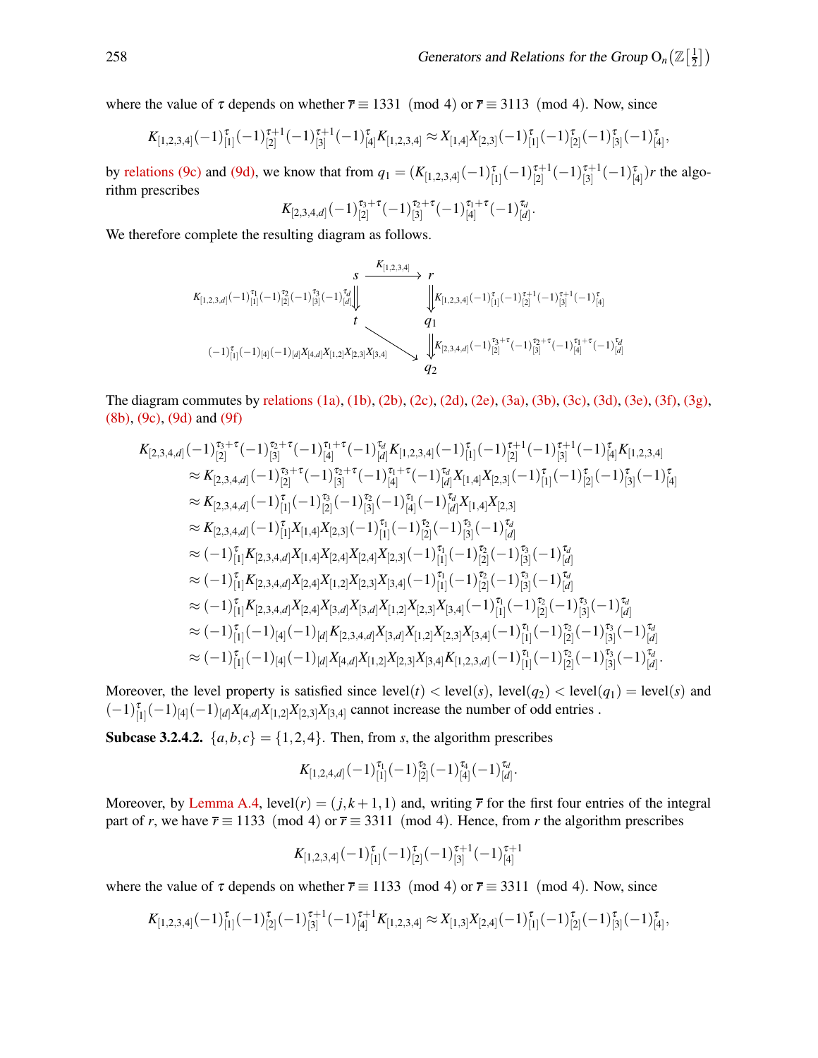where the value of $\tau$ depends on whether $\overline{r} \equiv 1331 \pmod 4$ or $\overline{r} \equiv 3113 \pmod 4$. Now, since

$$K_{[1,2,3,4]}(-1)^{\tau}_{[1]}(-1)^{\tau+1}_{[2]}(-1)^{\tau+1}_{[3]}(-1)^{\tau}_{[4]}K_{[1,2,3,4]} \approx X_{[1,4]}X_{[2,3]}(-1)^{\tau}_{[1]}(-1)^{\tau}_{[2]}(-1)^{\tau}_{[3]}(-1)^{\tau}_{[4]},$$

by relations (9c) and (9d), we know that from $q_1 = (K_{[1,2,3,4]}(-1)^{\tau}_{[1]}(-1)^{\tau+1}_{[2]}(-1)^{\tau+1}_{[3]}(-1)^{\tau}_{[4]})r$ the algorithm prescribes

$$K_{[2,3,4,d]}(-1)^{\tau_3+\tau}_{[2]}(-1)^{\tau_2+\tau}_{[3]}(-1)^{\tau_1+\tau}_{[4]}(-1)^{\tau_d}_{[d]}.$$

We therefore complete the resulting diagram as follows.

$$\begin{array}{ccc}
s & \xrightarrow{K_{[1,2,3,4]}} & r \\
{\scriptstyle K_{[1,2,3,d]}(-1)^{\tau_1}_{[1]}(-1)^{\tau_2}_{[2]}(-1)^{\tau_3}_{[3]}(-1)^{\tau_d}_{[d]}}\Big\Downarrow & & \Big\Downarrow{\scriptstyle K_{[1,2,3,4]}(-1)^{\tau}_{[1]}(-1)^{\tau+1}_{[2]}(-1)^{\tau+1}_{[3]}(-1)^{\tau}_{[4]}} \\
t & & q_1 \\
 & \searrow{\scriptstyle (-1)^{\tau}_{[1]}(-1)_{[4]}(-1)_{[d]}X_{[4,d]}X_{[1,2]}X_{[2,3]}X_{[3,4]}} & \Big\Downarrow{\scriptstyle K_{[2,3,4,d]}(-1)^{\tau_3+\tau}_{[2]}(-1)^{\tau_2+\tau}_{[3]}(-1)^{\tau_1+\tau}_{[4]}(-1)^{\tau_d}_{[d]}} \\
 & & q_2
\end{array}$$

The diagram commutes by relations (1a), (1b), (2b), (2c), (2d), (2e), (3a), (3b), (3c), (3d), (3e), (3f), (3g), (8b), (9c), (9d) and (9f)

$$\begin{aligned}
&K_{[2,3,4,d]}(-1)^{\tau_3+\tau}_{[2]}(-1)^{\tau_2+\tau}_{[3]}(-1)^{\tau_1+\tau}_{[4]}(-1)^{\tau_d}_{[d]}K_{[1,2,3,4]}(-1)^{\tau}_{[1]}(-1)^{\tau+1}_{[2]}(-1)^{\tau+1}_{[3]}(-1)^{\tau}_{[4]}K_{[1,2,3,4]} \\
&\quad\approx K_{[2,3,4,d]}(-1)^{\tau_3+\tau}_{[2]}(-1)^{\tau_2+\tau}_{[3]}(-1)^{\tau_1+\tau}_{[4]}(-1)^{\tau_d}_{[d]}X_{[1,4]}X_{[2,3]}(-1)^{\tau}_{[1]}(-1)^{\tau}_{[2]}(-1)^{\tau}_{[3]}(-1)^{\tau}_{[4]} \\
&\quad\approx K_{[2,3,4,d]}(-1)^{\tau}_{[1]}(-1)^{\tau_3}_{[2]}(-1)^{\tau_2}_{[3]}(-1)^{\tau_1}_{[4]}(-1)^{\tau_d}_{[d]}X_{[1,4]}X_{[2,3]} \\
&\quad\approx K_{[2,3,4,d]}(-1)^{\tau}_{[1]}X_{[1,4]}X_{[2,3]}(-1)^{\tau_1}_{[1]}(-1)^{\tau_2}_{[2]}(-1)^{\tau_3}_{[3]}(-1)^{\tau_d}_{[d]} \\
&\quad\approx (-1)^{\tau}_{[1]}K_{[2,3,4,d]}X_{[1,4]}X_{[2,4]}X_{[2,4]}X_{[2,3]}(-1)^{\tau_1}_{[1]}(-1)^{\tau_2}_{[2]}(-1)^{\tau_3}_{[3]}(-1)^{\tau_d}_{[d]} \\
&\quad\approx (-1)^{\tau}_{[1]}K_{[2,3,4,d]}X_{[2,4]}X_{[1,2]}X_{[2,3]}X_{[3,4]}(-1)^{\tau_1}_{[1]}(-1)^{\tau_2}_{[2]}(-1)^{\tau_3}_{[3]}(-1)^{\tau_d}_{[d]} \\
&\quad\approx (-1)^{\tau}_{[1]}K_{[2,3,4,d]}X_{[2,4]}X_{[3,d]}X_{[3,d]}X_{[1,2]}X_{[2,3]}X_{[3,4]}(-1)^{\tau_1}_{[1]}(-1)^{\tau_2}_{[2]}(-1)^{\tau_3}_{[3]}(-1)^{\tau_d}_{[d]} \\
&\quad\approx (-1)^{\tau}_{[1]}(-1)_{[4]}(-1)_{[d]}K_{[2,3,4,d]}X_{[3,d]}X_{[1,2]}X_{[2,3]}X_{[3,4]}(-1)^{\tau_1}_{[1]}(-1)^{\tau_2}_{[2]}(-1)^{\tau_3}_{[3]}(-1)^{\tau_d}_{[d]} \\
&\quad\approx (-1)^{\tau}_{[1]}(-1)_{[4]}(-1)_{[d]}X_{[4,d]}X_{[1,2]}X_{[2,3]}X_{[3,4]}K_{[1,2,3,d]}(-1)^{\tau_1}_{[1]}(-1)^{\tau_2}_{[2]}(-1)^{\tau_3}_{[3]}(-1)^{\tau_d}_{[d]}.
\end{aligned}$$

Moreover, the level property is satisfied since $\text{level}(t) < \text{level}(s)$, $\text{level}(q_2) < \text{level}(q_1) = \text{level}(s)$ and $(-1)^{\tau}_{[1]}(-1)_{[4]}(-1)_{[d]}X_{[4,d]}X_{[1,2]}X_{[2,3]}X_{[3,4]}$ cannot increase the number of odd entries .

**Subcase 3.2.4.2.** $\{a,b,c\} = \{1,2,4\}$. Then, from $s$, the algorithm prescribes

$$K_{[1,2,4,d]}(-1)^{\tau_1}_{[1]}(-1)^{\tau_2}_{[2]}(-1)^{\tau_4}_{[4]}(-1)^{\tau_d}_{[d]}.$$

Moreover, by Lemma A.4, $\text{level}(r) = (j, k+1, 1)$ and, writing $\overline{r}$ for the first four entries of the integral part of $r$, we have $\overline{r} \equiv 1133 \pmod 4$ or $\overline{r} \equiv 3311 \pmod 4$. Hence, from $r$ the algorithm prescribes

$$K_{[1,2,3,4]}(-1)^{\tau}_{[1]}(-1)^{\tau}_{[2]}(-1)^{\tau+1}_{[3]}(-1)^{\tau+1}_{[4]}$$

where the value of $\tau$ depends on whether $\overline{r} \equiv 1133 \pmod 4$ or $\overline{r} \equiv 3311 \pmod 4$. Now, since

$$K_{[1,2,3,4]}(-1)^{\tau}_{[1]}(-1)^{\tau}_{[2]}(-1)^{\tau+1}_{[3]}(-1)^{\tau+1}_{[4]}K_{[1,2,3,4]} \approx X_{[1,3]}X_{[2,4]}(-1)^{\tau}_{[1]}(-1)^{\tau}_{[2]}(-1)^{\tau}_{[3]}(-1)^{\tau}_{[4]},$$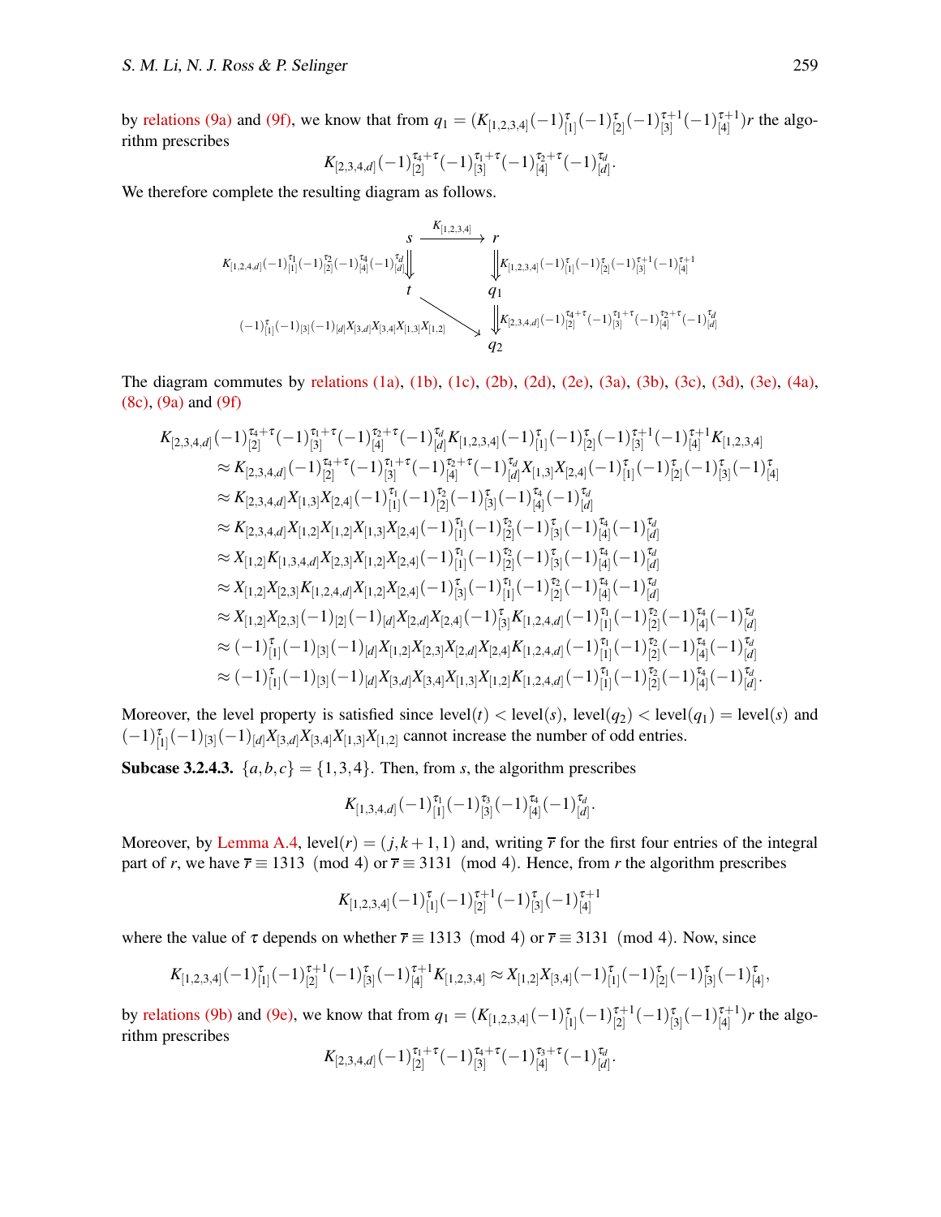by relations (9a) and (9f), we know that from $q_1 = (K_{[1,2,3,4]}(-1)^{\tau}_{[1]}(-1)^{\tau}_{[2]}(-1)^{\tau+1}_{[3]}(-1)^{\tau+1}_{[4]})r$ the algorithm prescribes

$$K_{[2,3,4,d]}(-1)^{\tau_4+\tau}_{[2]}(-1)^{\tau_1+\tau}_{[3]}(-1)^{\tau_2+\tau}_{[4]}(-1)^{\tau_d}_{[d]}.$$

We therefore complete the resulting diagram as follows.

$$\begin{array}{ccc}
s & \xrightarrow{K_{[1,2,3,4]}} & r \\
{\scriptstyle K_{[1,2,4,d]}(-1)^{\tau_1}_{[1]}(-1)^{\tau_2}_{[2]}(-1)^{\tau_4}_{[4]}(-1)^{\tau_d}_{[d]}}\Downarrow & & \Downarrow{\scriptstyle K_{[1,2,3,4]}(-1)^{\tau}_{[1]}(-1)^{\tau}_{[2]}(-1)^{\tau+1}_{[3]}(-1)^{\tau+1}_{[4]}} \\
t & & q_1 \\
& \searrow{\scriptstyle (-1)^{\tau}_{[1]}(-1)_{[3]}(-1)_{[d]}X_{[3,d]}X_{[3,4]}X_{[1,3]}X_{[1,2]}} & \Downarrow{\scriptstyle K_{[2,3,4,d]}(-1)^{\tau_4+\tau}_{[2]}(-1)^{\tau_1+\tau}_{[3]}(-1)^{\tau_2+\tau}_{[4]}(-1)^{\tau_d}_{[d]}} \\
& & q_2
\end{array}$$

The diagram commutes by relations (1a), (1b), (1c), (2b), (2d), (2e), (3a), (3b), (3c), (3d), (3e), (4a), (8c), (9a) and (9f)

$$\begin{aligned}
&K_{[2,3,4,d]}(-1)^{\tau_4+\tau}_{[2]}(-1)^{\tau_1+\tau}_{[3]}(-1)^{\tau_2+\tau}_{[4]}(-1)^{\tau_d}_{[d]}K_{[1,2,3,4]}(-1)^{\tau}_{[1]}(-1)^{\tau}_{[2]}(-1)^{\tau+1}_{[3]}(-1)^{\tau+1}_{[4]}K_{[1,2,3,4]} \\
&\quad\approx K_{[2,3,4,d]}(-1)^{\tau_4+\tau}_{[2]}(-1)^{\tau_1+\tau}_{[3]}(-1)^{\tau_2+\tau}_{[4]}(-1)^{\tau_d}_{[d]}X_{[1,3]}X_{[2,4]}(-1)^{\tau}_{[1]}(-1)^{\tau}_{[2]}(-1)^{\tau}_{[3]}(-1)^{\tau}_{[4]} \\
&\quad\approx K_{[2,3,4,d]}X_{[1,3]}X_{[2,4]}(-1)^{\tau_1}_{[1]}(-1)^{\tau_2}_{[2]}(-1)^{\tau}_{[3]}(-1)^{\tau_4}_{[4]}(-1)^{\tau_d}_{[d]} \\
&\quad\approx K_{[2,3,4,d]}X_{[1,2]}X_{[1,2]}X_{[1,3]}X_{[2,4]}(-1)^{\tau_1}_{[1]}(-1)^{\tau_2}_{[2]}(-1)^{\tau}_{[3]}(-1)^{\tau_4}_{[4]}(-1)^{\tau_d}_{[d]} \\
&\quad\approx X_{[1,2]}K_{[1,3,4,d]}X_{[2,3]}X_{[1,2]}X_{[2,4]}(-1)^{\tau_1}_{[1]}(-1)^{\tau_2}_{[2]}(-1)^{\tau}_{[3]}(-1)^{\tau_4}_{[4]}(-1)^{\tau_d}_{[d]} \\
&\quad\approx X_{[1,2]}X_{[2,3]}K_{[1,2,4,d]}X_{[1,2]}X_{[2,4]}(-1)^{\tau}_{[3]}(-1)^{\tau_1}_{[1]}(-1)^{\tau_2}_{[2]}(-1)^{\tau_4}_{[4]}(-1)^{\tau_d}_{[d]} \\
&\quad\approx X_{[1,2]}X_{[2,3]}(-1)_{[2]}(-1)_{[d]}X_{[2,d]}X_{[2,4]}(-1)^{\tau}_{[3]}K_{[1,2,4,d]}(-1)^{\tau_1}_{[1]}(-1)^{\tau_2}_{[2]}(-1)^{\tau_4}_{[4]}(-1)^{\tau_d}_{[d]} \\
&\quad\approx (-1)^{\tau}_{[1]}(-1)_{[3]}(-1)_{[d]}X_{[1,2]}X_{[2,3]}X_{[2,d]}X_{[2,4]}K_{[1,2,4,d]}(-1)^{\tau_1}_{[1]}(-1)^{\tau_2}_{[2]}(-1)^{\tau_4}_{[4]}(-1)^{\tau_d}_{[d]} \\
&\quad\approx (-1)^{\tau}_{[1]}(-1)_{[3]}(-1)_{[d]}X_{[3,d]}X_{[3,4]}X_{[1,3]}X_{[1,2]}K_{[1,2,4,d]}(-1)^{\tau_1}_{[1]}(-1)^{\tau_2}_{[2]}(-1)^{\tau_4}_{[4]}(-1)^{\tau_d}_{[d]}.
\end{aligned}$$

Moreover, the level property is satisfied since level$(t) <$ level$(s)$, level$(q_2) <$ level$(q_1) =$ level$(s)$ and $(-1)^{\tau}_{[1]}(-1)_{[3]}(-1)_{[d]}X_{[3,d]}X_{[3,4]}X_{[1,3]}X_{[1,2]}$ cannot increase the number of odd entries.

**Subcase 3.2.4.3.** $\{a,b,c\} = \{1,3,4\}$. Then, from $s$, the algorithm prescribes

$$K_{[1,3,4,d]}(-1)^{\tau_1}_{[1]}(-1)^{\tau_3}_{[3]}(-1)^{\tau_4}_{[4]}(-1)^{\tau_d}_{[d]}.$$

Moreover, by Lemma A.4, level$(r) = (j,k+1,1)$ and, writing $\overline{r}$ for the first four entries of the integral part of $r$, we have $\overline{r} \equiv 1313 \pmod 4$ or $\overline{r} \equiv 3131 \pmod 4$. Hence, from $r$ the algorithm prescribes

$$K_{[1,2,3,4]}(-1)^{\tau}_{[1]}(-1)^{\tau+1}_{[2]}(-1)^{\tau}_{[3]}(-1)^{\tau+1}_{[4]}$$

where the value of $\tau$ depends on whether $\overline{r} \equiv 1313 \pmod 4$ or $\overline{r} \equiv 3131 \pmod 4$. Now, since

$$K_{[1,2,3,4]}(-1)^{\tau}_{[1]}(-1)^{\tau+1}_{[2]}(-1)^{\tau}_{[3]}(-1)^{\tau+1}_{[4]}K_{[1,2,3,4]} \approx X_{[1,2]}X_{[3,4]}(-1)^{\tau}_{[1]}(-1)^{\tau}_{[2]}(-1)^{\tau}_{[3]}(-1)^{\tau}_{[4]},$$

by relations (9b) and (9e), we know that from $q_1 = (K_{[1,2,3,4]}(-1)^{\tau}_{[1]}(-1)^{\tau+1}_{[2]}(-1)^{\tau}_{[3]}(-1)^{\tau+1}_{[4]})r$ the algorithm prescribes

$$K_{[2,3,4,d]}(-1)^{\tau_1+\tau}_{[2]}(-1)^{\tau_4+\tau}_{[3]}(-1)^{\tau_3+\tau}_{[4]}(-1)^{\tau_d}_{[d]}.$$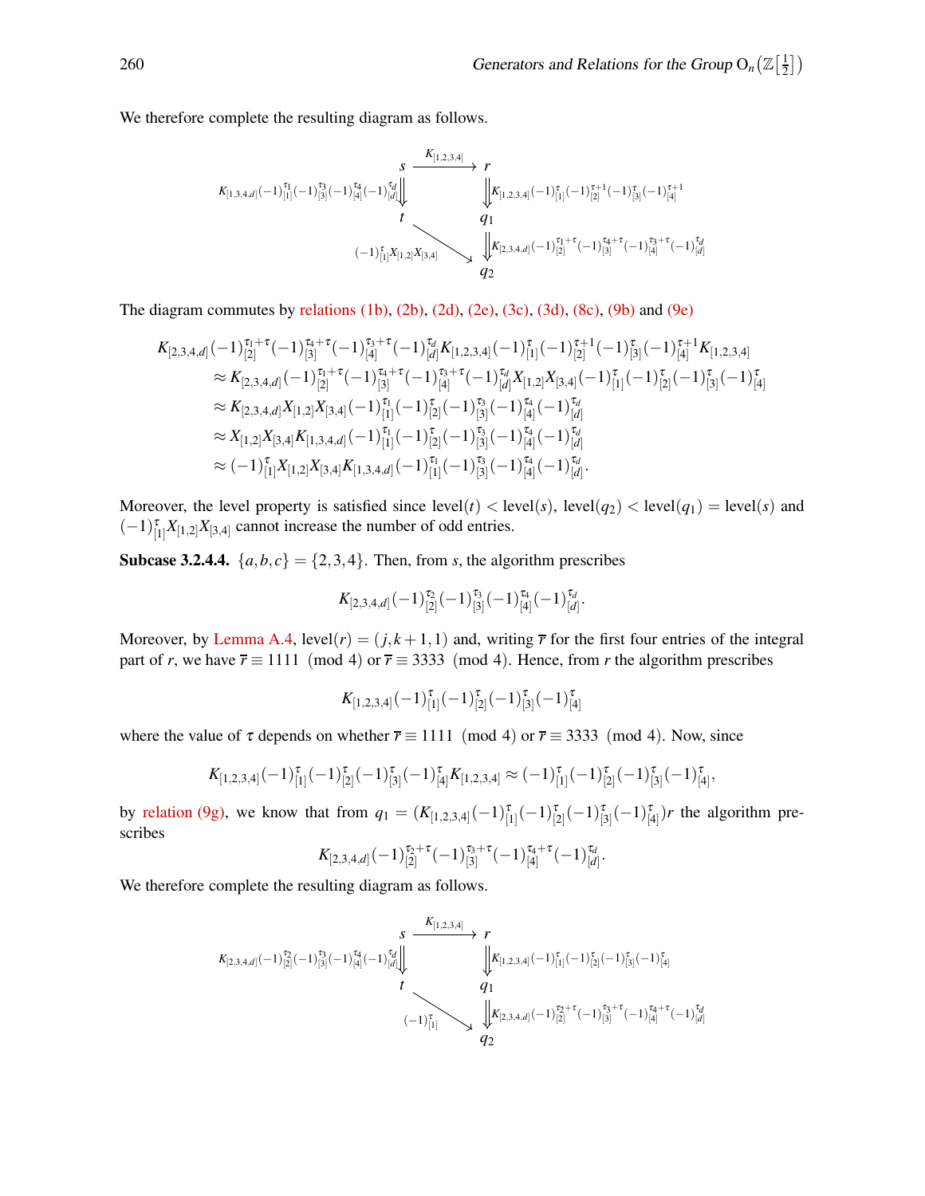We therefore complete the resulting diagram as follows.

$$
\begin{array}{ccc}
s & \xrightarrow{K_{[1,2,3,4]}} & r \\
{\scriptstyle K_{[1,3,4,d]}(-1)_{[1]}^{\tau_1}(-1)_{[3]}^{\tau_3}(-1)_{[4]}^{\tau_4}(-1)_{[d]}^{\tau_d}}\Big\Downarrow & & \Big\Downarrow{\scriptstyle K_{[1,2,3,4]}(-1)_{[1]}^{\tau}(-1)_{[2]}^{\tau+1}(-1)_{[3]}^{\tau}(-1)_{[4]}^{\tau+1}} \\
t & & q_1 \\
& \searrow^{(-1)_{[1]}^{\tau}X_{[1,2]}X_{[3,4]}} & \Big\Downarrow{\scriptstyle K_{[2,3,4,d]}(-1)_{[2]}^{\tau_1+\tau}(-1)_{[3]}^{\tau_4+\tau}(-1)_{[4]}^{\tau_3+\tau}(-1)_{[d]}^{\tau_d}} \\
& & q_2
\end{array}
$$

The diagram commutes by relations (1b), (2b), (2d), (2e), (3c), (3d), (8c), (9b) and (9e)

$$
\begin{aligned}
K_{[2,3,4,d]}&(-1)_{[2]}^{\tau_1+\tau}(-1)_{[3]}^{\tau_4+\tau}(-1)_{[4]}^{\tau_3+\tau}(-1)_{[d]}^{\tau_d}K_{[1,2,3,4]}(-1)_{[1]}^{\tau}(-1)_{[2]}^{\tau+1}(-1)_{[3]}^{\tau}(-1)_{[4]}^{\tau+1}K_{[1,2,3,4]} \\
&\approx K_{[2,3,4,d]}(-1)_{[2]}^{\tau_1+\tau}(-1)_{[3]}^{\tau_4+\tau}(-1)_{[4]}^{\tau_3+\tau}(-1)_{[d]}^{\tau_d}X_{[1,2]}X_{[3,4]}(-1)_{[1]}^{\tau}(-1)_{[2]}^{\tau}(-1)_{[3]}^{\tau}(-1)_{[4]}^{\tau} \\
&\approx K_{[2,3,4,d]}X_{[1,2]}X_{[3,4]}(-1)_{[1]}^{\tau_1}(-1)_{[2]}^{\tau}(-1)_{[3]}^{\tau_3}(-1)_{[4]}^{\tau_4}(-1)_{[d]}^{\tau_d} \\
&\approx X_{[1,2]}X_{[3,4]}K_{[1,3,4,d]}(-1)_{[1]}^{\tau_1}(-1)_{[2]}^{\tau}(-1)_{[3]}^{\tau_3}(-1)_{[4]}^{\tau_4}(-1)_{[d]}^{\tau_d} \\
&\approx (-1)_{[1]}^{\tau}X_{[1,2]}X_{[3,4]}K_{[1,3,4,d]}(-1)_{[1]}^{\tau_1}(-1)_{[3]}^{\tau_3}(-1)_{[4]}^{\tau_4}(-1)_{[d]}^{\tau_d}.
\end{aligned}
$$

Moreover, the level property is satisfied since $\text{level}(t) < \text{level}(s)$, $\text{level}(q_2) < \text{level}(q_1) = \text{level}(s)$ and $(-1)_{[1]}^{\tau}X_{[1,2]}X_{[3,4]}$ cannot increase the number of odd entries.

**Subcase 3.2.4.4.** $\{a,b,c\} = \{2,3,4\}$. Then, from $s$, the algorithm prescribes

$$K_{[2,3,4,d]}(-1)_{[2]}^{\tau_2}(-1)_{[3]}^{\tau_3}(-1)_{[4]}^{\tau_4}(-1)_{[d]}^{\tau_d}.$$

Moreover, by Lemma A.4, $\text{level}(r) = (j, k+1, 1)$ and, writing $\overline{r}$ for the first four entries of the integral part of $r$, we have $\overline{r} \equiv 1111 \pmod 4$ or $\overline{r} \equiv 3333 \pmod 4$. Hence, from $r$ the algorithm prescribes

$$K_{[1,2,3,4]}(-1)_{[1]}^{\tau}(-1)_{[2]}^{\tau}(-1)_{[3]}^{\tau}(-1)_{[4]}^{\tau}$$

where the value of $\tau$ depends on whether $\overline{r} \equiv 1111 \pmod 4$ or $\overline{r} \equiv 3333 \pmod 4$. Now, since

$$K_{[1,2,3,4]}(-1)_{[1]}^{\tau}(-1)_{[2]}^{\tau}(-1)_{[3]}^{\tau}(-1)_{[4]}^{\tau}K_{[1,2,3,4]} \approx (-1)_{[1]}^{\tau}(-1)_{[2]}^{\tau}(-1)_{[3]}^{\tau}(-1)_{[4]}^{\tau},$$

by relation (9g), we know that from $q_1 = (K_{[1,2,3,4]}(-1)_{[1]}^{\tau}(-1)_{[2]}^{\tau}(-1)_{[3]}^{\tau}(-1)_{[4]}^{\tau})r$ the algorithm prescribes

$$K_{[2,3,4,d]}(-1)_{[2]}^{\tau_2+\tau}(-1)_{[3]}^{\tau_3+\tau}(-1)_{[4]}^{\tau_4+\tau}(-1)_{[d]}^{\tau_d}.$$

We therefore complete the resulting diagram as follows.

$$
\begin{array}{ccc}
s & \xrightarrow{K_{[1,2,3,4]}} & r \\
{\scriptstyle K_{[2,3,4,d]}(-1)_{[2]}^{\tau_2}(-1)_{[3]}^{\tau_3}(-1)_{[4]}^{\tau_4}(-1)_{[d]}^{\tau_d}}\Big\Downarrow & & \Big\Downarrow{\scriptstyle K_{[1,2,3,4]}(-1)_{[1]}^{\tau}(-1)_{[2]}^{\tau}(-1)_{[3]}^{\tau}(-1)_{[4]}^{\tau}} \\
t & & q_1 \\
& \searrow^{(-1)_{[1]}^{\tau}} & \Big\Downarrow{\scriptstyle K_{[2,3,4,d]}(-1)_{[2]}^{\tau_2+\tau}(-1)_{[3]}^{\tau_3+\tau}(-1)_{[4]}^{\tau_4+\tau}(-1)_{[d]}^{\tau_d}} \\
& & q_2
\end{array}
$$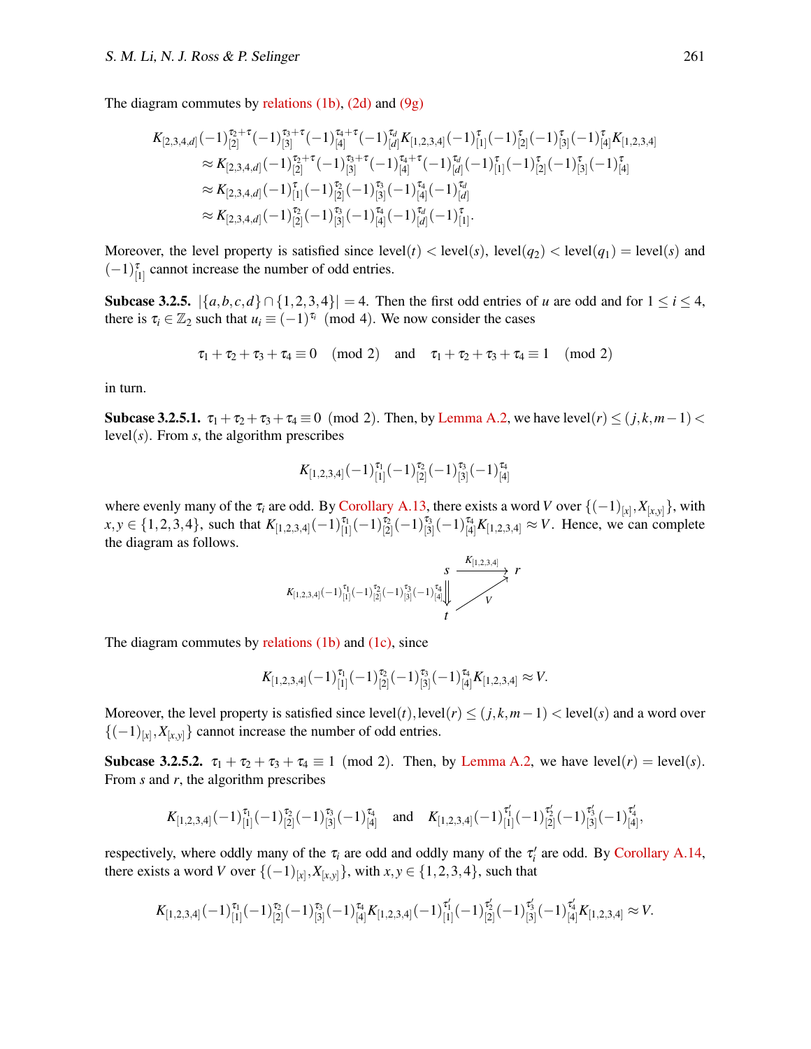The diagram commutes by relations (1b), (2d) and (9g)

$$
\begin{aligned}
K_{[2,3,4,d]}&(-1)_{[2]}^{\tau_2+\tau}(-1)_{[3]}^{\tau_3+\tau}(-1)_{[4]}^{\tau_4+\tau}(-1)_{[d]}^{\tau_d}K_{[1,2,3,4]}(-1)_{[1]}^{\tau}(-1)_{[2]}^{\tau}(-1)_{[3]}^{\tau}(-1)_{[4]}^{\tau}K_{[1,2,3,4]}\\
&\approx K_{[2,3,4,d]}(-1)_{[2]}^{\tau_2+\tau}(-1)_{[3]}^{\tau_3+\tau}(-1)_{[4]}^{\tau_4+\tau}(-1)_{[d]}^{\tau_d}(-1)_{[1]}^{\tau}(-1)_{[2]}^{\tau}(-1)_{[3]}^{\tau}(-1)_{[4]}^{\tau}\\
&\approx K_{[2,3,4,d]}(-1)_{[1]}^{\tau}(-1)_{[2]}^{\tau_2}(-1)_{[3]}^{\tau_3}(-1)_{[4]}^{\tau_4}(-1)_{[d]}^{\tau_d}\\
&\approx K_{[2,3,4,d]}(-1)_{[2]}^{\tau_2}(-1)_{[3]}^{\tau_3}(-1)_{[4]}^{\tau_4}(-1)_{[d]}^{\tau_d}(-1)_{[1]}^{\tau}.
\end{aligned}
$$

Moreover, the level property is satisfied since $\text{level}(t) < \text{level}(s)$, $\text{level}(q_2) < \text{level}(q_1) = \text{level}(s)$ and $(-1)_{[1]}^{\tau}$ cannot increase the number of odd entries.

**Subcase 3.2.5.** $|\{a,b,c,d\} \cap \{1,2,3,4\}| = 4$. Then the first odd entries of $u$ are odd and for $1 \le i \le 4$, there is $\tau_i \in \mathbb{Z}_2$ such that $u_i \equiv (-1)^{\tau_i} \pmod 4$. We now consider the cases

$$
\tau_1+\tau_2+\tau_3+\tau_4 \equiv 0 \pmod 2 \quad \text{and} \quad \tau_1+\tau_2+\tau_3+\tau_4 \equiv 1 \pmod 2
$$

in turn.

**Subcase 3.2.5.1.** $\tau_1+\tau_2+\tau_3+\tau_4 \equiv 0 \pmod 2$. Then, by Lemma A.2, we have $\text{level}(r) \le (j,k,m-1) < \text{level}(s)$. From $s$, the algorithm prescribes

$$
K_{[1,2,3,4]}(-1)_{[1]}^{\tau_1}(-1)_{[2]}^{\tau_2}(-1)_{[3]}^{\tau_3}(-1)_{[4]}^{\tau_4}
$$

where evenly many of the $\tau_i$ are odd. By Corollary A.13, there exists a word $V$ over $\{(-1)_{[x]}, X_{[x,y]}\}$, with $x,y \in \{1,2,3,4\}$, such that $K_{[1,2,3,4]}(-1)_{[1]}^{\tau_1}(-1)_{[2]}^{\tau_2}(-1)_{[3]}^{\tau_3}(-1)_{[4]}^{\tau_4}K_{[1,2,3,4]} \approx V$. Hence, we can complete the diagram as follows.

$$
\begin{array}{ccc}
s & \xrightarrow{K_{[1,2,3,4]}} & r \\
{\scriptstyle K_{[1,2,3,4]}(-1)_{[1]}^{\tau_1}(-1)_{[2]}^{\tau_2}(-1)_{[3]}^{\tau_3}(-1)_{[4]}^{\tau_4}}\Downarrow & \nearrow_{V} & \\
t & &
\end{array}
$$

The diagram commutes by relations (1b) and (1c), since

$$
K_{[1,2,3,4]}(-1)_{[1]}^{\tau_1}(-1)_{[2]}^{\tau_2}(-1)_{[3]}^{\tau_3}(-1)_{[4]}^{\tau_4}K_{[1,2,3,4]} \approx V.
$$

Moreover, the level property is satisfied since $\text{level}(t), \text{level}(r) \le (j,k,m-1) < \text{level}(s)$ and a word over $\{(-1)_{[x]}, X_{[x,y]}\}$ cannot increase the number of odd entries.

**Subcase 3.2.5.2.** $\tau_1+\tau_2+\tau_3+\tau_4 \equiv 1 \pmod 2$. Then, by Lemma A.2, we have $\text{level}(r) = \text{level}(s)$. From $s$ and $r$, the algorithm prescribes

$$
K_{[1,2,3,4]}(-1)_{[1]}^{\tau_1}(-1)_{[2]}^{\tau_2}(-1)_{[3]}^{\tau_3}(-1)_{[4]}^{\tau_4} \quad \text{and} \quad K_{[1,2,3,4]}(-1)_{[1]}^{\tau_1'}(-1)_{[2]}^{\tau_2'}(-1)_{[3]}^{\tau_3'}(-1)_{[4]}^{\tau_4'},
$$

respectively, where oddly many of the $\tau_i$ are odd and oddly many of the $\tau_i'$ are odd. By Corollary A.14, there exists a word $V$ over $\{(-1)_{[x]}, X_{[x,y]}\}$, with $x,y \in \{1,2,3,4\}$, such that

$$
K_{[1,2,3,4]}(-1)_{[1]}^{\tau_1}(-1)_{[2]}^{\tau_2}(-1)_{[3]}^{\tau_3}(-1)_{[4]}^{\tau_4}K_{[1,2,3,4]}(-1)_{[1]}^{\tau_1'}(-1)_{[2]}^{\tau_2'}(-1)_{[3]}^{\tau_3'}(-1)_{[4]}^{\tau_4'}K_{[1,2,3,4]} \approx V.
$$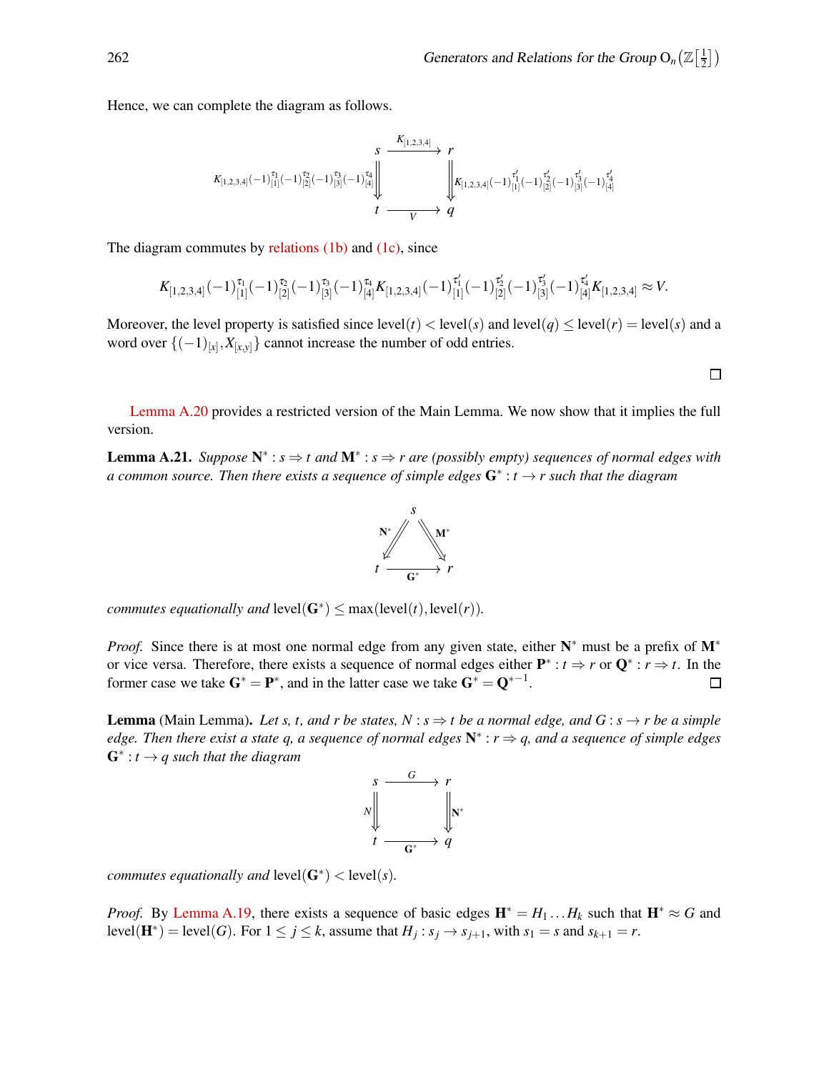Hence, we can complete the diagram as follows.

$$\begin{array}{ccc} s & \xrightarrow{K_{[1,2,3,4]}} & r \\ {\scriptstyle K_{[1,2,3,4]}(-1)_{[1]}^{\tau_1}(-1)_{[2]}^{\tau_2}(-1)_{[3]}^{\tau_3}(-1)_{[4]}^{\tau_4}}\Downarrow & & \Downarrow{\scriptstyle K_{[1,2,3,4]}(-1)_{[1]}^{\tau_1'}(-1)_{[2]}^{\tau_2'}(-1)_{[3]}^{\tau_3'}(-1)_{[4]}^{\tau_4'}} \\ t & \xrightarrow[V]{} & q \end{array}$$

The diagram commutes by relations (1b) and (1c), since

$$K_{[1,2,3,4]}(-1)_{[1]}^{\tau_1}(-1)_{[2]}^{\tau_2}(-1)_{[3]}^{\tau_3}(-1)_{[4]}^{\tau_4}K_{[1,2,3,4]}(-1)_{[1]}^{\tau_1'}(-1)_{[2]}^{\tau_2'}(-1)_{[3]}^{\tau_3'}(-1)_{[4]}^{\tau_4'}K_{[1,2,3,4]} \approx V.$$

Moreover, the level property is satisfied since $\text{level}(t) < \text{level}(s)$ and $\text{level}(q) \leq \text{level}(r) = \text{level}(s)$ and a word over $\{(-1)_{[x]}, X_{[x,y]}\}$ cannot increase the number of odd entries.

□

Lemma A.20 provides a restricted version of the Main Lemma. We now show that it implies the full version.

**Lemma A.21.** *Suppose $\mathbf{N}^* : s \Rightarrow t$ and $\mathbf{M}^* : s \Rightarrow r$ are (possibly empty) sequences of normal edges with a common source. Then there exists a sequence of simple edges $\mathbf{G}^* : t \to r$ such that the diagram*

$$\begin{array}{ccc} & s & \\ {\scriptstyle \mathbf{N}^*}\swarrow\!\!\!\swarrow & & \searrow\!\!\!\searrow{\scriptstyle \mathbf{M}^*} \\ t & \xrightarrow[\mathbf{G}^*]{} & r \end{array}$$

*commutes equationally and* $\text{level}(\mathbf{G}^*) \leq \max(\text{level}(t), \text{level}(r))$.

*Proof.* Since there is at most one normal edge from any given state, either $\mathbf{N}^*$ must be a prefix of $\mathbf{M}^*$ or vice versa. Therefore, there exists a sequence of normal edges either $\mathbf{P}^* : t \Rightarrow r$ or $\mathbf{Q}^* : r \Rightarrow t$. In the former case we take $\mathbf{G}^* = \mathbf{P}^*$, and in the latter case we take $\mathbf{G}^* = \mathbf{Q}^{*-1}$. □

**Lemma** (Main Lemma)**.** *Let $s$, $t$, and $r$ be states, $N : s \Rightarrow t$ be a normal edge, and $G : s \to r$ be a simple edge. Then there exist a state $q$, a sequence of normal edges $\mathbf{N}^* : r \Rightarrow q$, and a sequence of simple edges $\mathbf{G}^* : t \to q$ such that the diagram*

$$\begin{array}{ccc} s & \xrightarrow{G} & r \\ {\scriptstyle N}\Downarrow & & \Downarrow{\scriptstyle \mathbf{N}^*} \\ t & \xrightarrow[\mathbf{G}^*]{} & q \end{array}$$

*commutes equationally and* $\text{level}(\mathbf{G}^*) < \text{level}(s)$.

*Proof.* By Lemma A.19, there exists a sequence of basic edges $\mathbf{H}^* = H_1 \ldots H_k$ such that $\mathbf{H}^* \approx G$ and $\text{level}(\mathbf{H}^*) = \text{level}(G)$. For $1 \leq j \leq k$, assume that $H_j : s_j \to s_{j+1}$, with $s_1 = s$ and $s_{k+1} = r$.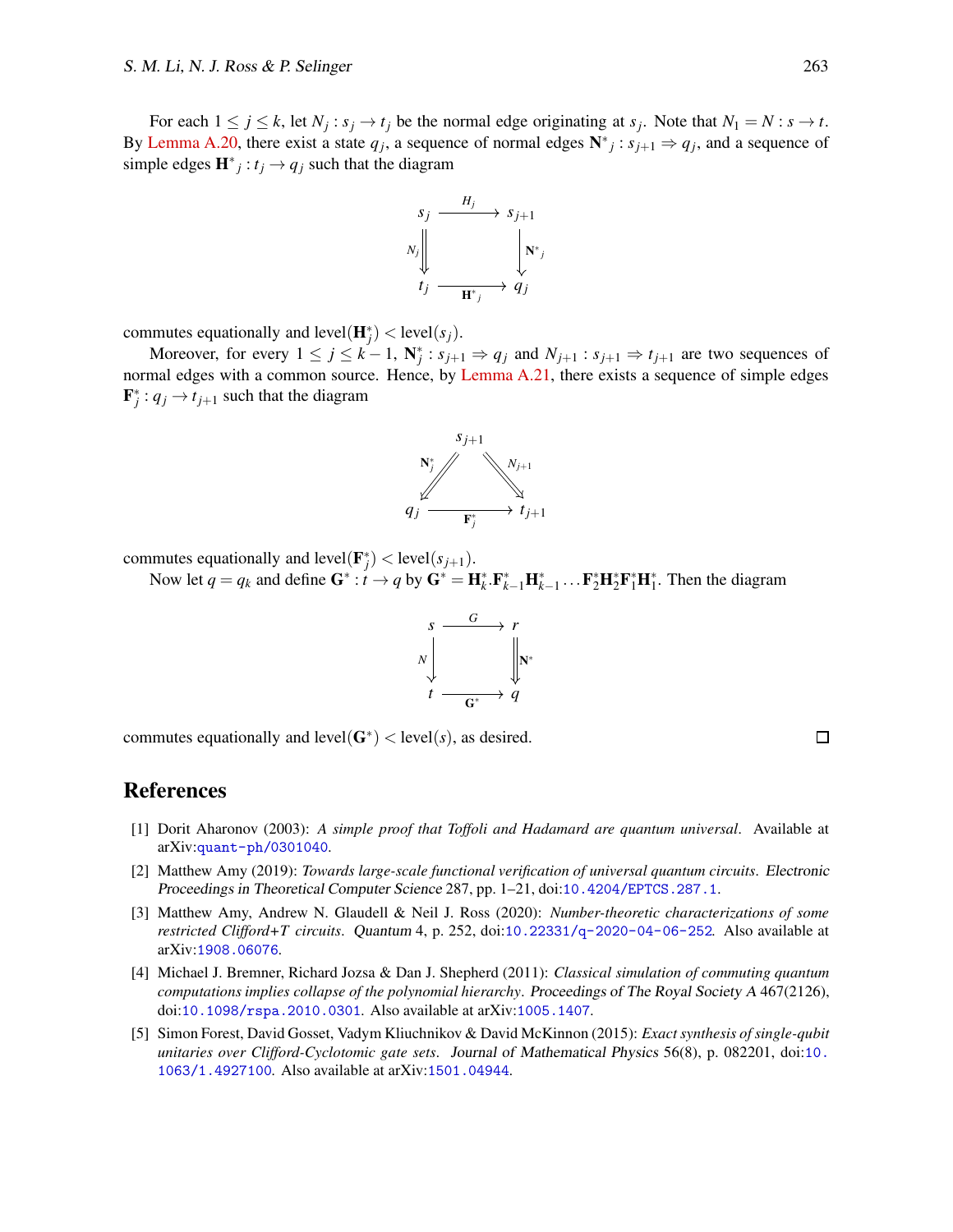For each $1 \leq j \leq k$, let $N_j : s_j \to t_j$ be the normal edge originating at $s_j$. Note that $N_1 = N : s \to t$. By Lemma A.20, there exist a state $q_j$, a sequence of normal edges $\mathbf{N}^*{}_j : s_{j+1} \Rightarrow q_j$, and a sequence of simple edges $\mathbf{H}^*{}_j : t_j \to q_j$ such that the diagram

$$\begin{array}{ccc} s_j & \xrightarrow{H_j} & s_{j+1} \\ {\scriptstyle N_j}\Downarrow & & \downarrow{\scriptstyle \mathbf{N}^*{}_j} \\ t_j & \xrightarrow[\mathbf{H}^*{}_j]{} & q_j \end{array}$$

commutes equationally and $\text{level}(\mathbf{H}^*_j) < \text{level}(s_j)$.

Moreover, for every $1 \leq j \leq k-1$, $\mathbf{N}^*_j : s_{j+1} \Rightarrow q_j$ and $N_{j+1} : s_{j+1} \Rightarrow t_{j+1}$ are two sequences of normal edges with a common source. Hence, by Lemma A.21, there exists a sequence of simple edges $\mathbf{F}^*_j : q_j \to t_{j+1}$ such that the diagram

$$\begin{array}{ccc} & s_{j+1} & \\ {\scriptstyle \mathbf{N}^*_j}\swarrow & & \searrow{\scriptstyle N_{j+1}} \\ q_j & \xrightarrow[\mathbf{F}^*_j]{} & t_{j+1} \end{array}$$

commutes equationally and $\text{level}(\mathbf{F}^*_j) < \text{level}(s_{j+1})$.

Now let $q = q_k$ and define $\mathbf{G}^* : t \to q$ by $\mathbf{G}^* = \mathbf{H}^*_k.\mathbf{F}^*_{k-1}\mathbf{H}^*_{k-1} \ldots \mathbf{F}^*_2\mathbf{H}^*_2\mathbf{F}^*_1\mathbf{H}^*_1$. Then the diagram

$$\begin{array}{ccc} s & \xrightarrow{G} & r \\ {\scriptstyle N}\downarrow & & \Downarrow{\scriptstyle \mathbf{N}^*} \\ t & \xrightarrow[\mathbf{G}^*]{} & q \end{array}$$

commutes equationally and $\text{level}(\mathbf{G}^*) < \text{level}(s)$, as desired. □

## References

[1] Dorit Aharonov (2003): *A simple proof that Toffoli and Hadamard are quantum universal*. Available at arXiv:quant-ph/0301040.

[2] Matthew Amy (2019): *Towards large-scale functional verification of universal quantum circuits*. Electronic Proceedings in Theoretical Computer Science 287, pp. 1–21, doi:10.4204/EPTCS.287.1.

[3] Matthew Amy, Andrew N. Glaudell & Neil J. Ross (2020): *Number-theoretic characterizations of some restricted Clifford+T circuits*. Quantum 4, p. 252, doi:10.22331/q-2020-04-06-252. Also available at arXiv:1908.06076.

[4] Michael J. Bremner, Richard Jozsa & Dan J. Shepherd (2011): *Classical simulation of commuting quantum computations implies collapse of the polynomial hierarchy*. Proceedings of The Royal Society A 467(2126), doi:10.1098/rspa.2010.0301. Also available at arXiv:1005.1407.

[5] Simon Forest, David Gosset, Vadym Kliuchnikov & David McKinnon (2015): *Exact synthesis of single-qubit unitaries over Clifford-Cyclotomic gate sets*. Journal of Mathematical Physics 56(8), p. 082201, doi:10.1063/1.4927100. Also available at arXiv:1501.04944.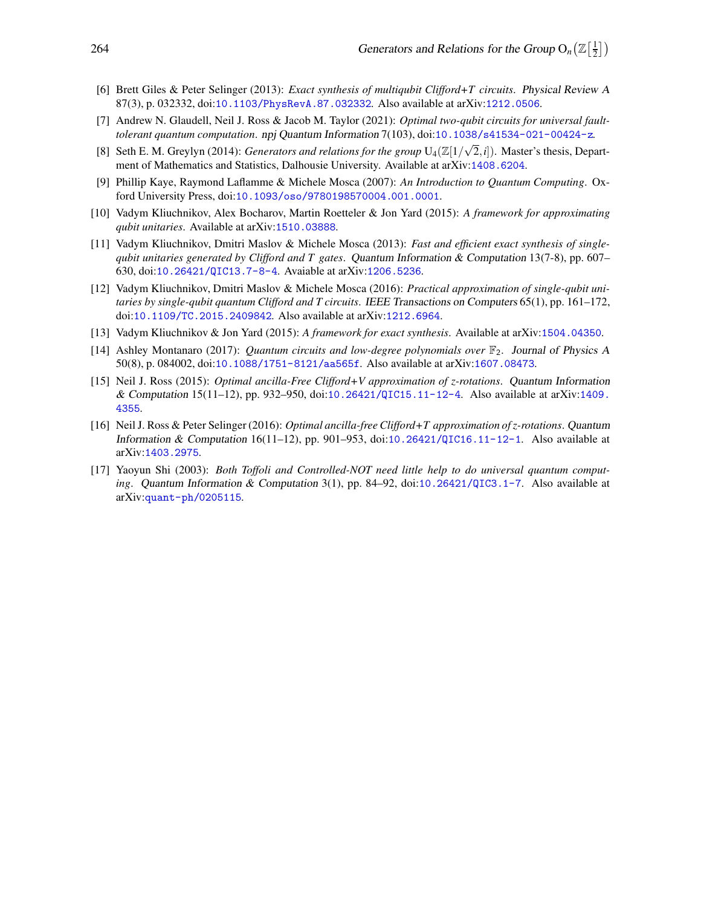[6] Brett Giles & Peter Selinger (2013): *Exact synthesis of multiqubit Clifford+T circuits*. Physical Review A 87(3), p. 032332, doi:10.1103/PhysRevA.87.032332. Also available at arXiv:1212.0506.

[7] Andrew N. Glaudell, Neil J. Ross & Jacob M. Taylor (2021): *Optimal two-qubit circuits for universal fault-tolerant quantum computation*. npj Quantum Information 7(103), doi:10.1038/s41534-021-00424-z.

[8] Seth E. M. Greylyn (2014): *Generators and relations for the group* $\mathrm{U}_4(\mathbb{Z}[1/\sqrt{2},i])$. Master's thesis, Department of Mathematics and Statistics, Dalhousie University. Available at arXiv:1408.6204.

[9] Phillip Kaye, Raymond Laflamme & Michele Mosca (2007): *An Introduction to Quantum Computing*. Oxford University Press, doi:10.1093/oso/9780198570004.001.0001.

[10] Vadym Kliuchnikov, Alex Bocharov, Martin Roetteler & Jon Yard (2015): *A framework for approximating qubit unitaries*. Available at arXiv:1510.03888.

[11] Vadym Kliuchnikov, Dmitri Maslov & Michele Mosca (2013): *Fast and efficient exact synthesis of single-qubit unitaries generated by Clifford and T gates*. Quantum Information & Computation 13(7-8), pp. 607–630, doi:10.26421/QIC13.7-8-4. Avaiable at arXiv:1206.5236.

[12] Vadym Kliuchnikov, Dmitri Maslov & Michele Mosca (2016): *Practical approximation of single-qubit unitaries by single-qubit quantum Clifford and T circuits*. IEEE Transactions on Computers 65(1), pp. 161–172, doi:10.1109/TC.2015.2409842. Also available at arXiv:1212.6964.

[13] Vadym Kliuchnikov & Jon Yard (2015): *A framework for exact synthesis*. Available at arXiv:1504.04350.

[14] Ashley Montanaro (2017): *Quantum circuits and low-degree polynomials over* $\mathbb{F}_2$. Journal of Physics A 50(8), p. 084002, doi:10.1088/1751-8121/aa565f. Also available at arXiv:1607.08473.

[15] Neil J. Ross (2015): *Optimal ancilla-Free Clifford+V approximation of z-rotations*. Quantum Information & Computation 15(11–12), pp. 932–950, doi:10.26421/QIC15.11-12-4. Also available at arXiv:1409.4355.

[16] Neil J. Ross & Peter Selinger (2016): *Optimal ancilla-free Clifford+T approximation of z-rotations*. Quantum Information & Computation 16(11–12), pp. 901–953, doi:10.26421/QIC16.11-12-1. Also available at arXiv:1403.2975.

[17] Yaoyun Shi (2003): *Both Toffoli and Controlled-NOT need little help to do universal quantum computing*. Quantum Information & Computation 3(1), pp. 84–92, doi:10.26421/QIC3.1-7. Also available at arXiv:quant-ph/0205115.